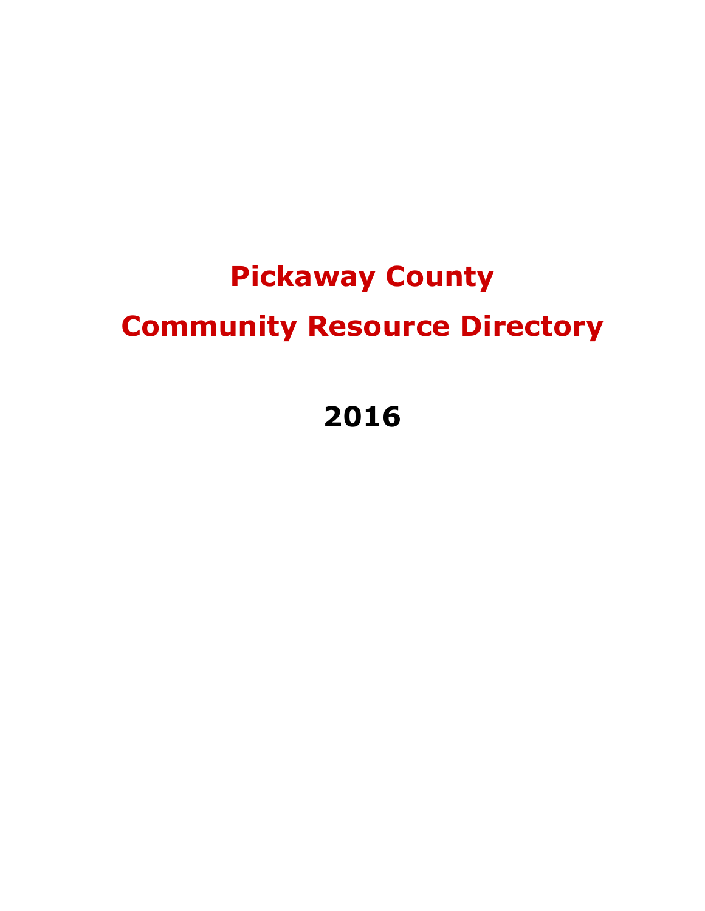# Pickaway County

# Community Resource Directory

**2016**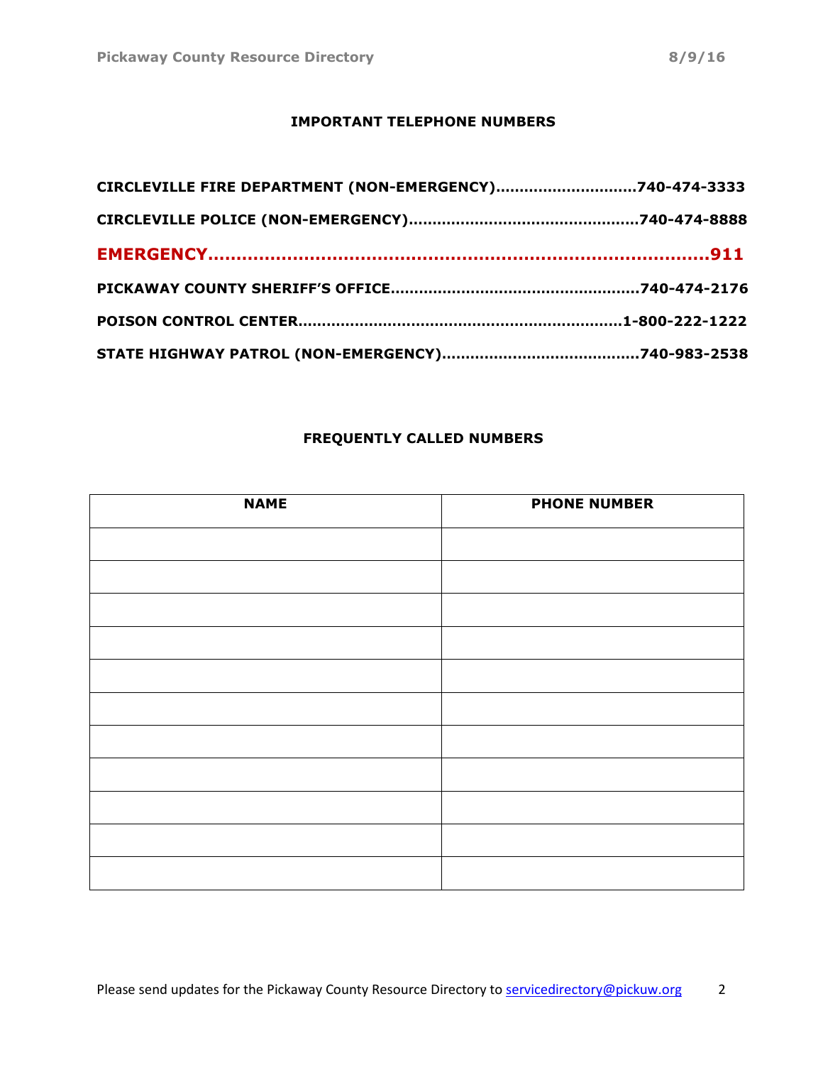## IMPORTANT TELEPHONE NUMBERS

**CIRCLEVILLE FIRE DEPARTMENT (NON-EMERGENCY)..............................740-474-3333**

**CIRCLEVILLE POLICE (NON-EMERGENCY)................................................740-474-8888**

**EMERGENCY...........................................................................................911**

**PICKAWAY COUNTY SHERIFF'S OFFICE....................................................740-474-2176**

**POISON CONTROL CENTER....................................................................1-800-222-1222**

**STATE HIGHWAY PATROL (NON-EMERGENCY).........................................740-983-2538**

## FREQUENTLY CALLED NUMBERS

| NAME | PHONE NUMBER |
|---|---|
| | |
| | |
| | |
| | |
| | |
| | |
| | |
| | |
| | |
| | |
| | |

Please send updates for the Pickaway County Resource Directory to servicedirectory@pickuw.org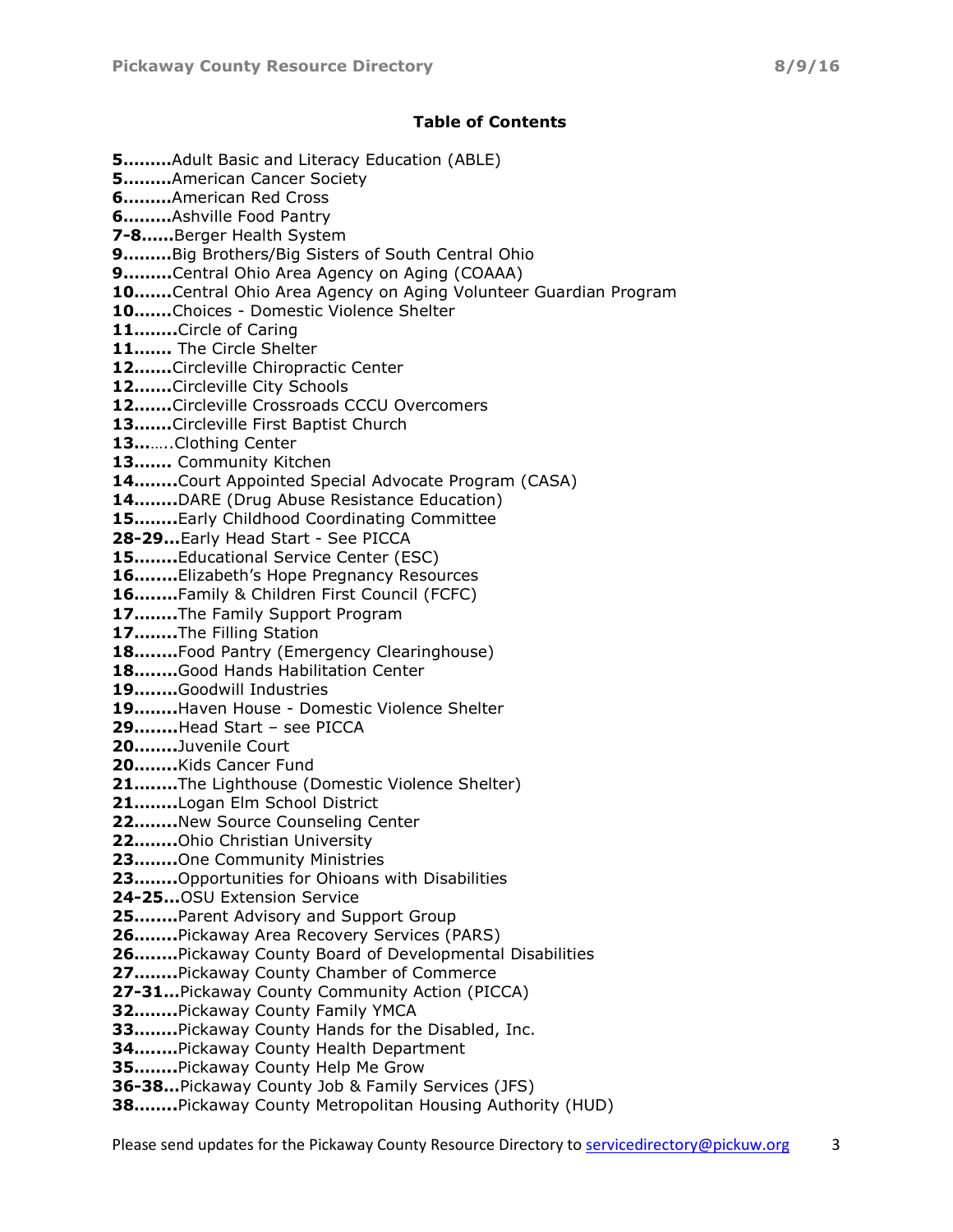## Table of Contents

**5.........**Adult Basic and Literacy Education (ABLE)
**5.........**American Cancer Society
**6.........**American Red Cross
**6.........**Ashville Food Pantry
**7-8......**Berger Health System
**9.........**Big Brothers/Big Sisters of South Central Ohio
**9.........**Central Ohio Area Agency on Aging (COAAA)
**10.......**Central Ohio Area Agency on Aging Volunteer Guardian Program
**10.......**Choices - Domestic Violence Shelter
**11........**Circle of Caring
**11.......** The Circle Shelter
**12.......**Circleville Chiropractic Center
**12.......**Circleville City Schools
**12.......**Circleville Crossroads CCCU Overcomers
**13.......**Circleville First Baptist Church
**13...**.....Clothing Center
**13.......** Community Kitchen
**14........**Court Appointed Special Advocate Program (CASA)
**14........**DARE (Drug Abuse Resistance Education)
**15........**Early Childhood Coordinating Committee
**28-29...**Early Head Start - See PICCA
**15........**Educational Service Center (ESC)
**16........**Elizabeth's Hope Pregnancy Resources
**16........**Family & Children First Council (FCFC)
**17........**The Family Support Program
**17........**The Filling Station
**18........**Food Pantry (Emergency Clearinghouse)
**18........**Good Hands Habilitation Center
**19........**Goodwill Industries
**19........**Haven House - Domestic Violence Shelter
**29........**Head Start – see PICCA
**20........**Juvenile Court
**20........**Kids Cancer Fund
**21........**The Lighthouse (Domestic Violence Shelter)
**21........**Logan Elm School District
**22........**New Source Counseling Center
**22........**Ohio Christian University
**23........**One Community Ministries
**23........**Opportunities for Ohioans with Disabilities
**24-25...**OSU Extension Service
**25........**Parent Advisory and Support Group
**26........**Pickaway Area Recovery Services (PARS)
**26........**Pickaway County Board of Developmental Disabilities
**27........**Pickaway County Chamber of Commerce
**27-31...**Pickaway County Community Action (PICCA)
**32........**Pickaway County Family YMCA
**33........**Pickaway County Hands for the Disabled, Inc.
**34........**Pickaway County Health Department
**35........**Pickaway County Help Me Grow
**36-38...**Pickaway County Job & Family Services (JFS)
**38........**Pickaway County Metropolitan Housing Authority (HUD)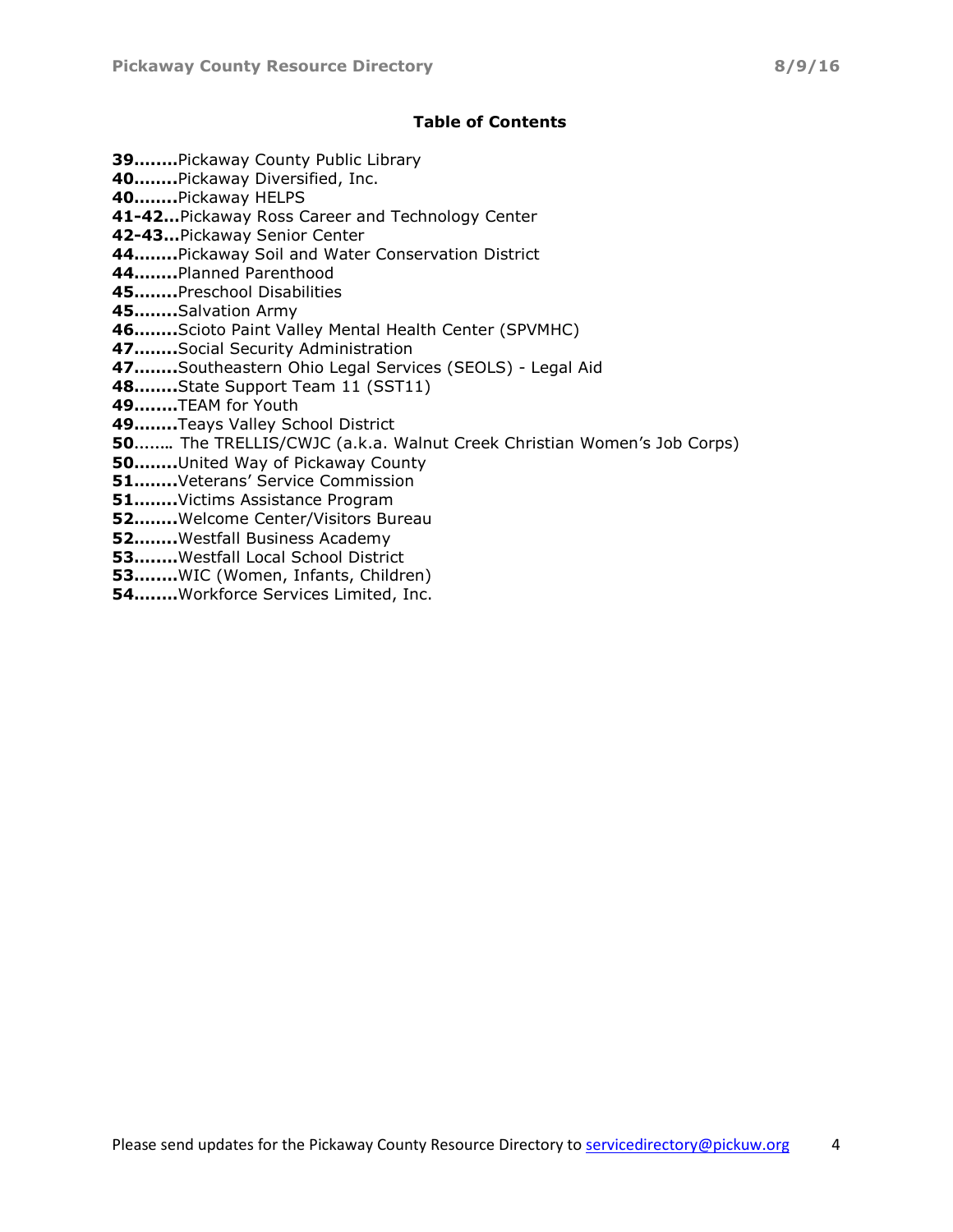## Table of Contents

**39……..**Pickaway County Public Library
**40……..**Pickaway Diversified, Inc.
**40……..**Pickaway HELPS
**41-42…**Pickaway Ross Career and Technology Center
**42-43…**Pickaway Senior Center
**44……..**Pickaway Soil and Water Conservation District
**44……..**Planned Parenthood
**45……..**Preschool Disabilities
**45……..**Salvation Army
**46……..**Scioto Paint Valley Mental Health Center (SPVMHC)
**47……..**Social Security Administration
**47……..**Southeastern Ohio Legal Services (SEOLS) - Legal Aid
**48……..**State Support Team 11 (SST11)
**49……..**TEAM for Youth
**49……..**Teays Valley School District
**50**……. The TRELLIS/CWJC (a.k.a. Walnut Creek Christian Women's Job Corps)
**50……..**United Way of Pickaway County
**51……..**Veterans' Service Commission
**51……..**Victims Assistance Program
**52……..**Welcome Center/Visitors Bureau
**52……..**Westfall Business Academy
**53……..**Westfall Local School District
**53……..**WIC (Women, Infants, Children)
**54……..**Workforce Services Limited, Inc.

Please send updates for the Pickaway County Resource Directory to servicedirectory@pickuw.org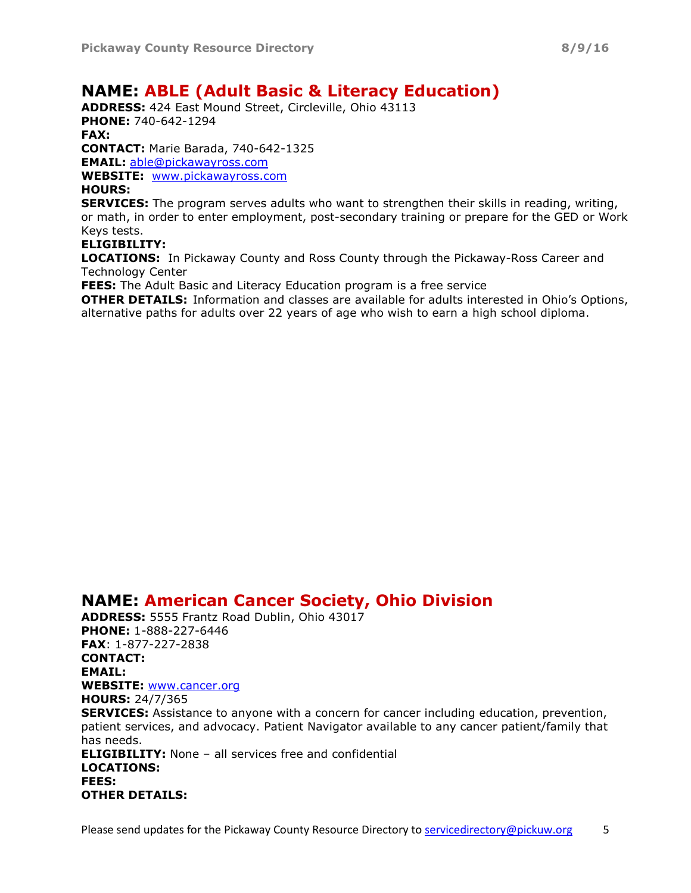## NAME: ABLE (Adult Basic & Literacy Education)

**ADDRESS:** 424 East Mound Street, Circleville, Ohio 43113
**PHONE:** 740-642-1294
**FAX:**
**CONTACT:** Marie Barada, 740-642-1325
**EMAIL:** able@pickawayross.com
**WEBSITE:** www.pickawayross.com
**HOURS:**
**SERVICES:** The program serves adults who want to strengthen their skills in reading, writing, or math, in order to enter employment, post-secondary training or prepare for the GED or Work Keys tests.
**ELIGIBILITY:**
**LOCATIONS:** In Pickaway County and Ross County through the Pickaway-Ross Career and Technology Center
**FEES:** The Adult Basic and Literacy Education program is a free service
**OTHER DETAILS:** Information and classes are available for adults interested in Ohio's Options, alternative paths for adults over 22 years of age who wish to earn a high school diploma.

## NAME: American Cancer Society, Ohio Division

**ADDRESS:** 5555 Frantz Road Dublin, Ohio 43017
**PHONE:** 1-888-227-6446
**FAX**: 1-877-227-2838
**CONTACT:**
**EMAIL:**
**WEBSITE:** www.cancer.org
**HOURS:** 24/7/365
**SERVICES:** Assistance to anyone with a concern for cancer including education, prevention, patient services, and advocacy. Patient Navigator available to any cancer patient/family that has needs.
**ELIGIBILITY:** None – all services free and confidential
**LOCATIONS:**
**FEES:**
**OTHER DETAILS:**

Please send updates for the Pickaway County Resource Directory to servicedirectory@pickuw.org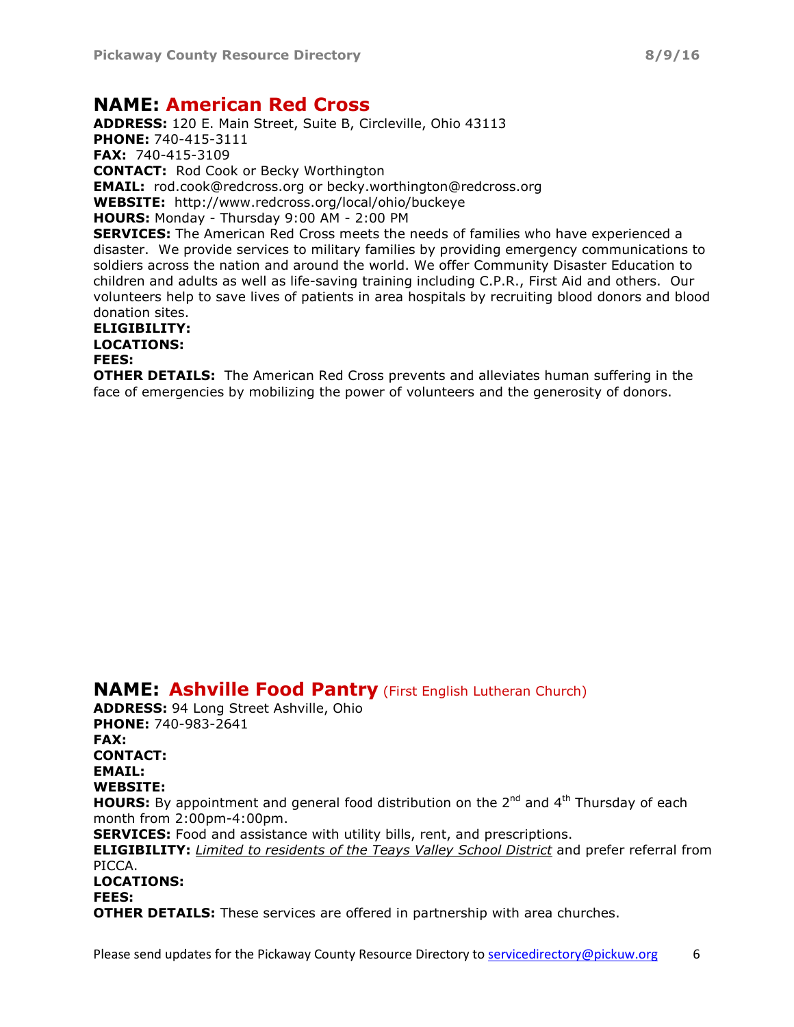## NAME: American Red Cross

**ADDRESS:** 120 E. Main Street, Suite B, Circleville, Ohio 43113
**PHONE:** 740-415-3111
**FAX:** 740-415-3109
**CONTACT:** Rod Cook or Becky Worthington
**EMAIL:** rod.cook@redcross.org or becky.worthington@redcross.org
**WEBSITE:** http://www.redcross.org/local/ohio/buckeye
**HOURS:** Monday - Thursday 9:00 AM - 2:00 PM
**SERVICES:** The American Red Cross meets the needs of families who have experienced a disaster. We provide services to military families by providing emergency communications to soldiers across the nation and around the world. We offer Community Disaster Education to children and adults as well as life-saving training including C.P.R., First Aid and others. Our volunteers help to save lives of patients in area hospitals by recruiting blood donors and blood donation sites.
**ELIGIBILITY:**
**LOCATIONS:**
**FEES:**
**OTHER DETAILS:** The American Red Cross prevents and alleviates human suffering in the face of emergencies by mobilizing the power of volunteers and the generosity of donors.

## NAME: Ashville Food Pantry (First English Lutheran Church)

**ADDRESS:** 94 Long Street Ashville, Ohio
**PHONE:** 740-983-2641
**FAX:**
**CONTACT:**
**EMAIL:**
**WEBSITE:**
**HOURS:** By appointment and general food distribution on the 2nd and 4th Thursday of each month from 2:00pm-4:00pm.
**SERVICES:** Food and assistance with utility bills, rent, and prescriptions.
**ELIGIBILITY:** *Limited to residents of the Teays Valley School District* and prefer referral from PICCA.
**LOCATIONS:**
**FEES:**
**OTHER DETAILS:** These services are offered in partnership with area churches.

Please send updates for the Pickaway County Resource Directory to servicedirectory@pickuw.org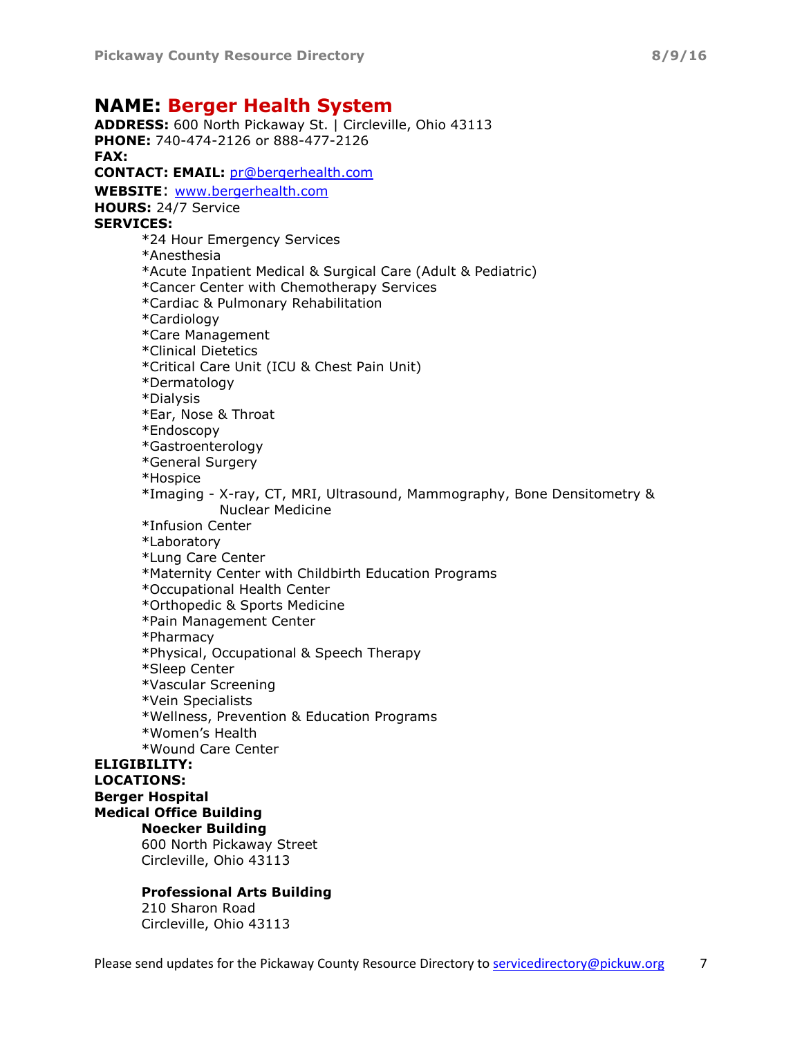## **NAME:** Berger Health System

**ADDRESS:** 600 North Pickaway St. | Circleville, Ohio 43113
**PHONE:** 740-474-2126 or 888-477-2126
**FAX:**
**CONTACT: EMAIL:** pr@bergerhealth.com
**WEBSITE**: www.bergerhealth.com
**HOURS:** 24/7 Service
**SERVICES:**

*24 Hour Emergency Services
*Anesthesia
*Acute Inpatient Medical & Surgical Care (Adult & Pediatric)
*Cancer Center with Chemotherapy Services
*Cardiac & Pulmonary Rehabilitation
*Cardiology
*Care Management
*Clinical Dietetics
*Critical Care Unit (ICU & Chest Pain Unit)
*Dermatology
*Dialysis
*Ear, Nose & Throat
*Endoscopy
*Gastroenterology
*General Surgery
*Hospice
*Imaging - X-ray, CT, MRI, Ultrasound, Mammography, Bone Densitometry & Nuclear Medicine
*Infusion Center
*Laboratory
*Lung Care Center
*Maternity Center with Childbirth Education Programs
*Occupational Health Center
*Orthopedic & Sports Medicine
*Pain Management Center
*Pharmacy
*Physical, Occupational & Speech Therapy
*Sleep Center
*Vascular Screening
*Vein Specialists
*Wellness, Prevention & Education Programs
*Women's Health
*Wound Care Center

**ELIGIBILITY:**
**LOCATIONS:**
**Berger Hospital**
**Medical Office Building**

**Noecker Building**
600 North Pickaway Street
Circleville, Ohio 43113

**Professional Arts Building**
210 Sharon Road
Circleville, Ohio 43113

Please send updates for the Pickaway County Resource Directory to servicedirectory@pickuw.org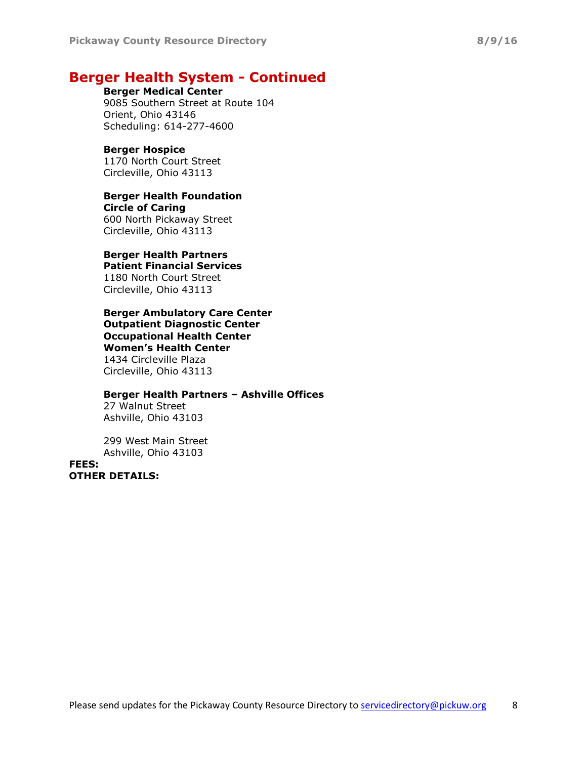## Berger Health System - Continued

**Berger Medical Center**
9085 Southern Street at Route 104
Orient, Ohio 43146
Scheduling: 614-277-4600

**Berger Hospice**
1170 North Court Street
Circleville, Ohio 43113

**Berger Health Foundation**
**Circle of Caring**
600 North Pickaway Street
Circleville, Ohio 43113

**Berger Health Partners**
**Patient Financial Services**
1180 North Court Street
Circleville, Ohio 43113

**Berger Ambulatory Care Center**
**Outpatient Diagnostic Center**
**Occupational Health Center**
**Women's Health Center**
1434 Circleville Plaza
Circleville, Ohio 43113

**Berger Health Partners – Ashville Offices**
27 Walnut Street
Ashville, Ohio 43103

299 West Main Street
Ashville, Ohio 43103

**FEES:**
**OTHER DETAILS:**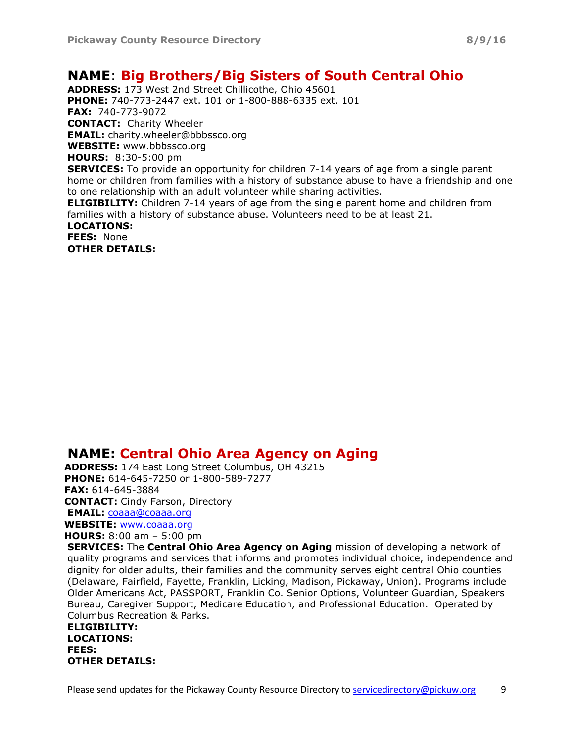## **NAME**: Big Brothers/Big Sisters of South Central Ohio

**ADDRESS:** 173 West 2nd Street Chillicothe, Ohio 45601
**PHONE:** 740-773-2447 ext. 101 or 1-800-888-6335 ext. 101
**FAX:** 740-773-9072
**CONTACT:** Charity Wheeler
**EMAIL:** charity.wheeler@bbbssco.org
**WEBSITE:** www.bbbssco.org
**HOURS:** 8:30-5:00 pm
**SERVICES:** To provide an opportunity for children 7-14 years of age from a single parent home or children from families with a history of substance abuse to have a friendship and one to one relationship with an adult volunteer while sharing activities.
**ELIGIBILITY:** Children 7-14 years of age from the single parent home and children from families with a history of substance abuse. Volunteers need to be at least 21.
**LOCATIONS:**
**FEES:** None
**OTHER DETAILS:**

## **NAME:** Central Ohio Area Agency on Aging

**ADDRESS:** 174 East Long Street Columbus, OH 43215
**PHONE:** 614-645-7250 or 1-800-589-7277
**FAX:** 614-645-3884
**CONTACT:** Cindy Farson, Directory
**EMAIL:** coaaa@coaaa.org
**WEBSITE:** www.coaaa.org
**HOURS:** 8:00 am – 5:00 pm
**SERVICES:** The **Central Ohio Area Agency on Aging** mission of developing a network of quality programs and services that informs and promotes individual choice, independence and dignity for older adults, their families and the community serves eight central Ohio counties (Delaware, Fairfield, Fayette, Franklin, Licking, Madison, Pickaway, Union). Programs include Older Americans Act, PASSPORT, Franklin Co. Senior Options, Volunteer Guardian, Speakers Bureau, Caregiver Support, Medicare Education, and Professional Education. Operated by Columbus Recreation & Parks.
**ELIGIBILITY:**
**LOCATIONS:**
**FEES:**
**OTHER DETAILS:**

Please send updates for the Pickaway County Resource Directory to servicedirectory@pickuw.org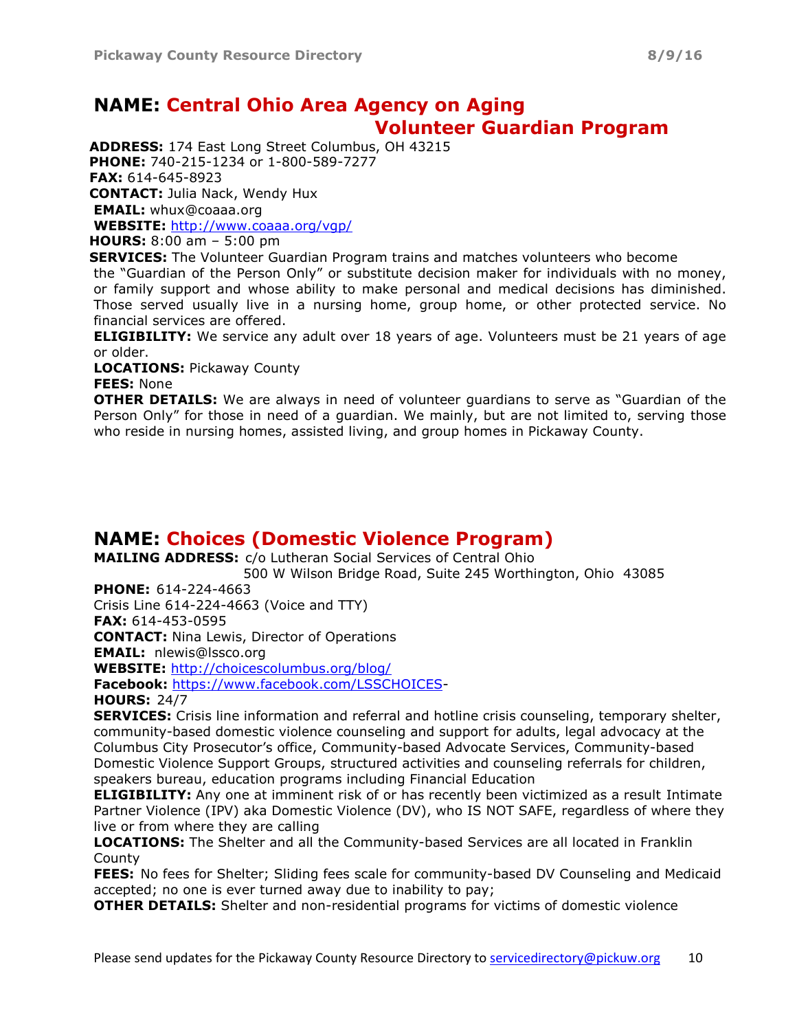## NAME: Central Ohio Area Agency on Aging Volunteer Guardian Program

**ADDRESS:** 174 East Long Street Columbus, OH 43215
**PHONE:** 740-215-1234 or 1-800-589-7277
**FAX:** 614-645-8923
**CONTACT:** Julia Nack, Wendy Hux
**EMAIL:** whux@coaaa.org
**WEBSITE:** http://www.coaaa.org/vgp/
**HOURS:** 8:00 am – 5:00 pm
**SERVICES:** The Volunteer Guardian Program trains and matches volunteers who become the "Guardian of the Person Only" or substitute decision maker for individuals with no money, or family support and whose ability to make personal and medical decisions has diminished. Those served usually live in a nursing home, group home, or other protected service. No financial services are offered.
**ELIGIBILITY:** We service any adult over 18 years of age. Volunteers must be 21 years of age or older.
**LOCATIONS:** Pickaway County
**FEES:** None
**OTHER DETAILS:** We are always in need of volunteer guardians to serve as "Guardian of the Person Only" for those in need of a guardian. We mainly, but are not limited to, serving those who reside in nursing homes, assisted living, and group homes in Pickaway County.

## NAME: Choices (Domestic Violence Program)

**MAILING ADDRESS:** c/o Lutheran Social Services of Central Ohio
500 W Wilson Bridge Road, Suite 245 Worthington, Ohio 43085
**PHONE:** 614-224-4663
Crisis Line 614-224-4663 (Voice and TTY)
**FAX:** 614-453-0595
**CONTACT:** Nina Lewis, Director of Operations
**EMAIL:** nlewis@lssco.org
**WEBSITE:** http://choicescolumbus.org/blog/
**Facebook:** https://www.facebook.com/LSSCHOICES-
**HOURS:** 24/7
**SERVICES:** Crisis line information and referral and hotline crisis counseling, temporary shelter, community-based domestic violence counseling and support for adults, legal advocacy at the Columbus City Prosecutor's office, Community-based Advocate Services, Community-based Domestic Violence Support Groups, structured activities and counseling referrals for children, speakers bureau, education programs including Financial Education
**ELIGIBILITY:** Any one at imminent risk of or has recently been victimized as a result Intimate Partner Violence (IPV) aka Domestic Violence (DV), who IS NOT SAFE, regardless of where they live or from where they are calling
**LOCATIONS:** The Shelter and all the Community-based Services are all located in Franklin County
**FEES:** No fees for Shelter; Sliding fees scale for community-based DV Counseling and Medicaid accepted; no one is ever turned away due to inability to pay;
**OTHER DETAILS:** Shelter and non-residential programs for victims of domestic violence

Please send updates for the Pickaway County Resource Directory to servicedirectory@pickuw.org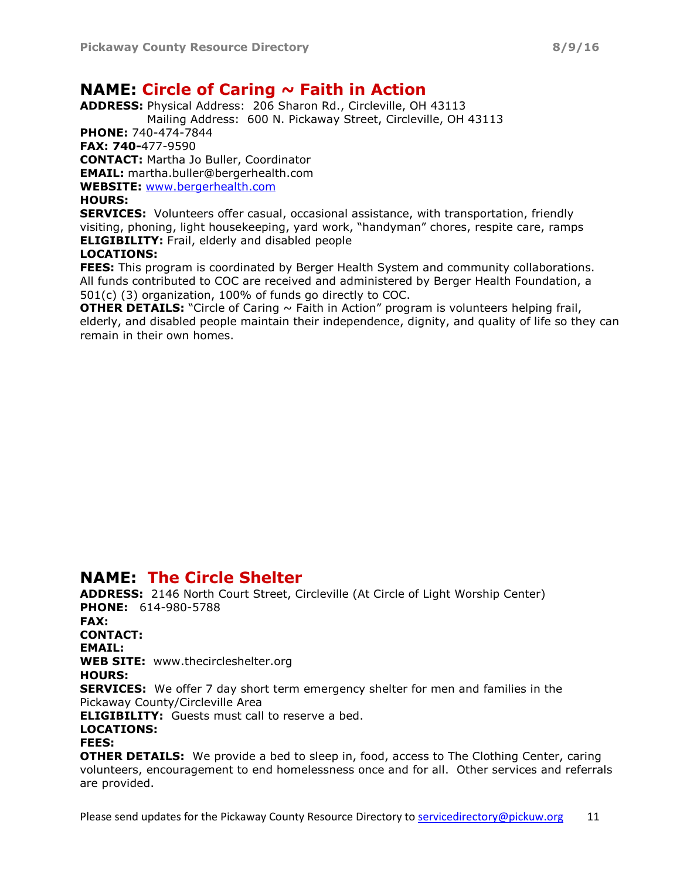## NAME: Circle of Caring ~ Faith in Action

**ADDRESS:** Physical Address: 206 Sharon Rd., Circleville, OH 43113
Mailing Address: 600 N. Pickaway Street, Circleville, OH 43113
**PHONE:** 740-474-7844
**FAX: 740-**477-9590
**CONTACT:** Martha Jo Buller, Coordinator
**EMAIL:** martha.buller@bergerhealth.com
**WEBSITE:** www.bergerhealth.com
**HOURS:**
**SERVICES:** Volunteers offer casual, occasional assistance, with transportation, friendly visiting, phoning, light housekeeping, yard work, "handyman" chores, respite care, ramps
**ELIGIBILITY:** Frail, elderly and disabled people
**LOCATIONS:**
**FEES:** This program is coordinated by Berger Health System and community collaborations. All funds contributed to COC are received and administered by Berger Health Foundation, a 501(c) (3) organization, 100% of funds go directly to COC.
**OTHER DETAILS:** "Circle of Caring ~ Faith in Action" program is volunteers helping frail, elderly, and disabled people maintain their independence, dignity, and quality of life so they can remain in their own homes.

## NAME: The Circle Shelter

**ADDRESS:** 2146 North Court Street, Circleville (At Circle of Light Worship Center)
**PHONE:** 614-980-5788
**FAX:**
**CONTACT:**
**EMAIL:**
**WEB SITE:** www.thecircleshelter.org
**HOURS:**
**SERVICES:** We offer 7 day short term emergency shelter for men and families in the Pickaway County/Circleville Area
**ELIGIBILITY:** Guests must call to reserve a bed.
**LOCATIONS:**
**FEES:**
**OTHER DETAILS:** We provide a bed to sleep in, food, access to The Clothing Center, caring volunteers, encouragement to end homelessness once and for all. Other services and referrals are provided.

Please send updates for the Pickaway County Resource Directory to servicedirectory@pickuw.org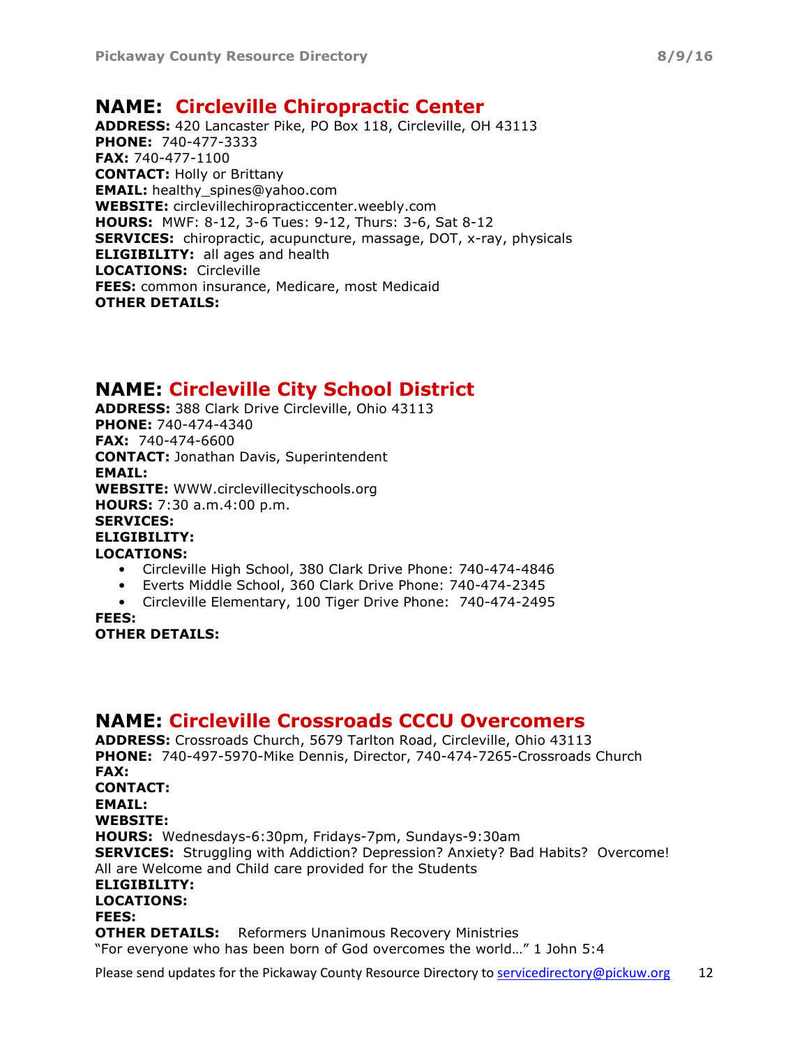## NAME: Circleville Chiropractic Center

**ADDRESS:** 420 Lancaster Pike, PO Box 118, Circleville, OH 43113
**PHONE:** 740-477-3333
**FAX:** 740-477-1100
**CONTACT:** Holly or Brittany
**EMAIL:** healthy_spines@yahoo.com
**WEBSITE:** circlevillechiropracticcenter.weebly.com
**HOURS:** MWF: 8-12, 3-6 Tues: 9-12, Thurs: 3-6, Sat 8-12
**SERVICES:** chiropractic, acupuncture, massage, DOT, x-ray, physicals
**ELIGIBILITY:** all ages and health
**LOCATIONS:** Circleville
**FEES:** common insurance, Medicare, most Medicaid
**OTHER DETAILS:**

## NAME: Circleville City School District

**ADDRESS:** 388 Clark Drive Circleville, Ohio 43113
**PHONE:** 740-474-4340
**FAX:** 740-474-6600
**CONTACT:** Jonathan Davis, Superintendent
**EMAIL:**
**WEBSITE:** WWW.circlevillecityschools.org
**HOURS:** 7:30 a.m.4:00 p.m.
**SERVICES:**
**ELIGIBILITY:**
**LOCATIONS:**

- Circleville High School, 380 Clark Drive Phone: 740-474-4846
- Everts Middle School, 360 Clark Drive Phone: 740-474-2345
- Circleville Elementary, 100 Tiger Drive Phone: 740-474-2495

**FEES:**
**OTHER DETAILS:**

## NAME: Circleville Crossroads CCCU Overcomers

**ADDRESS:** Crossroads Church, 5679 Tarlton Road, Circleville, Ohio 43113
**PHONE:** 740-497-5970-Mike Dennis, Director, 740-474-7265-Crossroads Church
**FAX:**
**CONTACT:**
**EMAIL:**
**WEBSITE:**
**HOURS:** Wednesdays-6:30pm, Fridays-7pm, Sundays-9:30am
**SERVICES:** Struggling with Addiction? Depression? Anxiety? Bad Habits? Overcome! All are Welcome and Child care provided for the Students
**ELIGIBILITY:**
**LOCATIONS:**
**FEES:**
**OTHER DETAILS:** Reformers Unanimous Recovery Ministries
"For everyone who has been born of God overcomes the world…" 1 John 5:4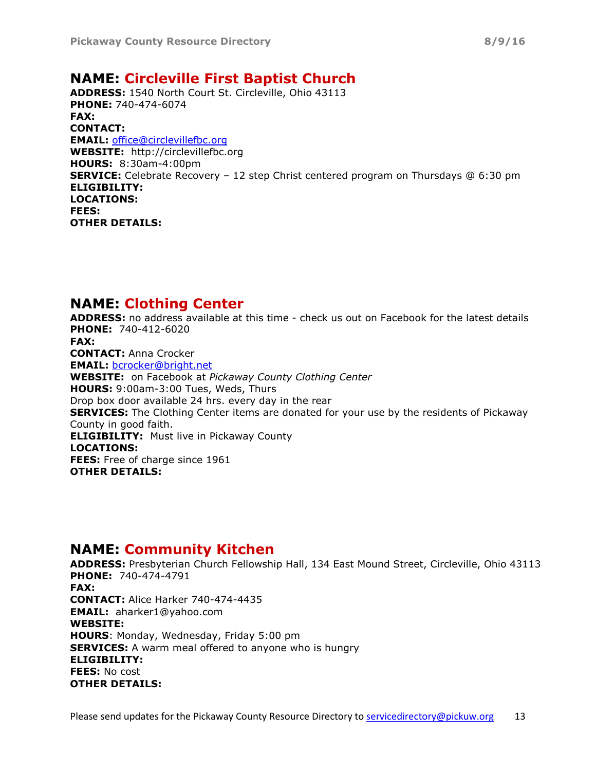## NAME: Circleville First Baptist Church

**ADDRESS:** 1540 North Court St. Circleville, Ohio 43113
**PHONE:** 740-474-6074
**FAX:**
**CONTACT:**
**EMAIL:** office@circlevillefbc.org
**WEBSITE:** http://circlevillefbc.org
**HOURS:** 8:30am-4:00pm
**SERVICE:** Celebrate Recovery – 12 step Christ centered program on Thursdays @ 6:30 pm
**ELIGIBILITY:**
**LOCATIONS:**
**FEES:**
**OTHER DETAILS:**

## NAME: Clothing Center

**ADDRESS:** no address available at this time - check us out on Facebook for the latest details
**PHONE:** 740-412-6020
**FAX:**
**CONTACT:** Anna Crocker
**EMAIL:** bcrocker@bright.net
**WEBSITE:** on Facebook at *Pickaway County Clothing Center*
**HOURS:** 9:00am-3:00 Tues, Weds, Thurs
Drop box door available 24 hrs. every day in the rear
**SERVICES:** The Clothing Center items are donated for your use by the residents of Pickaway County in good faith.
**ELIGIBILITY:** Must live in Pickaway County
**LOCATIONS:**
**FEES:** Free of charge since 1961
**OTHER DETAILS:**

## NAME: Community Kitchen

**ADDRESS:** Presbyterian Church Fellowship Hall, 134 East Mound Street, Circleville, Ohio 43113
**PHONE:** 740-474-4791
**FAX:**
**CONTACT:** Alice Harker 740-474-4435
**EMAIL:** aharker1@yahoo.com
**WEBSITE:**
**HOURS**: Monday, Wednesday, Friday 5:00 pm
**SERVICES:** A warm meal offered to anyone who is hungry
**ELIGIBILITY:**
**FEES:** No cost
**OTHER DETAILS:**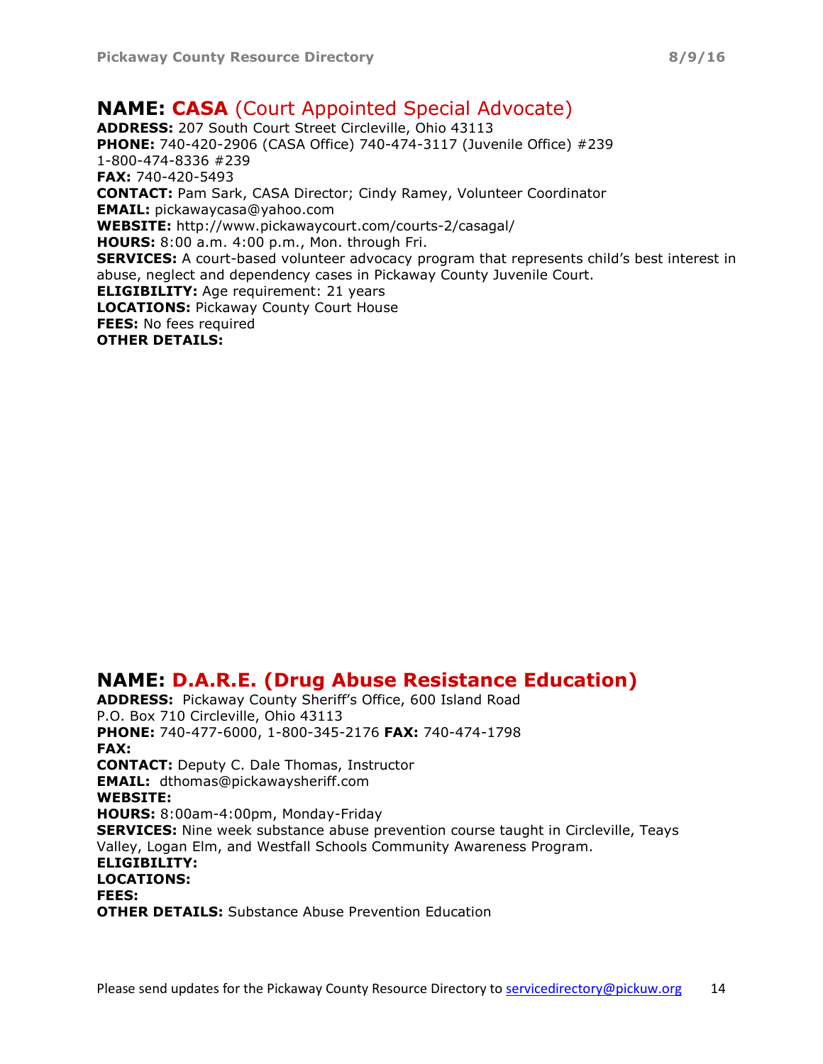## NAME: CASA (Court Appointed Special Advocate)

**ADDRESS:** 207 South Court Street Circleville, Ohio 43113
**PHONE:** 740-420-2906 (CASA Office) 740-474-3117 (Juvenile Office) #239
1-800-474-8336 #239
**FAX:** 740-420-5493
**CONTACT:** Pam Sark, CASA Director; Cindy Ramey, Volunteer Coordinator
**EMAIL:** pickawaycasa@yahoo.com
**WEBSITE:** http://www.pickawaycourt.com/courts-2/casagal/
**HOURS:** 8:00 a.m. 4:00 p.m., Mon. through Fri.
**SERVICES:** A court-based volunteer advocacy program that represents child's best interest in abuse, neglect and dependency cases in Pickaway County Juvenile Court.
**ELIGIBILITY:** Age requirement: 21 years
**LOCATIONS:** Pickaway County Court House
**FEES:** No fees required
**OTHER DETAILS:**

## NAME: D.A.R.E. (Drug Abuse Resistance Education)

**ADDRESS:** Pickaway County Sheriff's Office, 600 Island Road
P.O. Box 710 Circleville, Ohio 43113
**PHONE:** 740-477-6000, 1-800-345-2176 **FAX:** 740-474-1798
**FAX:**
**CONTACT:** Deputy C. Dale Thomas, Instructor
**EMAIL:** dthomas@pickawaysheriff.com
**WEBSITE:**
**HOURS:** 8:00am-4:00pm, Monday-Friday
**SERVICES:** Nine week substance abuse prevention course taught in Circleville, Teays Valley, Logan Elm, and Westfall Schools Community Awareness Program.
**ELIGIBILITY:**
**LOCATIONS:**
**FEES:**
**OTHER DETAILS:** Substance Abuse Prevention Education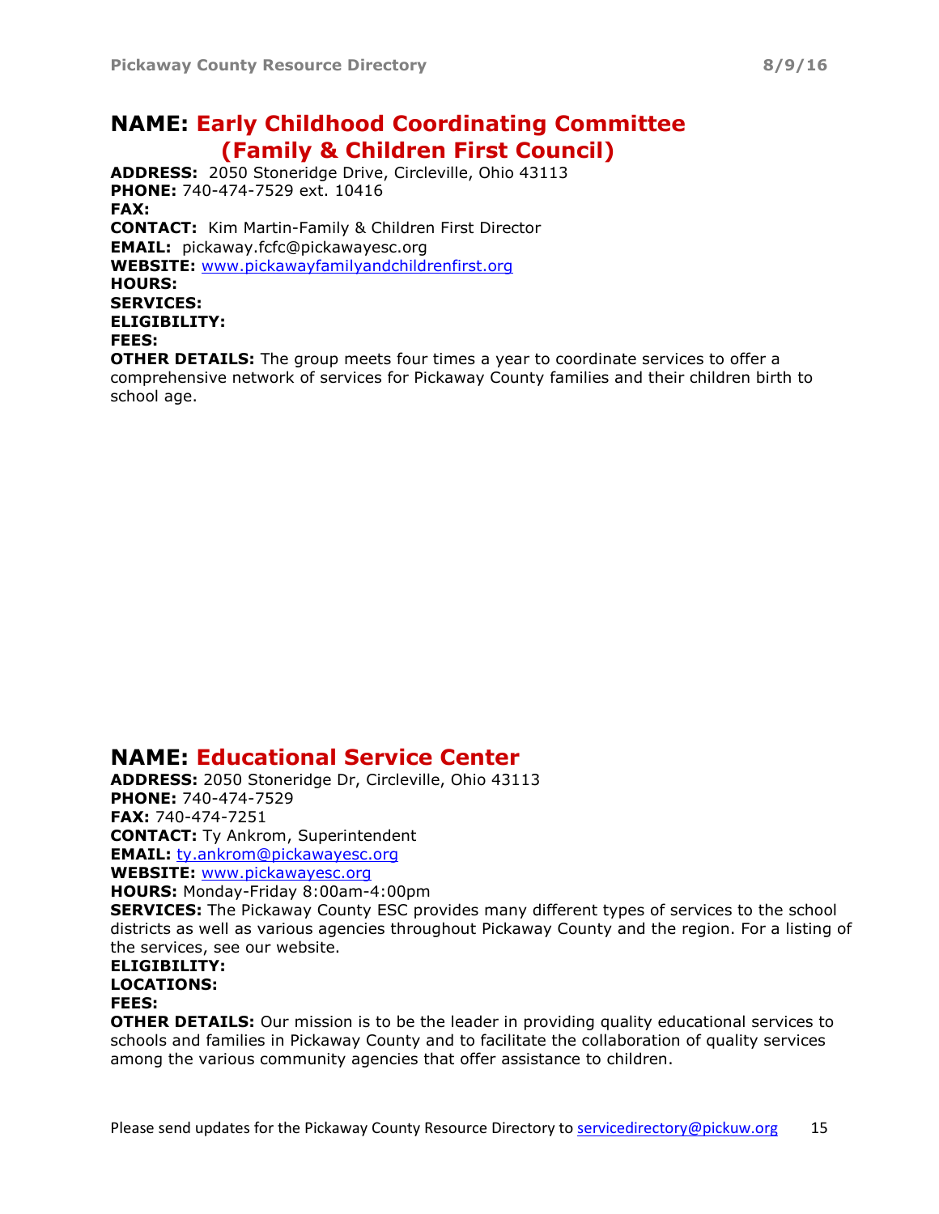## NAME: Early Childhood Coordinating Committee (Family & Children First Council)

**ADDRESS:** 2050 Stoneridge Drive, Circleville, Ohio 43113
**PHONE:** 740-474-7529 ext. 10416
**FAX:**
**CONTACT:** Kim Martin-Family & Children First Director
**EMAIL:** pickaway.fcfc@pickawayesc.org
**WEBSITE:** www.pickawayfamilyandchildrenfirst.org
**HOURS:**
**SERVICES:**
**ELIGIBILITY:**
**FEES:**
**OTHER DETAILS:** The group meets four times a year to coordinate services to offer a comprehensive network of services for Pickaway County families and their children birth to school age.

## NAME: Educational Service Center

**ADDRESS:** 2050 Stoneridge Dr, Circleville, Ohio 43113
**PHONE:** 740-474-7529
**FAX:** 740-474-7251
**CONTACT:** Ty Ankrom, Superintendent
**EMAIL:** ty.ankrom@pickawayesc.org
**WEBSITE:** www.pickawayesc.org
**HOURS:** Monday-Friday 8:00am-4:00pm
**SERVICES:** The Pickaway County ESC provides many different types of services to the school districts as well as various agencies throughout Pickaway County and the region. For a listing of the services, see our website.
**ELIGIBILITY:**
**LOCATIONS:**
**FEES:**
**OTHER DETAILS:** Our mission is to be the leader in providing quality educational services to schools and families in Pickaway County and to facilitate the collaboration of quality services among the various community agencies that offer assistance to children.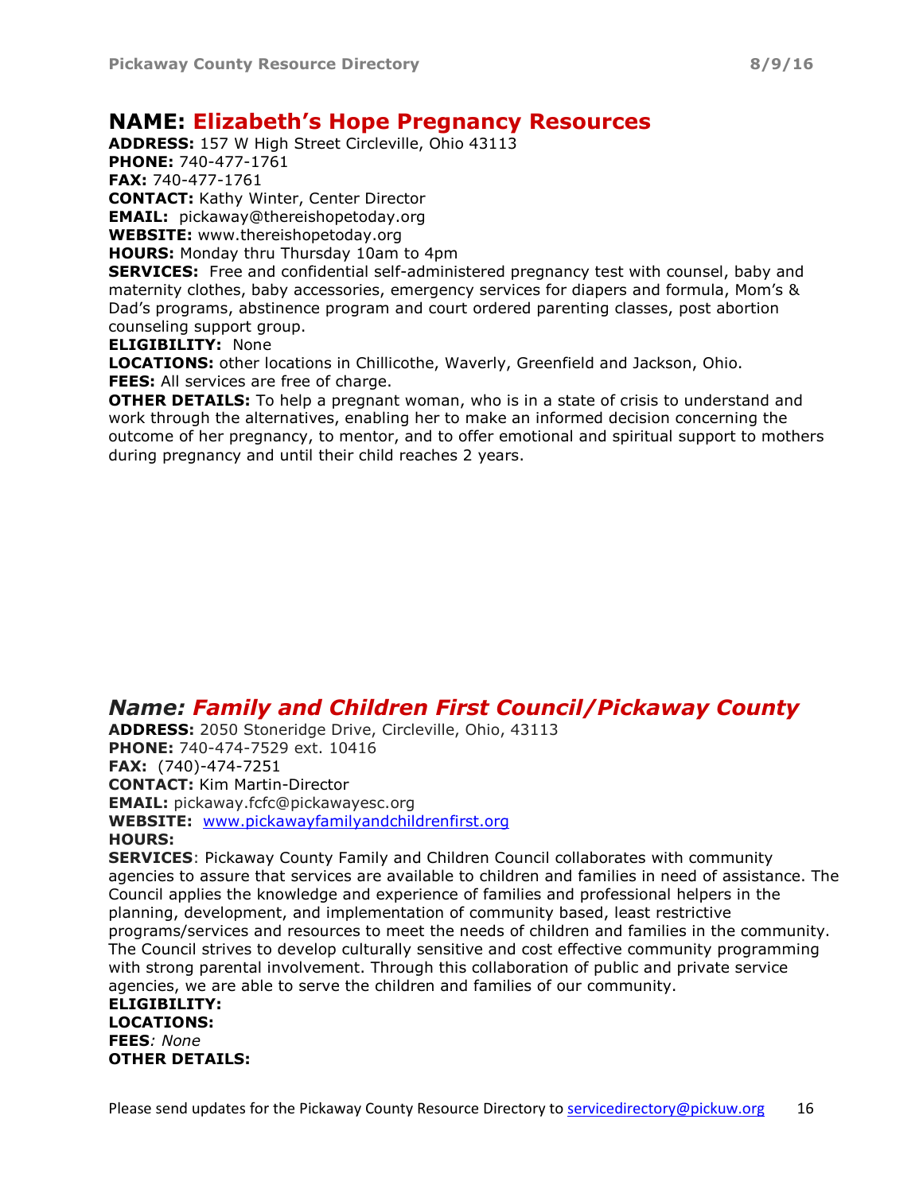## NAME: Elizabeth's Hope Pregnancy Resources

**ADDRESS:** 157 W High Street Circleville, Ohio 43113
**PHONE:** 740-477-1761
**FAX:** 740-477-1761
**CONTACT:** Kathy Winter, Center Director
**EMAIL:** pickaway@thereishopetoday.org
**WEBSITE:** www.thereishopetoday.org
**HOURS:** Monday thru Thursday 10am to 4pm
**SERVICES:** Free and confidential self-administered pregnancy test with counsel, baby and maternity clothes, baby accessories, emergency services for diapers and formula, Mom's & Dad's programs, abstinence program and court ordered parenting classes, post abortion counseling support group.
**ELIGIBILITY:** None
**LOCATIONS:** other locations in Chillicothe, Waverly, Greenfield and Jackson, Ohio.
**FEES:** All services are free of charge.
**OTHER DETAILS:** To help a pregnant woman, who is in a state of crisis to understand and work through the alternatives, enabling her to make an informed decision concerning the outcome of her pregnancy, to mentor, and to offer emotional and spiritual support to mothers during pregnancy and until their child reaches 2 years.

## *Name: Family and Children First Council/Pickaway County*

**ADDRESS:** 2050 Stoneridge Drive, Circleville, Ohio, 43113
**PHONE:** 740-474-7529 ext. 10416
**FAX:** (740)-474-7251
**CONTACT:** Kim Martin-Director
**EMAIL:** pickaway.fcfc@pickawayesc.org
**WEBSITE:** www.pickawayfamilyandchildrenfirst.org
**HOURS:**
**SERVICES**: Pickaway County Family and Children Council collaborates with community agencies to assure that services are available to children and families in need of assistance. The Council applies the knowledge and experience of families and professional helpers in the planning, development, and implementation of community based, least restrictive programs/services and resources to meet the needs of children and families in the community. The Council strives to develop culturally sensitive and cost effective community programming with strong parental involvement. Through this collaboration of public and private service agencies, we are able to serve the children and families of our community.
**ELIGIBILITY:**
**LOCATIONS:**
**FEES***: None*
**OTHER DETAILS:**

Please send updates for the Pickaway County Resource Directory to servicedirectory@pickuw.org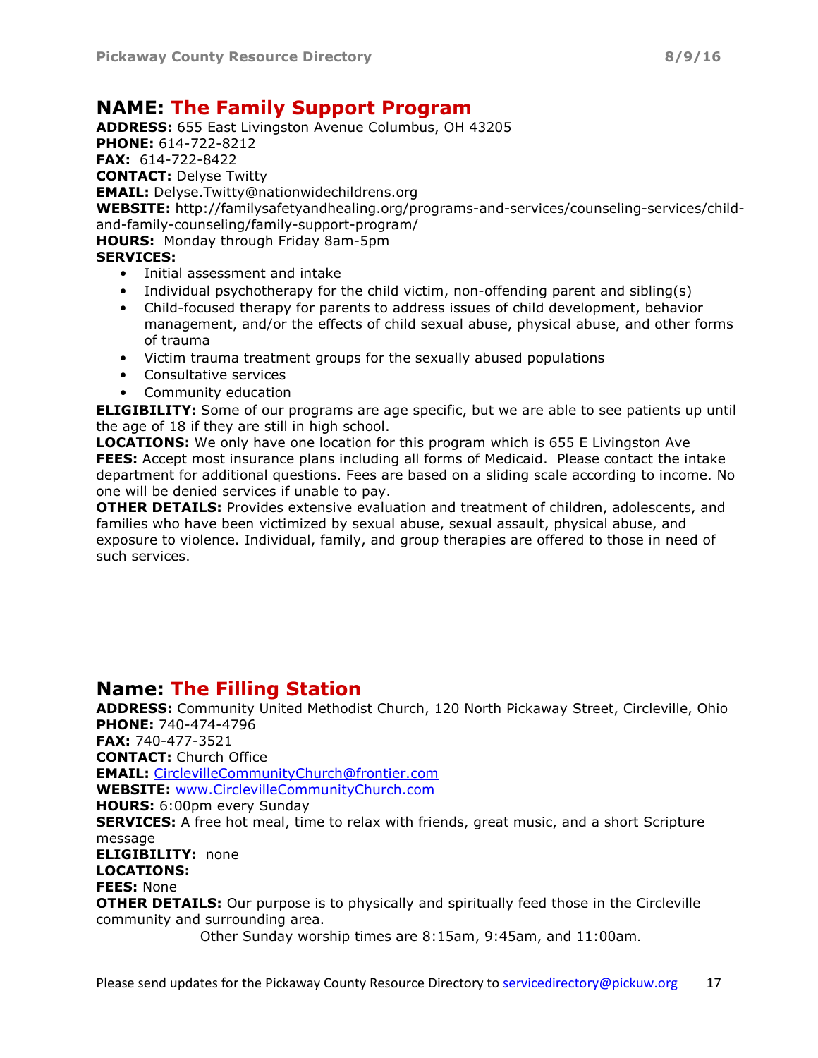## NAME: The Family Support Program

**ADDRESS:** 655 East Livingston Avenue Columbus, OH 43205
**PHONE:** 614-722-8212
**FAX:** 614-722-8422
**CONTACT:** Delyse Twitty
**EMAIL:** Delyse.Twitty@nationwidechildrens.org
**WEBSITE:** http://familysafetyandhealing.org/programs-and-services/counseling-services/child-and-family-counseling/family-support-program/
**HOURS:** Monday through Friday 8am-5pm
**SERVICES:**

- Initial assessment and intake
- Individual psychotherapy for the child victim, non-offending parent and sibling(s)
- Child-focused therapy for parents to address issues of child development, behavior management, and/or the effects of child sexual abuse, physical abuse, and other forms of trauma
- Victim trauma treatment groups for the sexually abused populations
- Consultative services
- Community education

**ELIGIBILITY:** Some of our programs are age specific, but we are able to see patients up until the age of 18 if they are still in high school.
**LOCATIONS:** We only have one location for this program which is 655 E Livingston Ave
**FEES:** Accept most insurance plans including all forms of Medicaid. Please contact the intake department for additional questions. Fees are based on a sliding scale according to income. No one will be denied services if unable to pay.
**OTHER DETAILS:** Provides extensive evaluation and treatment of children, adolescents, and families who have been victimized by sexual abuse, sexual assault, physical abuse, and exposure to violence. Individual, family, and group therapies are offered to those in need of such services.

## Name: The Filling Station

**ADDRESS:** Community United Methodist Church, 120 North Pickaway Street, Circleville, Ohio
**PHONE:** 740-474-4796
**FAX:** 740-477-3521
**CONTACT:** Church Office
**EMAIL:** CirclevilleCommunityChurch@frontier.com
**WEBSITE:** www.CirclevilleCommunityChurch.com
**HOURS:** 6:00pm every Sunday
**SERVICES:** A free hot meal, time to relax with friends, great music, and a short Scripture message
**ELIGIBILITY:** none
**LOCATIONS:**
**FEES:** None
**OTHER DETAILS:** Our purpose is to physically and spiritually feed those in the Circleville community and surrounding area.
Other Sunday worship times are 8:15am, 9:45am, and 11:00am.

Please send updates for the Pickaway County Resource Directory to servicedirectory@pickuw.org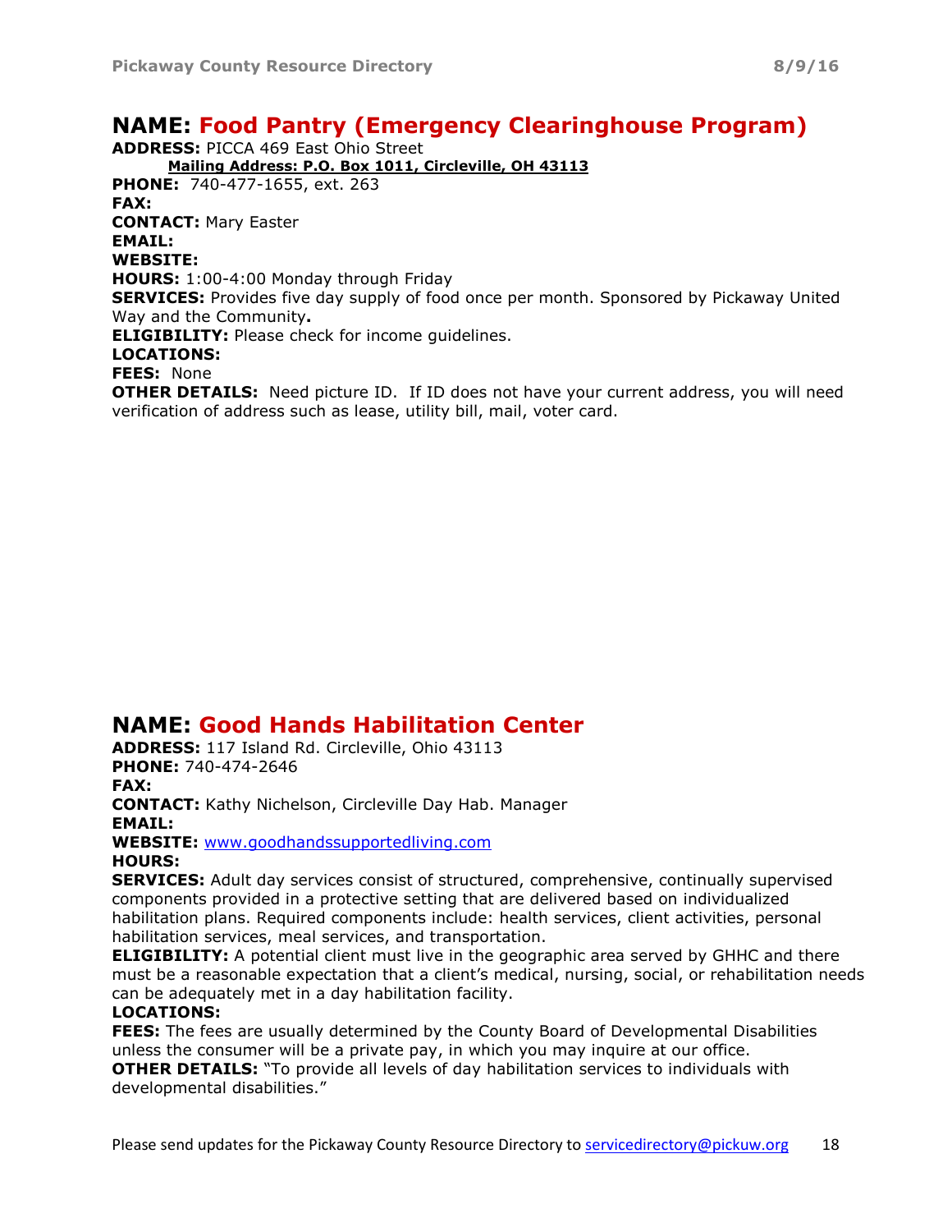## NAME: Food Pantry (Emergency Clearinghouse Program)

**ADDRESS:** PICCA 469 East Ohio Street

**Mailing Address: P.O. Box 1011, Circleville, OH 43113**

**PHONE:** 740-477-1655, ext. 263

**FAX:**

**CONTACT:** Mary Easter

**EMAIL:**

**WEBSITE:**

**HOURS:** 1:00-4:00 Monday through Friday

**SERVICES:** Provides five day supply of food once per month. Sponsored by Pickaway United Way and the Community**.**

**ELIGIBILITY:** Please check for income guidelines.

**LOCATIONS:**

**FEES:** None

**OTHER DETAILS:** Need picture ID. If ID does not have your current address, you will need verification of address such as lease, utility bill, mail, voter card.

## NAME: Good Hands Habilitation Center

**ADDRESS:** 117 Island Rd. Circleville, Ohio 43113

**PHONE:** 740-474-2646

**FAX:**

**CONTACT:** Kathy Nichelson, Circleville Day Hab. Manager

**EMAIL:**

**WEBSITE:** www.goodhandssupportedliving.com

**HOURS:**

**SERVICES:** Adult day services consist of structured, comprehensive, continually supervised components provided in a protective setting that are delivered based on individualized habilitation plans. Required components include: health services, client activities, personal habilitation services, meal services, and transportation.

**ELIGIBILITY:** A potential client must live in the geographic area served by GHHC and there must be a reasonable expectation that a client's medical, nursing, social, or rehabilitation needs can be adequately met in a day habilitation facility.

**LOCATIONS:**

**FEES:** The fees are usually determined by the County Board of Developmental Disabilities unless the consumer will be a private pay, in which you may inquire at our office.

**OTHER DETAILS:** "To provide all levels of day habilitation services to individuals with developmental disabilities."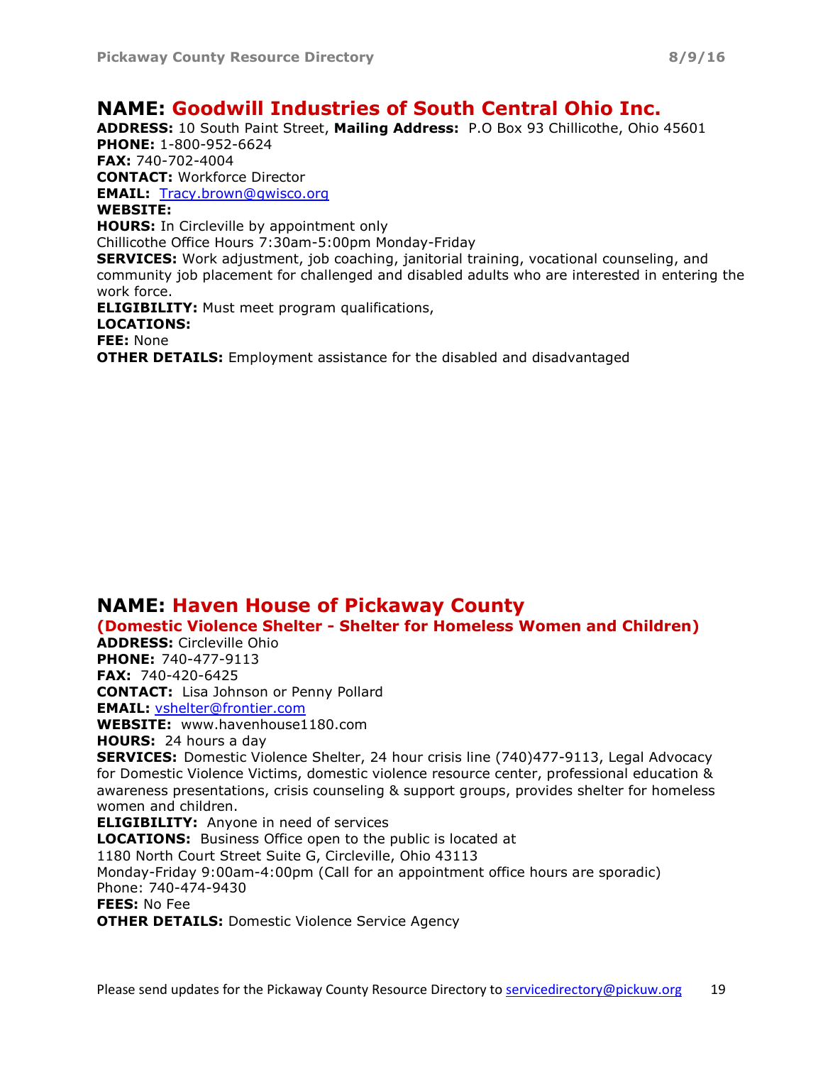## NAME: Goodwill Industries of South Central Ohio Inc.

**ADDRESS:** 10 South Paint Street, **Mailing Address:** P.O Box 93 Chillicothe, Ohio 45601
**PHONE:** 1-800-952-6624
**FAX:** 740-702-4004
**CONTACT:** Workforce Director
**EMAIL:** Tracy.brown@gwisco.org
**WEBSITE:**
**HOURS:** In Circleville by appointment only
Chillicothe Office Hours 7:30am-5:00pm Monday-Friday
**SERVICES:** Work adjustment, job coaching, janitorial training, vocational counseling, and community job placement for challenged and disabled adults who are interested in entering the work force.
**ELIGIBILITY:** Must meet program qualifications,
**LOCATIONS:**
**FEE:** None
**OTHER DETAILS:** Employment assistance for the disabled and disadvantaged

## NAME: Haven House of Pickaway County

### (Domestic Violence Shelter - Shelter for Homeless Women and Children)

**ADDRESS:** Circleville Ohio
**PHONE:** 740-477-9113
**FAX:** 740-420-6425
**CONTACT:** Lisa Johnson or Penny Pollard
**EMAIL:** vshelter@frontier.com
**WEBSITE:** www.havenhouse1180.com
**HOURS:** 24 hours a day
**SERVICES:** Domestic Violence Shelter, 24 hour crisis line (740)477-9113, Legal Advocacy for Domestic Violence Victims, domestic violence resource center, professional education & awareness presentations, crisis counseling & support groups, provides shelter for homeless women and children.
**ELIGIBILITY:** Anyone in need of services
**LOCATIONS:** Business Office open to the public is located at
1180 North Court Street Suite G, Circleville, Ohio 43113
Monday-Friday 9:00am-4:00pm (Call for an appointment office hours are sporadic)
Phone: 740-474-9430
**FEES:** No Fee
**OTHER DETAILS:** Domestic Violence Service Agency

Please send updates for the Pickaway County Resource Directory to servicedirectory@pickuw.org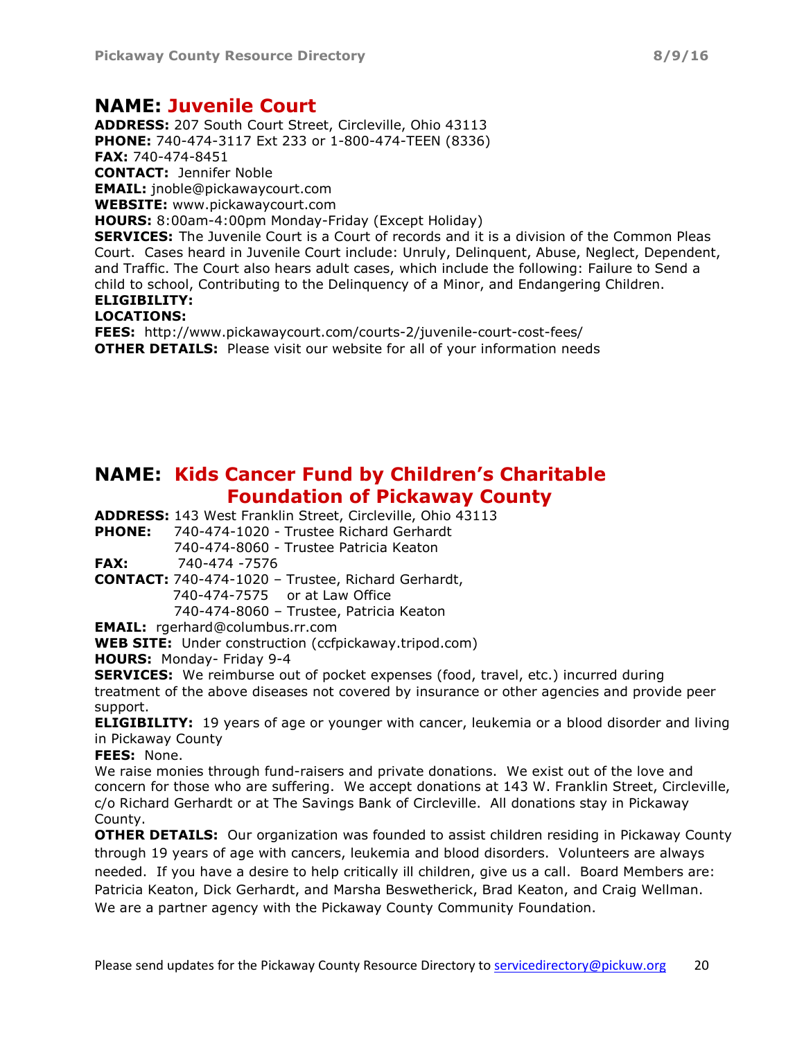## NAME: Juvenile Court

**ADDRESS:** 207 South Court Street, Circleville, Ohio 43113
**PHONE:** 740-474-3117 Ext 233 or 1-800-474-TEEN (8336)
**FAX:** 740-474-8451
**CONTACT:** Jennifer Noble
**EMAIL:** jnoble@pickawaycourt.com
**WEBSITE:** www.pickawaycourt.com
**HOURS:** 8:00am-4:00pm Monday-Friday (Except Holiday)
**SERVICES:** The Juvenile Court is a Court of records and it is a division of the Common Pleas Court. Cases heard in Juvenile Court include: Unruly, Delinquent, Abuse, Neglect, Dependent, and Traffic. The Court also hears adult cases, which include the following: Failure to Send a child to school, Contributing to the Delinquency of a Minor, and Endangering Children.
**ELIGIBILITY:**
**LOCATIONS:**
**FEES:** http://www.pickawaycourt.com/courts-2/juvenile-court-cost-fees/
**OTHER DETAILS:** Please visit our website for all of your information needs

## NAME: Kids Cancer Fund by Children's Charitable Foundation of Pickaway County

**ADDRESS:** 143 West Franklin Street, Circleville, Ohio 43113
**PHONE:** 740-474-1020 - Trustee Richard Gerhardt
740-474-8060 - Trustee Patricia Keaton
**FAX:** 740-474 -7576
**CONTACT:** 740-474-1020 – Trustee, Richard Gerhardt,
740-474-7575 or at Law Office
740-474-8060 – Trustee, Patricia Keaton
**EMAIL:** rgerhard@columbus.rr.com
**WEB SITE:** Under construction (ccfpickaway.tripod.com)
**HOURS:** Monday- Friday 9-4
**SERVICES:** We reimburse out of pocket expenses (food, travel, etc.) incurred during treatment of the above diseases not covered by insurance or other agencies and provide peer support.
**ELIGIBILITY:** 19 years of age or younger with cancer, leukemia or a blood disorder and living in Pickaway County
**FEES:** None.
We raise monies through fund-raisers and private donations. We exist out of the love and concern for those who are suffering. We accept donations at 143 W. Franklin Street, Circleville, c/o Richard Gerhardt or at The Savings Bank of Circleville. All donations stay in Pickaway County.
**OTHER DETAILS:** Our organization was founded to assist children residing in Pickaway County through 19 years of age with cancers, leukemia and blood disorders. Volunteers are always needed. If you have a desire to help critically ill children, give us a call. Board Members are: Patricia Keaton, Dick Gerhardt, and Marsha Beswetherick, Brad Keaton, and Craig Wellman. We are a partner agency with the Pickaway County Community Foundation.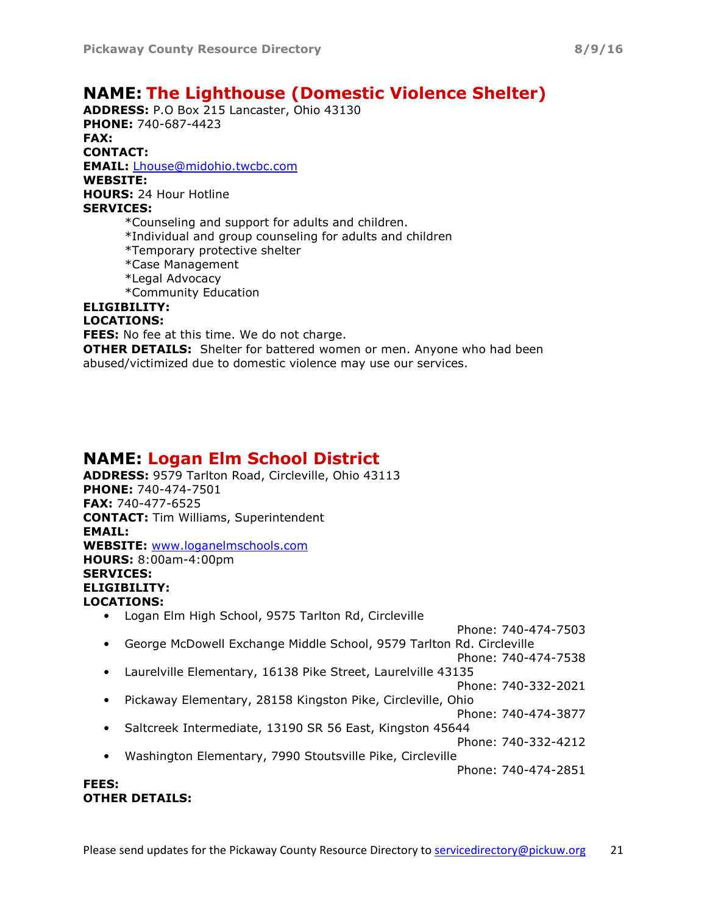## NAME: The Lighthouse (Domestic Violence Shelter)

**ADDRESS:** P.O Box 215 Lancaster, Ohio 43130
**PHONE:** 740-687-4423
**FAX:**
**CONTACT:**
**EMAIL:** Lhouse@midohio.twcbc.com
**WEBSITE:**
**HOURS:** 24 Hour Hotline
**SERVICES:**

*Counseling and support for adults and children.
*Individual and group counseling for adults and children
*Temporary protective shelter
*Case Management
*Legal Advocacy
*Community Education

**ELIGIBILITY:**
**LOCATIONS:**
**FEES:** No fee at this time. We do not charge.
**OTHER DETAILS:** Shelter for battered women or men. Anyone who had been abused/victimized due to domestic violence may use our services.

## NAME: Logan Elm School District

**ADDRESS:** 9579 Tarlton Road, Circleville, Ohio 43113
**PHONE:** 740-474-7501
**FAX:** 740-477-6525
**CONTACT:** Tim Williams, Superintendent
**EMAIL:**
**WEBSITE:** www.loganelmschools.com
**HOURS:** 8:00am-4:00pm
**SERVICES:**
**ELIGIBILITY:**
**LOCATIONS:**

- Logan Elm High School, 9575 Tarlton Rd, Circleville
  Phone: 740-474-7503
- George McDowell Exchange Middle School, 9579 Tarlton Rd. Circleville
  Phone: 740-474-7538
- Laurelville Elementary, 16138 Pike Street, Laurelville 43135
  Phone: 740-332-2021
- Pickaway Elementary, 28158 Kingston Pike, Circleville, Ohio
  Phone: 740-474-3877
- Saltcreek Intermediate, 13190 SR 56 East, Kingston 45644
  Phone: 740-332-4212
- Washington Elementary, 7990 Stoutsville Pike, Circleville
  Phone: 740-474-2851

**FEES:**
**OTHER DETAILS:**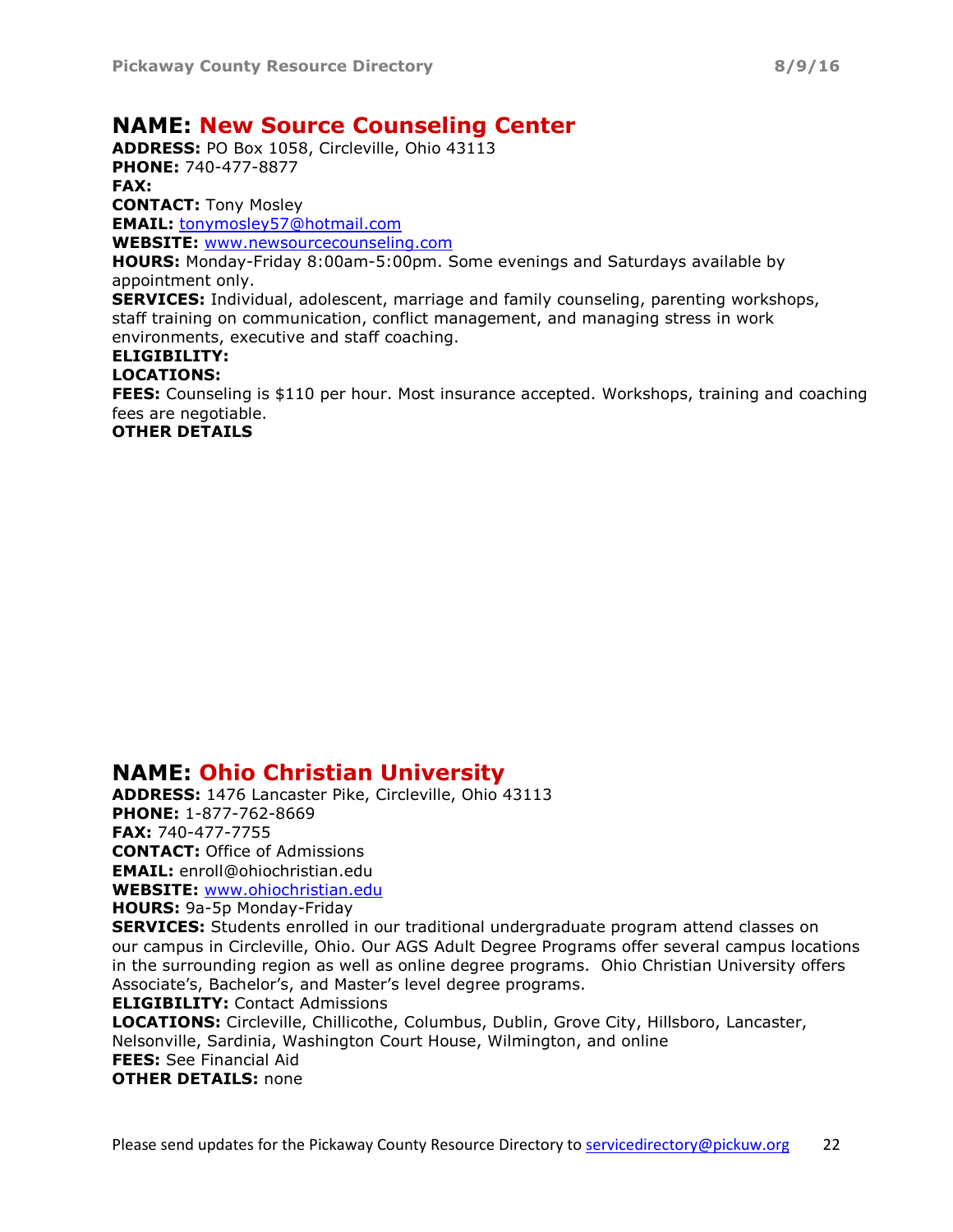## NAME: New Source Counseling Center

**ADDRESS:** PO Box 1058, Circleville, Ohio 43113
**PHONE:** 740-477-8877
**FAX:**
**CONTACT:** Tony Mosley
**EMAIL:** tonymosley57@hotmail.com
**WEBSITE:** www.newsourcecounseling.com
**HOURS:** Monday-Friday 8:00am-5:00pm. Some evenings and Saturdays available by appointment only.
**SERVICES:** Individual, adolescent, marriage and family counseling, parenting workshops, staff training on communication, conflict management, and managing stress in work environments, executive and staff coaching.
**ELIGIBILITY:**
**LOCATIONS:**
**FEES:** Counseling is $110 per hour. Most insurance accepted. Workshops, training and coaching fees are negotiable.
**OTHER DETAILS**

## NAME: Ohio Christian University

**ADDRESS:** 1476 Lancaster Pike, Circleville, Ohio 43113
**PHONE:** 1-877-762-8669
**FAX:** 740-477-7755
**CONTACT:** Office of Admissions
**EMAIL:** enroll@ohiochristian.edu
**WEBSITE:** www.ohiochristian.edu
**HOURS:** 9a-5p Monday-Friday
**SERVICES:** Students enrolled in our traditional undergraduate program attend classes on our campus in Circleville, Ohio. Our AGS Adult Degree Programs offer several campus locations in the surrounding region as well as online degree programs. Ohio Christian University offers Associate's, Bachelor's, and Master's level degree programs.
**ELIGIBILITY:** Contact Admissions
**LOCATIONS:** Circleville, Chillicothe, Columbus, Dublin, Grove City, Hillsboro, Lancaster, Nelsonville, Sardinia, Washington Court House, Wilmington, and online
**FEES:** See Financial Aid
**OTHER DETAILS:** none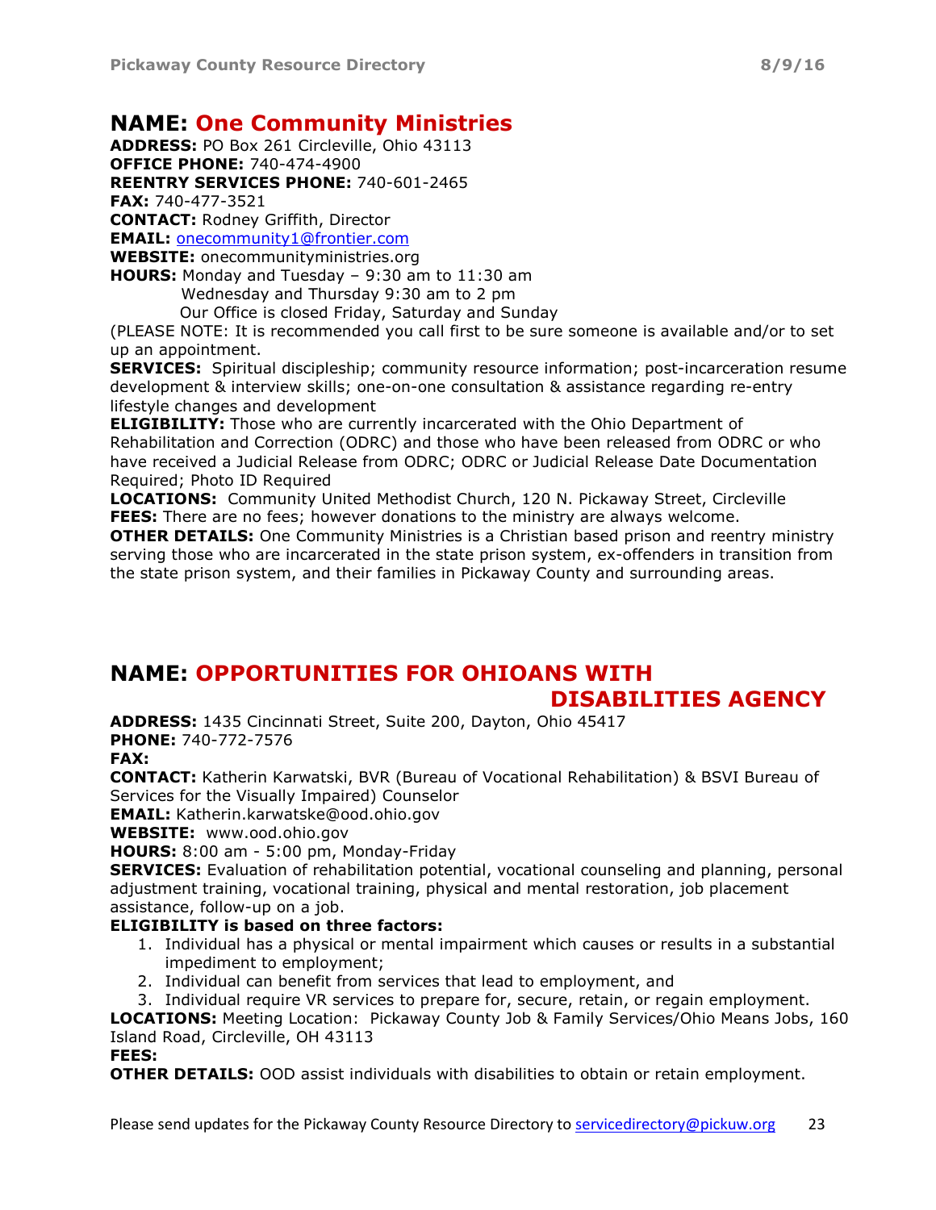## NAME: One Community Ministries

**ADDRESS:** PO Box 261 Circleville, Ohio 43113
**OFFICE PHONE:** 740-474-4900
**REENTRY SERVICES PHONE:** 740-601-2465
**FAX:** 740-477-3521
**CONTACT:** Rodney Griffith, Director
**EMAIL:** onecommunity1@frontier.com
**WEBSITE:** onecommunityministries.org
**HOURS:** Monday and Tuesday – 9:30 am to 11:30 am
Wednesday and Thursday 9:30 am to 2 pm
Our Office is closed Friday, Saturday and Sunday
(PLEASE NOTE: It is recommended you call first to be sure someone is available and/or to set up an appointment.
**SERVICES:** Spiritual discipleship; community resource information; post-incarceration resume development & interview skills; one-on-one consultation & assistance regarding re-entry lifestyle changes and development
**ELIGIBILITY:** Those who are currently incarcerated with the Ohio Department of Rehabilitation and Correction (ODRC) and those who have been released from ODRC or who have received a Judicial Release from ODRC; ODRC or Judicial Release Date Documentation Required; Photo ID Required
**LOCATIONS:** Community United Methodist Church, 120 N. Pickaway Street, Circleville
**FEES:** There are no fees; however donations to the ministry are always welcome.
**OTHER DETAILS:** One Community Ministries is a Christian based prison and reentry ministry serving those who are incarcerated in the state prison system, ex-offenders in transition from the state prison system, and their families in Pickaway County and surrounding areas.

## NAME: OPPORTUNITIES FOR OHIOANS WITH DISABILITIES AGENCY

**ADDRESS:** 1435 Cincinnati Street, Suite 200, Dayton, Ohio 45417
**PHONE:** 740-772-7576
**FAX:**
**CONTACT:** Katherin Karwatski, BVR (Bureau of Vocational Rehabilitation) & BSVI Bureau of Services for the Visually Impaired) Counselor
**EMAIL:** Katherin.karwatske@ood.ohio.gov
**WEBSITE:** www.ood.ohio.gov
**HOURS:** 8:00 am - 5:00 pm, Monday-Friday
**SERVICES:** Evaluation of rehabilitation potential, vocational counseling and planning, personal adjustment training, vocational training, physical and mental restoration, job placement assistance, follow-up on a job.
**ELIGIBILITY is based on three factors:**

1. Individual has a physical or mental impairment which causes or results in a substantial impediment to employment;
2. Individual can benefit from services that lead to employment, and
3. Individual require VR services to prepare for, secure, retain, or regain employment.

**LOCATIONS:** Meeting Location: Pickaway County Job & Family Services/Ohio Means Jobs, 160 Island Road, Circleville, OH 43113
**FEES:**
**OTHER DETAILS:** OOD assist individuals with disabilities to obtain or retain employment.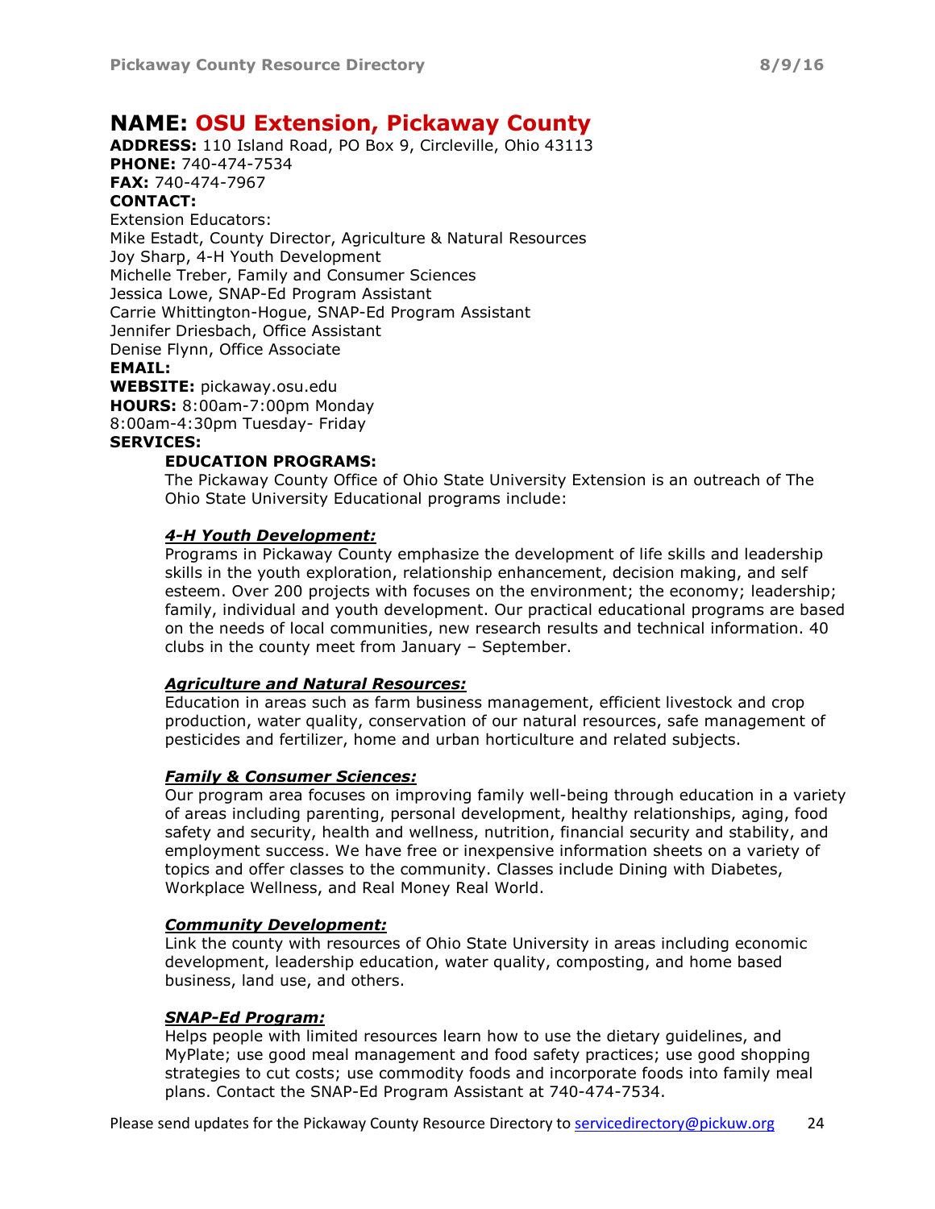## NAME: OSU Extension, Pickaway County

**ADDRESS:** 110 Island Road, PO Box 9, Circleville, Ohio 43113
**PHONE:** 740-474-7534
**FAX:** 740-474-7967
**CONTACT:**
Extension Educators:
Mike Estadt, County Director, Agriculture & Natural Resources
Joy Sharp, 4-H Youth Development
Michelle Treber, Family and Consumer Sciences
Jessica Lowe, SNAP-Ed Program Assistant
Carrie Whittington-Hogue, SNAP-Ed Program Assistant
Jennifer Driesbach, Office Assistant
Denise Flynn, Office Associate
**EMAIL:**
**WEBSITE:** pickaway.osu.edu
**HOURS:** 8:00am-7:00pm Monday
8:00am-4:30pm Tuesday- Friday
**SERVICES:**

**EDUCATION PROGRAMS:**
The Pickaway County Office of Ohio State University Extension is an outreach of The Ohio State University Educational programs include:

***4-H Youth Development:***
Programs in Pickaway County emphasize the development of life skills and leadership skills in the youth exploration, relationship enhancement, decision making, and self esteem. Over 200 projects with focuses on the environment; the economy; leadership; family, individual and youth development. Our practical educational programs are based on the needs of local communities, new research results and technical information. 40 clubs in the county meet from January – September.

***Agriculture and Natural Resources:***
Education in areas such as farm business management, efficient livestock and crop production, water quality, conservation of our natural resources, safe management of pesticides and fertilizer, home and urban horticulture and related subjects.

***Family & Consumer Sciences:***
Our program area focuses on improving family well-being through education in a variety of areas including parenting, personal development, healthy relationships, aging, food safety and security, health and wellness, nutrition, financial security and stability, and employment success. We have free or inexpensive information sheets on a variety of topics and offer classes to the community. Classes include Dining with Diabetes, Workplace Wellness, and Real Money Real World.

***Community Development:***
Link the county with resources of Ohio State University in areas including economic development, leadership education, water quality, composting, and home based business, land use, and others.

***SNAP-Ed Program:***
Helps people with limited resources learn how to use the dietary guidelines, and MyPlate; use good meal management and food safety practices; use good shopping strategies to cut costs; use commodity foods and incorporate foods into family meal plans. Contact the SNAP-Ed Program Assistant at 740-474-7534.

Please send updates for the Pickaway County Resource Directory to servicedirectory@pickuw.org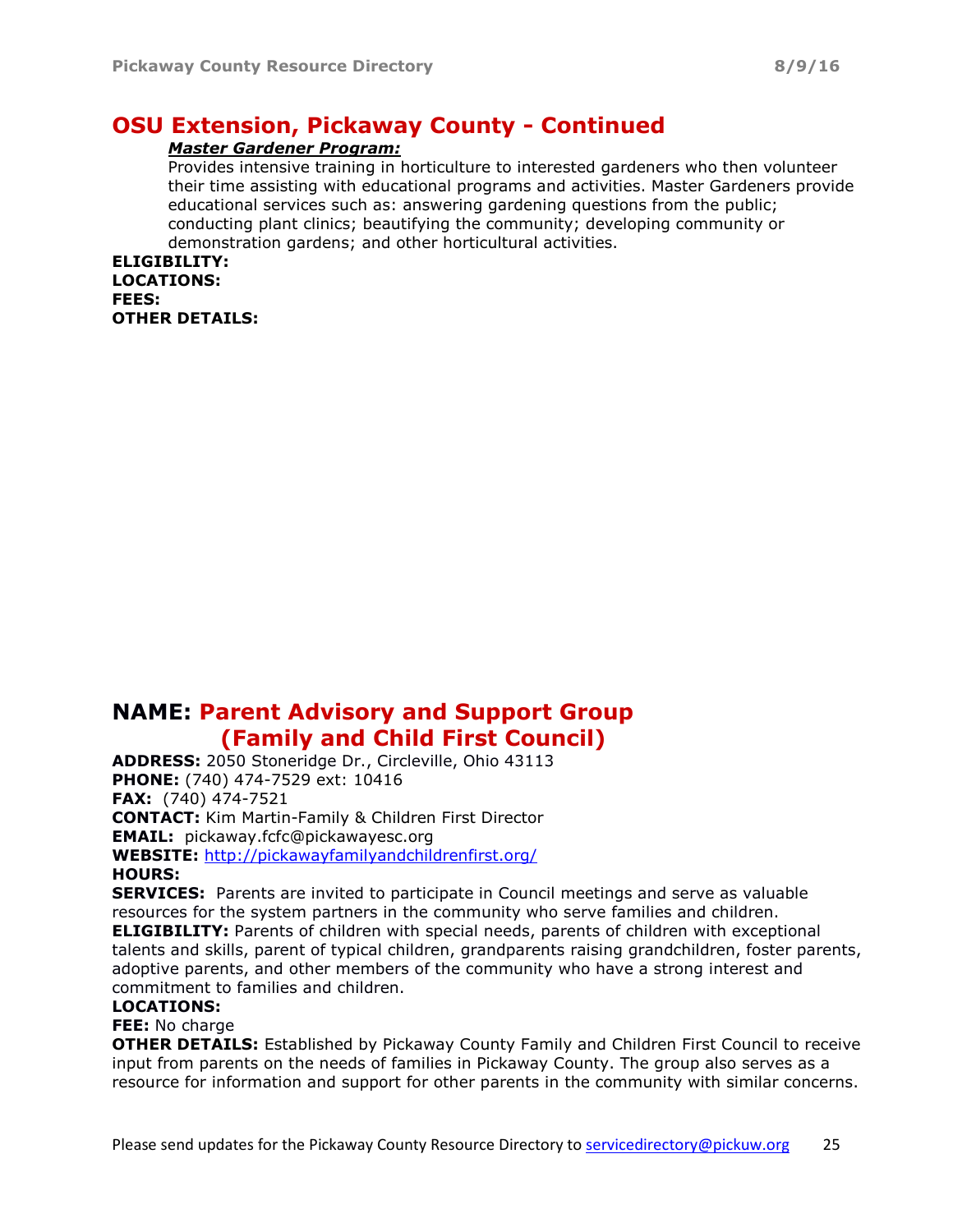## OSU Extension, Pickaway County - Continued

***Master Gardener Program:***

Provides intensive training in horticulture to interested gardeners who then volunteer their time assisting with educational programs and activities. Master Gardeners provide educational services such as: answering gardening questions from the public; conducting plant clinics; beautifying the community; developing community or demonstration gardens; and other horticultural activities.

**ELIGIBILITY:**
**LOCATIONS:**
**FEES:**
**OTHER DETAILS:**

## NAME: Parent Advisory and Support Group (Family and Child First Council)

**ADDRESS:** 2050 Stoneridge Dr., Circleville, Ohio 43113
**PHONE:** (740) 474-7529 ext: 10416
**FAX:** (740) 474-7521
**CONTACT:** Kim Martin-Family & Children First Director
**EMAIL:** pickaway.fcfc@pickawayesc.org
**WEBSITE:** [http://pickawayfamilyandchildrenfirst.org/](http://pickawayfamilyandchildrenfirst.org/)
**HOURS:**
**SERVICES:** Parents are invited to participate in Council meetings and serve as valuable resources for the system partners in the community who serve families and children.
**ELIGIBILITY:** Parents of children with special needs, parents of children with exceptional talents and skills, parent of typical children, grandparents raising grandchildren, foster parents, adoptive parents, and other members of the community who have a strong interest and commitment to families and children.
**LOCATIONS:**
**FEE:** No charge
**OTHER DETAILS:** Established by Pickaway County Family and Children First Council to receive input from parents on the needs of families in Pickaway County. The group also serves as a resource for information and support for other parents in the community with similar concerns.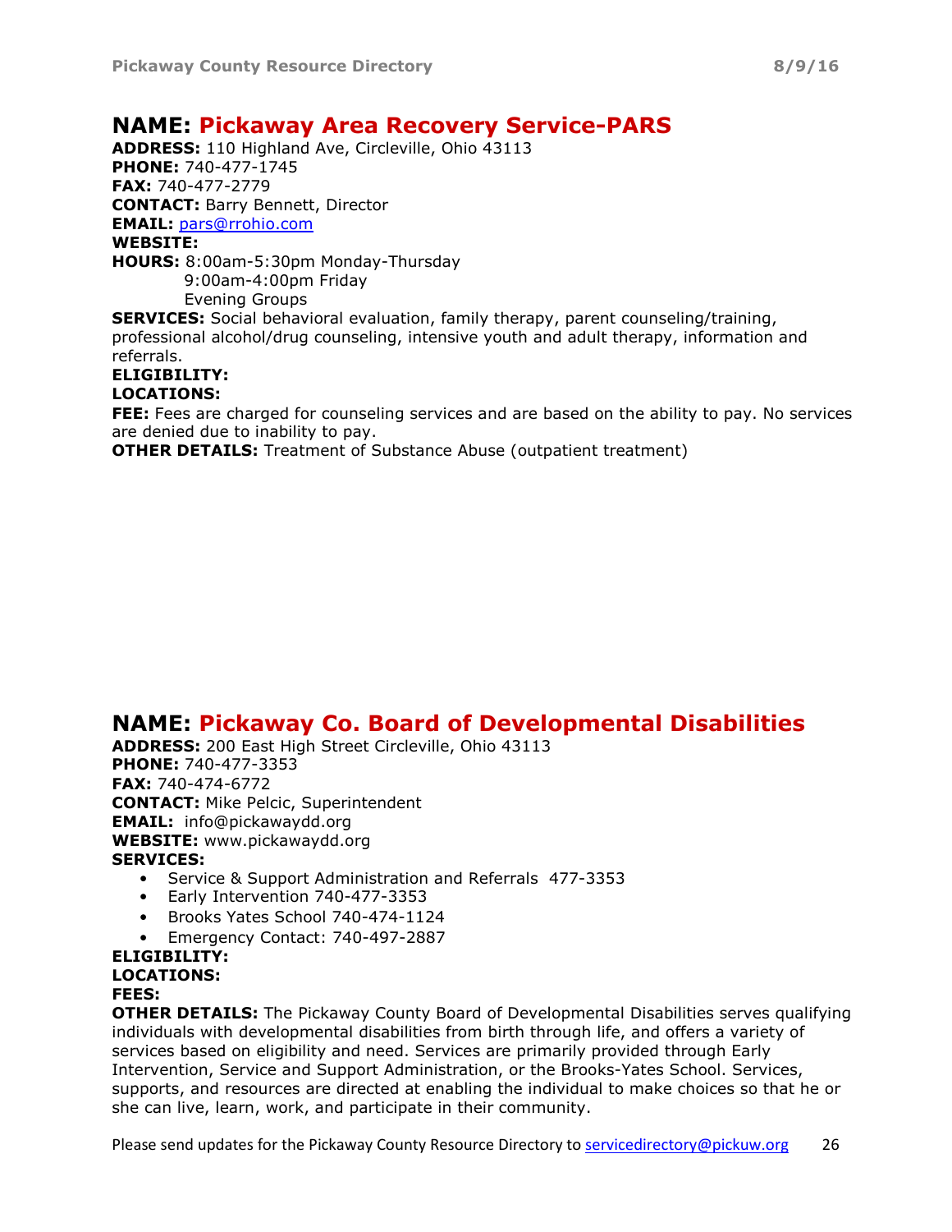## NAME: Pickaway Area Recovery Service-PARS

**ADDRESS:** 110 Highland Ave, Circleville, Ohio 43113
**PHONE:** 740-477-1745
**FAX:** 740-477-2779
**CONTACT:** Barry Bennett, Director
**EMAIL:** pars@rrohio.com
**WEBSITE:**
**HOURS:** 8:00am-5:30pm Monday-Thursday
9:00am-4:00pm Friday
Evening Groups
**SERVICES:** Social behavioral evaluation, family therapy, parent counseling/training, professional alcohol/drug counseling, intensive youth and adult therapy, information and referrals.
**ELIGIBILITY:**
**LOCATIONS:**
**FEE:** Fees are charged for counseling services and are based on the ability to pay. No services are denied due to inability to pay.
**OTHER DETAILS:** Treatment of Substance Abuse (outpatient treatment)

## NAME: Pickaway Co. Board of Developmental Disabilities

**ADDRESS:** 200 East High Street Circleville, Ohio 43113
**PHONE:** 740-477-3353
**FAX:** 740-474-6772
**CONTACT:** Mike Pelcic, Superintendent
**EMAIL:** info@pickawaydd.org
**WEBSITE:** www.pickawaydd.org
**SERVICES:**

- Service & Support Administration and Referrals 477-3353
- Early Intervention 740-477-3353
- Brooks Yates School 740-474-1124
- Emergency Contact: 740-497-2887

**ELIGIBILITY:**
**LOCATIONS:**
**FEES:**
**OTHER DETAILS:** The Pickaway County Board of Developmental Disabilities serves qualifying individuals with developmental disabilities from birth through life, and offers a variety of services based on eligibility and need. Services are primarily provided through Early Intervention, Service and Support Administration, or the Brooks-Yates School. Services, supports, and resources are directed at enabling the individual to make choices so that he or she can live, learn, work, and participate in their community.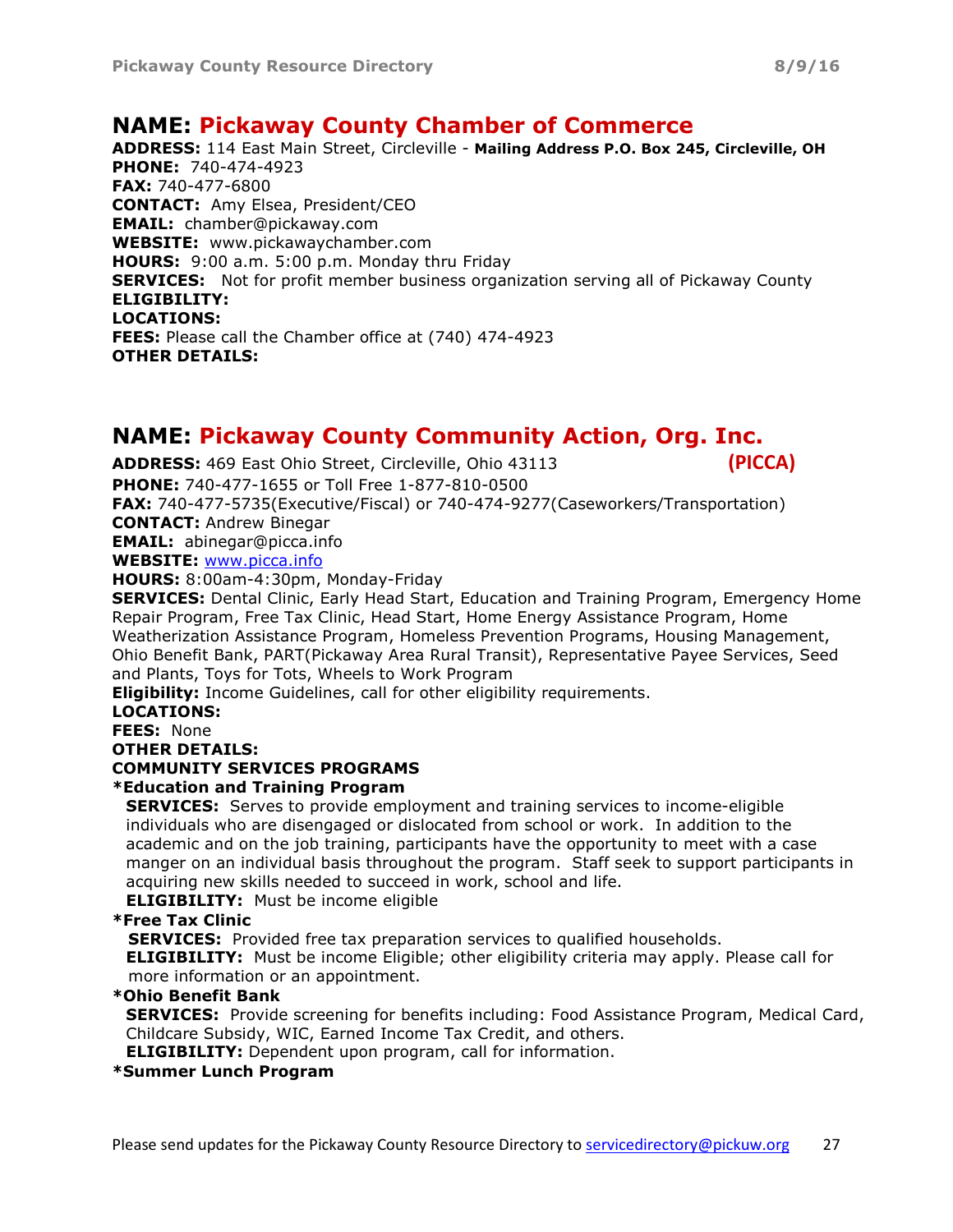## NAME: Pickaway County Chamber of Commerce

**ADDRESS:** 114 East Main Street, Circleville - **Mailing Address P.O. Box 245, Circleville, OH**
**PHONE:** 740-474-4923
**FAX:** 740-477-6800
**CONTACT:** Amy Elsea, President/CEO
**EMAIL:** chamber@pickaway.com
**WEBSITE:** www.pickawaychamber.com
**HOURS:** 9:00 a.m. 5:00 p.m. Monday thru Friday
**SERVICES:** Not for profit member business organization serving all of Pickaway County
**ELIGIBILITY:**
**LOCATIONS:**
**FEES:** Please call the Chamber office at (740) 474-4923
**OTHER DETAILS:**

## NAME: Pickaway County Community Action, Org. Inc. (PICCA)

**ADDRESS:** 469 East Ohio Street, Circleville, Ohio 43113
**PHONE:** 740-477-1655 or Toll Free 1-877-810-0500
**FAX:** 740-477-5735(Executive/Fiscal) or 740-474-9277(Caseworkers/Transportation)
**CONTACT:** Andrew Binegar
**EMAIL:** abinegar@picca.info
**WEBSITE:** www.picca.info
**HOURS:** 8:00am-4:30pm, Monday-Friday
**SERVICES:** Dental Clinic, Early Head Start, Education and Training Program, Emergency Home Repair Program, Free Tax Clinic, Head Start, Home Energy Assistance Program, Home Weatherization Assistance Program, Homeless Prevention Programs, Housing Management, Ohio Benefit Bank, PART(Pickaway Area Rural Transit), Representative Payee Services, Seed and Plants, Toys for Tots, Wheels to Work Program
**Eligibility:** Income Guidelines, call for other eligibility requirements.
**LOCATIONS:**
**FEES:** None
**OTHER DETAILS:**
**COMMUNITY SERVICES PROGRAMS**

**\*Education and Training Program**

**SERVICES:** Serves to provide employment and training services to income-eligible individuals who are disengaged or dislocated from school or work. In addition to the academic and on the job training, participants have the opportunity to meet with a case manger on an individual basis throughout the program. Staff seek to support participants in acquiring new skills needed to succeed in work, school and life.
**ELIGIBILITY:** Must be income eligible

**\*Free Tax Clinic**

**SERVICES:** Provided free tax preparation services to qualified households.
**ELIGIBILITY:** Must be income Eligible; other eligibility criteria may apply. Please call for more information or an appointment.

**\*Ohio Benefit Bank**

**SERVICES:** Provide screening for benefits including: Food Assistance Program, Medical Card, Childcare Subsidy, WIC, Earned Income Tax Credit, and others.
**ELIGIBILITY:** Dependent upon program, call for information.

**\*Summer Lunch Program**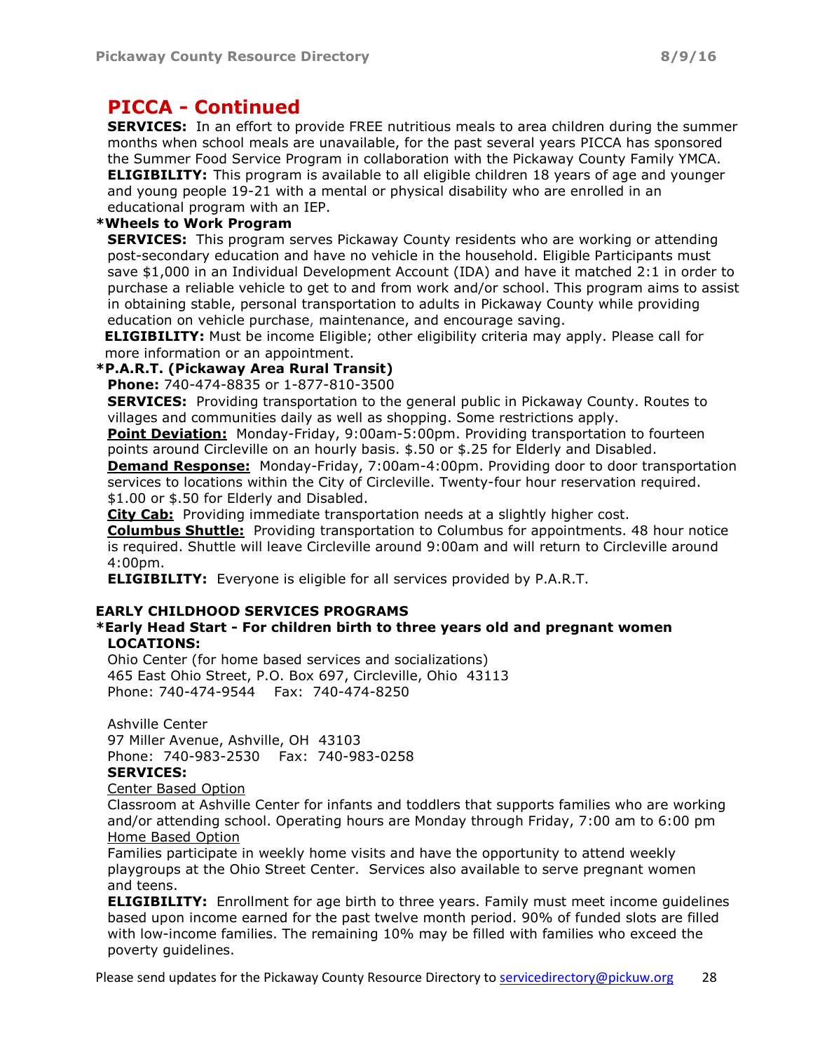# PICCA - Continued

**SERVICES:** In an effort to provide FREE nutritious meals to area children during the summer months when school meals are unavailable, for the past several years PICCA has sponsored the Summer Food Service Program in collaboration with the Pickaway County Family YMCA.
**ELIGIBILITY:** This program is available to all eligible children 18 years of age and younger and young people 19-21 with a mental or physical disability who are enrolled in an educational program with an IEP.

**\*Wheels to Work Program**

**SERVICES:** This program serves Pickaway County residents who are working or attending post-secondary education and have no vehicle in the household. Eligible Participants must save $1,000 in an Individual Development Account (IDA) and have it matched 2:1 in order to purchase a reliable vehicle to get to and from work and/or school. This program aims to assist in obtaining stable, personal transportation to adults in Pickaway County while providing education on vehicle purchase, maintenance, and encourage saving.
**ELIGIBILITY:** Must be income Eligible; other eligibility criteria may apply. Please call for more information or an appointment.

**\*P.A.R.T. (Pickaway Area Rural Transit)**

**Phone:** 740-474-8835 or 1-877-810-3500
**SERVICES:** Providing transportation to the general public in Pickaway County. Routes to villages and communities daily as well as shopping. Some restrictions apply.
**Point Deviation:** Monday-Friday, 9:00am-5:00pm. Providing transportation to fourteen points around Circleville on an hourly basis. $.50 or $.25 for Elderly and Disabled.
**Demand Response:** Monday-Friday, 7:00am-4:00pm. Providing door to door transportation services to locations within the City of Circleville. Twenty-four hour reservation required. $1.00 or $.50 for Elderly and Disabled.
**City Cab:** Providing immediate transportation needs at a slightly higher cost.
**Columbus Shuttle:** Providing transportation to Columbus for appointments. 48 hour notice is required. Shuttle will leave Circleville around 9:00am and will return to Circleville around 4:00pm.
**ELIGIBILITY:** Everyone is eligible for all services provided by P.A.R.T.

## EARLY CHILDHOOD SERVICES PROGRAMS

**\*Early Head Start - For children birth to three years old and pregnant women**

**LOCATIONS:**

Ohio Center (for home based services and socializations)
465 East Ohio Street, P.O. Box 697, Circleville, Ohio 43113
Phone: 740-474-9544 Fax: 740-474-8250

Ashville Center
97 Miller Avenue, Ashville, OH 43103
Phone: 740-983-2530 Fax: 740-983-0258

**SERVICES:**

Center Based Option
Classroom at Ashville Center for infants and toddlers that supports families who are working and/or attending school. Operating hours are Monday through Friday, 7:00 am to 6:00 pm

Home Based Option
Families participate in weekly home visits and have the opportunity to attend weekly playgroups at the Ohio Street Center. Services also available to serve pregnant women and teens.

**ELIGIBILITY:** Enrollment for age birth to three years. Family must meet income guidelines based upon income earned for the past twelve month period. 90% of funded slots are filled with low-income families. The remaining 10% may be filled with families who exceed the poverty guidelines.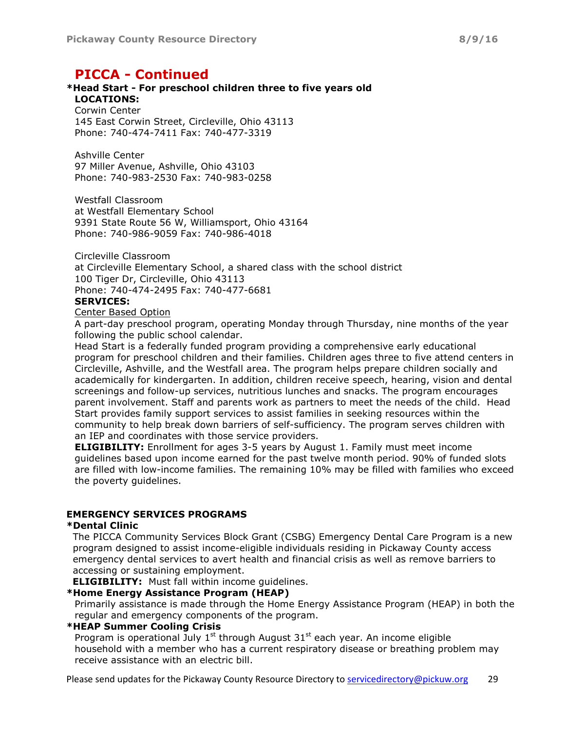# PICCA - Continued

**\*Head Start - For preschool children three to five years old**

**LOCATIONS:**

Corwin Center
145 East Corwin Street, Circleville, Ohio 43113
Phone: 740-474-7411 Fax: 740-477-3319

Ashville Center
97 Miller Avenue, Ashville, Ohio 43103
Phone: 740-983-2530 Fax: 740-983-0258

Westfall Classroom
at Westfall Elementary School
9391 State Route 56 W, Williamsport, Ohio 43164
Phone: 740-986-9059 Fax: 740-986-4018

Circleville Classroom
at Circleville Elementary School, a shared class with the school district
100 Tiger Dr, Circleville, Ohio 43113
Phone: 740-474-2495 Fax: 740-477-6681

**SERVICES:**

Center Based Option

A part-day preschool program, operating Monday through Thursday, nine months of the year following the public school calendar.

Head Start is a federally funded program providing a comprehensive early educational program for preschool children and their families. Children ages three to five attend centers in Circleville, Ashville, and the Westfall area. The program helps prepare children socially and academically for kindergarten. In addition, children receive speech, hearing, vision and dental screenings and follow-up services, nutritious lunches and snacks. The program encourages parent involvement. Staff and parents work as partners to meet the needs of the child. Head Start provides family support services to assist families in seeking resources within the community to help break down barriers of self-sufficiency. The program serves children with an IEP and coordinates with those service providers.

**ELIGIBILITY:** Enrollment for ages 3-5 years by August 1. Family must meet income guidelines based upon income earned for the past twelve month period. 90% of funded slots are filled with low-income families. The remaining 10% may be filled with families who exceed the poverty guidelines.

## EMERGENCY SERVICES PROGRAMS

**\*Dental Clinic**

The PICCA Community Services Block Grant (CSBG) Emergency Dental Care Program is a new program designed to assist income-eligible individuals residing in Pickaway County access emergency dental services to avert health and financial crisis as well as remove barriers to accessing or sustaining employment.

**ELIGIBILITY:** Must fall within income guidelines.

**\*Home Energy Assistance Program (HEAP)**

Primarily assistance is made through the Home Energy Assistance Program (HEAP) in both the regular and emergency components of the program.

**\*HEAP Summer Cooling Crisis**

Program is operational July 1st through August 31st each year. An income eligible household with a member who has a current respiratory disease or breathing problem may receive assistance with an electric bill.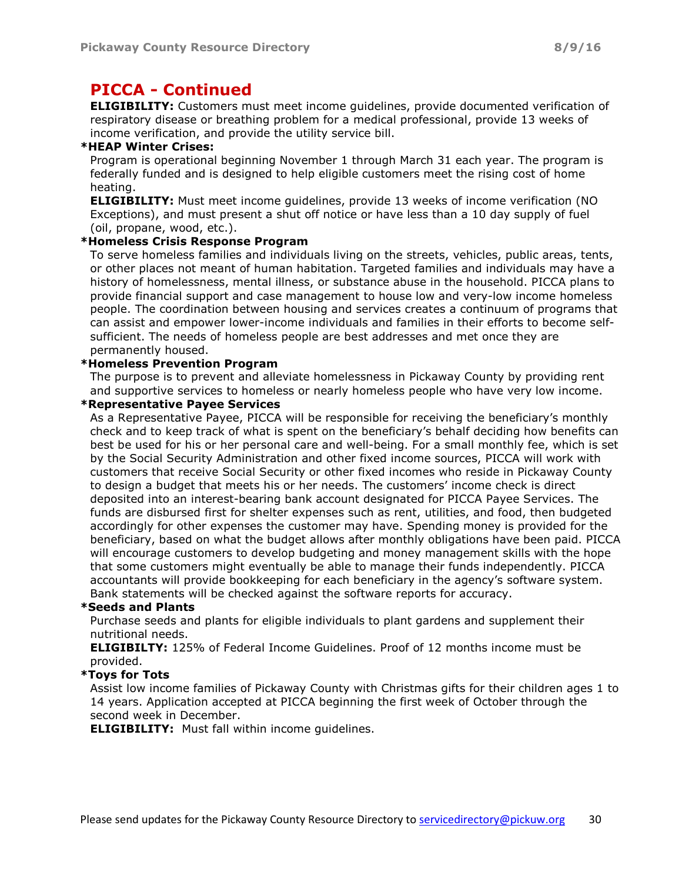## PICCA - Continued

**ELIGIBILITY:** Customers must meet income guidelines, provide documented verification of respiratory disease or breathing problem for a medical professional, provide 13 weeks of income verification, and provide the utility service bill.

**\*HEAP Winter Crises:**

Program is operational beginning November 1 through March 31 each year. The program is federally funded and is designed to help eligible customers meet the rising cost of home heating.

**ELIGIBILITY:** Must meet income guidelines, provide 13 weeks of income verification (NO Exceptions), and must present a shut off notice or have less than a 10 day supply of fuel (oil, propane, wood, etc.).

**\*Homeless Crisis Response Program**

To serve homeless families and individuals living on the streets, vehicles, public areas, tents, or other places not meant of human habitation. Targeted families and individuals may have a history of homelessness, mental illness, or substance abuse in the household. PICCA plans to provide financial support and case management to house low and very-low income homeless people. The coordination between housing and services creates a continuum of programs that can assist and empower lower-income individuals and families in their efforts to become self-sufficient. The needs of homeless people are best addresses and met once they are permanently housed.

**\*Homeless Prevention Program**

The purpose is to prevent and alleviate homelessness in Pickaway County by providing rent and supportive services to homeless or nearly homeless people who have very low income.

**\*Representative Payee Services**

As a Representative Payee, PICCA will be responsible for receiving the beneficiary's monthly check and to keep track of what is spent on the beneficiary's behalf deciding how benefits can best be used for his or her personal care and well-being. For a small monthly fee, which is set by the Social Security Administration and other fixed income sources, PICCA will work with customers that receive Social Security or other fixed incomes who reside in Pickaway County to design a budget that meets his or her needs. The customers' income check is direct deposited into an interest-bearing bank account designated for PICCA Payee Services. The funds are disbursed first for shelter expenses such as rent, utilities, and food, then budgeted accordingly for other expenses the customer may have. Spending money is provided for the beneficiary, based on what the budget allows after monthly obligations have been paid. PICCA will encourage customers to develop budgeting and money management skills with the hope that some customers might eventually be able to manage their funds independently. PICCA accountants will provide bookkeeping for each beneficiary in the agency's software system. Bank statements will be checked against the software reports for accuracy.

**\*Seeds and Plants**

Purchase seeds and plants for eligible individuals to plant gardens and supplement their nutritional needs.

**ELIGIBILTY:** 125% of Federal Income Guidelines. Proof of 12 months income must be provided.

**\*Toys for Tots**

Assist low income families of Pickaway County with Christmas gifts for their children ages 1 to 14 years. Application accepted at PICCA beginning the first week of October through the second week in December.

**ELIGIBILITY:** Must fall within income guidelines.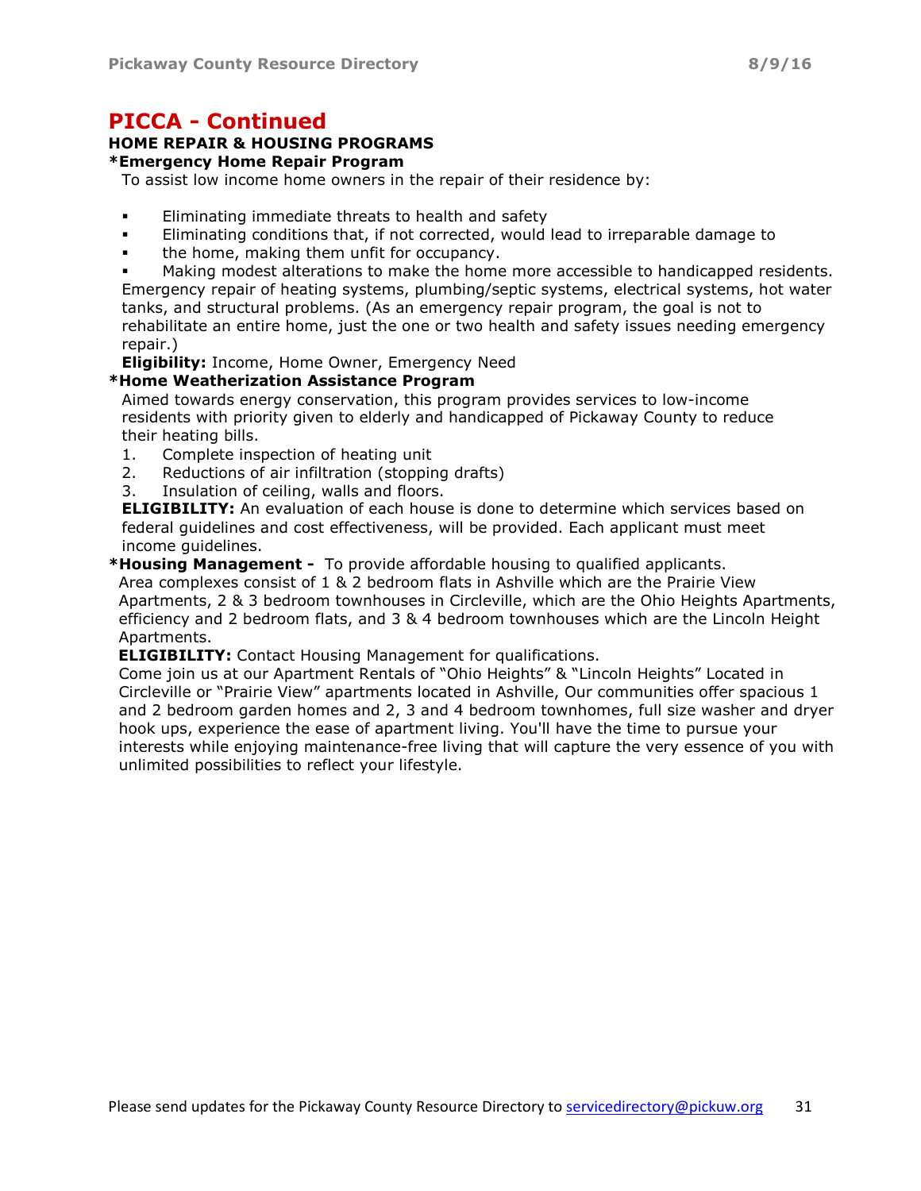# PICCA - Continued

**HOME REPAIR & HOUSING PROGRAMS**

**\*Emergency Home Repair Program**

To assist low income home owners in the repair of their residence by:

- Eliminating immediate threats to health and safety
- Eliminating conditions that, if not corrected, would lead to irreparable damage to
- the home, making them unfit for occupancy.
- Making modest alterations to make the home more accessible to handicapped residents.

Emergency repair of heating systems, plumbing/septic systems, electrical systems, hot water tanks, and structural problems. (As an emergency repair program, the goal is not to rehabilitate an entire home, just the one or two health and safety issues needing emergency repair.)

**Eligibility:** Income, Home Owner, Emergency Need

**\*Home Weatherization Assistance Program**

Aimed towards energy conservation, this program provides services to low-income residents with priority given to elderly and handicapped of Pickaway County to reduce their heating bills.

1. Complete inspection of heating unit
2. Reductions of air infiltration (stopping drafts)
3. Insulation of ceiling, walls and floors.

**ELIGIBILITY:** An evaluation of each house is done to determine which services based on federal guidelines and cost effectiveness, will be provided. Each applicant must meet income guidelines.

**\*Housing Management -** To provide affordable housing to qualified applicants. Area complexes consist of 1 & 2 bedroom flats in Ashville which are the Prairie View Apartments, 2 & 3 bedroom townhouses in Circleville, which are the Ohio Heights Apartments, efficiency and 2 bedroom flats, and 3 & 4 bedroom townhouses which are the Lincoln Height Apartments.

**ELIGIBILITY:** Contact Housing Management for qualifications.

Come join us at our Apartment Rentals of "Ohio Heights" & "Lincoln Heights" Located in Circleville or "Prairie View" apartments located in Ashville, Our communities offer spacious 1 and 2 bedroom garden homes and 2, 3 and 4 bedroom townhomes, full size washer and dryer hook ups, experience the ease of apartment living. You'll have the time to pursue your interests while enjoying maintenance-free living that will capture the very essence of you with unlimited possibilities to reflect your lifestyle.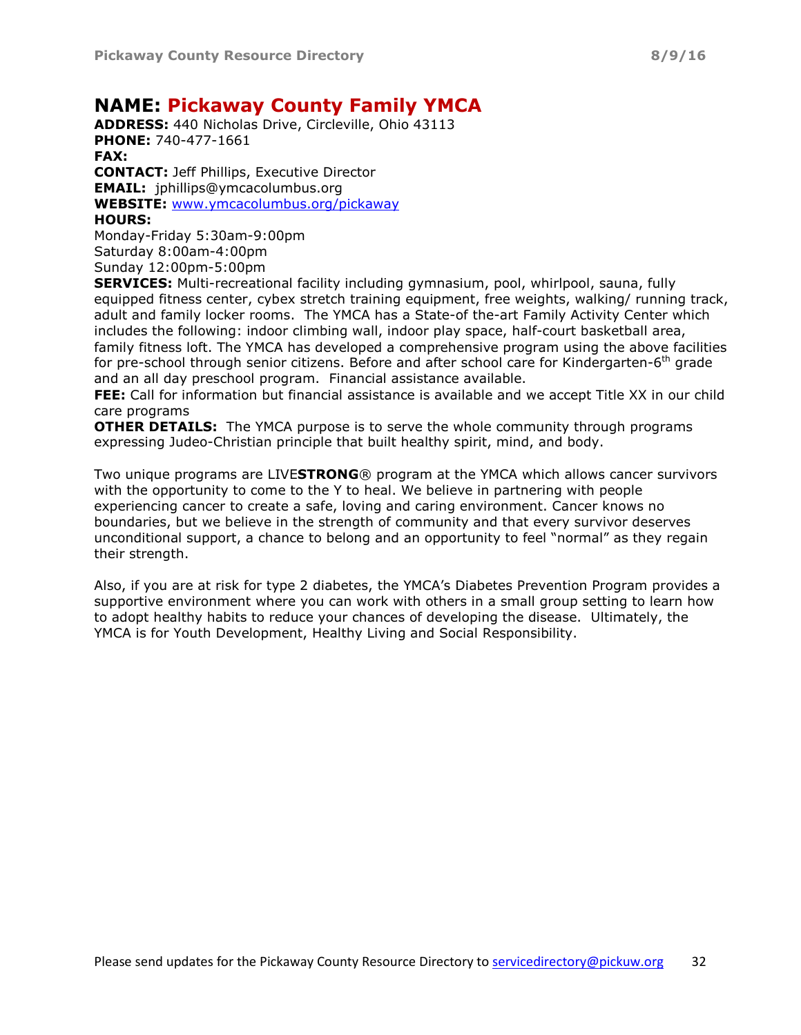## NAME: Pickaway County Family YMCA

**ADDRESS:** 440 Nicholas Drive, Circleville, Ohio 43113
**PHONE:** 740-477-1661
**FAX:**
**CONTACT:** Jeff Phillips, Executive Director
**EMAIL:** jphillips@ymcacolumbus.org
**WEBSITE:** www.ymcacolumbus.org/pickaway
**HOURS:**
Monday-Friday 5:30am-9:00pm
Saturday 8:00am-4:00pm
Sunday 12:00pm-5:00pm
**SERVICES:** Multi-recreational facility including gymnasium, pool, whirlpool, sauna, fully equipped fitness center, cybex stretch training equipment, free weights, walking/ running track, adult and family locker rooms. The YMCA has a State-of the-art Family Activity Center which includes the following: indoor climbing wall, indoor play space, half-court basketball area, family fitness loft. The YMCA has developed a comprehensive program using the above facilities for pre-school through senior citizens. Before and after school care for Kindergarten-6th grade and an all day preschool program. Financial assistance available.
**FEE:** Call for information but financial assistance is available and we accept Title XX in our child care programs
**OTHER DETAILS:** The YMCA purpose is to serve the whole community through programs expressing Judeo-Christian principle that built healthy spirit, mind, and body.

Two unique programs are LIVE**STRONG**® program at the YMCA which allows cancer survivors with the opportunity to come to the Y to heal. We believe in partnering with people experiencing cancer to create a safe, loving and caring environment. Cancer knows no boundaries, but we believe in the strength of community and that every survivor deserves unconditional support, a chance to belong and an opportunity to feel "normal" as they regain their strength.

Also, if you are at risk for type 2 diabetes, the YMCA's Diabetes Prevention Program provides a supportive environment where you can work with others in a small group setting to learn how to adopt healthy habits to reduce your chances of developing the disease. Ultimately, the YMCA is for Youth Development, Healthy Living and Social Responsibility.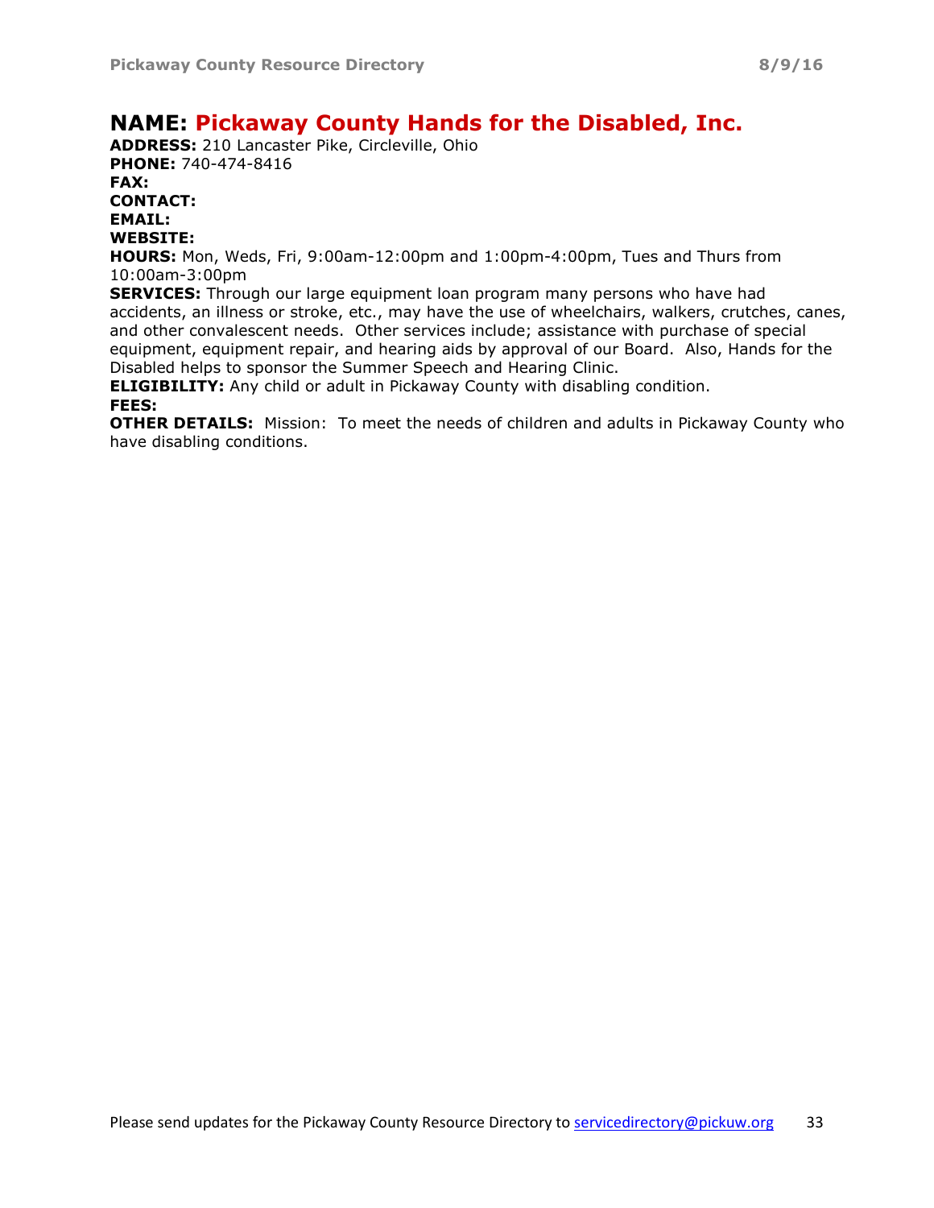## NAME: Pickaway County Hands for the Disabled, Inc.

**ADDRESS:** 210 Lancaster Pike, Circleville, Ohio
**PHONE:** 740-474-8416
**FAX:**
**CONTACT:**
**EMAIL:**
**WEBSITE:**
**HOURS:** Mon, Weds, Fri, 9:00am-12:00pm and 1:00pm-4:00pm, Tues and Thurs from 10:00am-3:00pm
**SERVICES:** Through our large equipment loan program many persons who have had accidents, an illness or stroke, etc., may have the use of wheelchairs, walkers, crutches, canes, and other convalescent needs. Other services include; assistance with purchase of special equipment, equipment repair, and hearing aids by approval of our Board. Also, Hands for the Disabled helps to sponsor the Summer Speech and Hearing Clinic.
**ELIGIBILITY:** Any child or adult in Pickaway County with disabling condition.
**FEES:**
**OTHER DETAILS:** Mission: To meet the needs of children and adults in Pickaway County who have disabling conditions.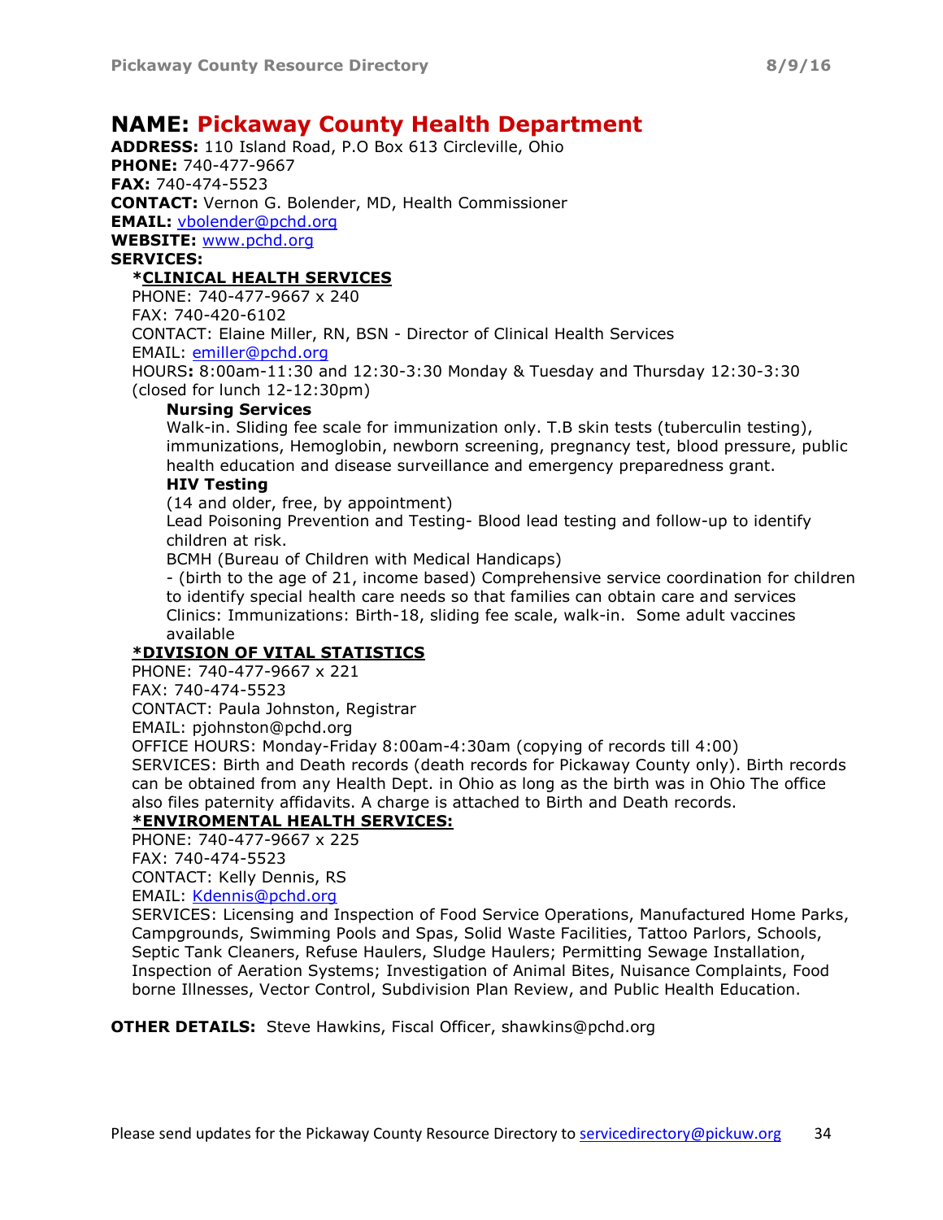# NAME: Pickaway County Health Department

**ADDRESS:** 110 Island Road, P.O Box 613 Circleville, Ohio
**PHONE:** 740-477-9667
**FAX:** 740-474-5523
**CONTACT:** Vernon G. Bolender, MD, Health Commissioner
**EMAIL:** vbolender@pchd.org
**WEBSITE:** www.pchd.org
**SERVICES:**

**\*CLINICAL HEALTH SERVICES**
PHONE: 740-477-9667 x 240
FAX: 740-420-6102
CONTACT: Elaine Miller, RN, BSN - Director of Clinical Health Services
EMAIL: emiller@pchd.org
HOURS**:** 8:00am-11:30 and 12:30-3:30 Monday & Tuesday and Thursday 12:30-3:30 (closed for lunch 12-12:30pm)

**Nursing Services**
Walk-in. Sliding fee scale for immunization only. T.B skin tests (tuberculin testing), immunizations, Hemoglobin, newborn screening, pregnancy test, blood pressure, public health education and disease surveillance and emergency preparedness grant.

**HIV Testing**
(14 and older, free, by appointment)
Lead Poisoning Prevention and Testing- Blood lead testing and follow-up to identify children at risk.
BCMH (Bureau of Children with Medical Handicaps)
- (birth to the age of 21, income based) Comprehensive service coordination for children to identify special health care needs so that families can obtain care and services
Clinics: Immunizations: Birth-18, sliding fee scale, walk-in. Some adult vaccines available

**\*DIVISION OF VITAL STATISTICS**
PHONE: 740-477-9667 x 221
FAX: 740-474-5523
CONTACT: Paula Johnston, Registrar
EMAIL: pjohnston@pchd.org
OFFICE HOURS: Monday-Friday 8:00am-4:30am (copying of records till 4:00)
SERVICES: Birth and Death records (death records for Pickaway County only). Birth records can be obtained from any Health Dept. in Ohio as long as the birth was in Ohio The office also files paternity affidavits. A charge is attached to Birth and Death records.

**\*ENVIROMENTAL HEALTH SERVICES:**
PHONE: 740-477-9667 x 225
FAX: 740-474-5523
CONTACT: Kelly Dennis, RS
EMAIL: Kdennis@pchd.org
SERVICES: Licensing and Inspection of Food Service Operations, Manufactured Home Parks, Campgrounds, Swimming Pools and Spas, Solid Waste Facilities, Tattoo Parlors, Schools, Septic Tank Cleaners, Refuse Haulers, Sludge Haulers; Permitting Sewage Installation, Inspection of Aeration Systems; Investigation of Animal Bites, Nuisance Complaints, Food borne Illnesses, Vector Control, Subdivision Plan Review, and Public Health Education.

**OTHER DETAILS:** Steve Hawkins, Fiscal Officer, shawkins@pchd.org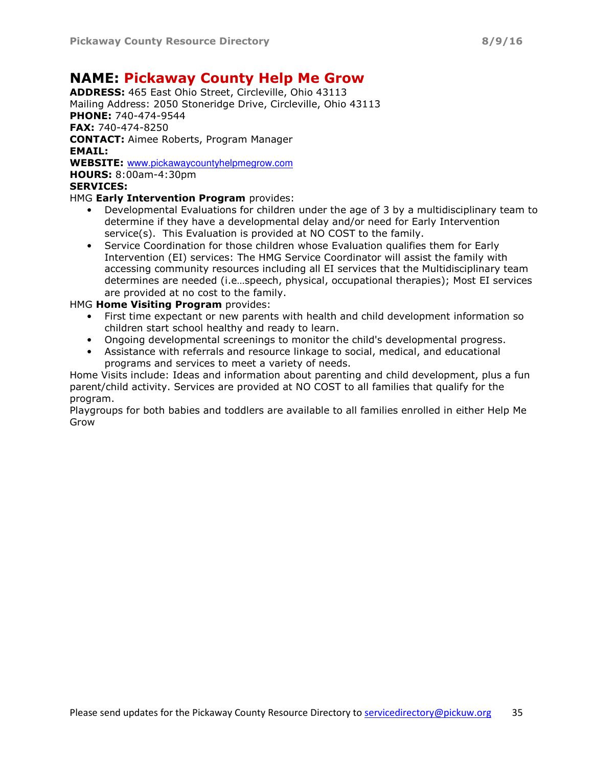## NAME: Pickaway County Help Me Grow

**ADDRESS:** 465 East Ohio Street, Circleville, Ohio 43113
Mailing Address: 2050 Stoneridge Drive, Circleville, Ohio 43113
**PHONE:** 740-474-9544
**FAX:** 740-474-8250
**CONTACT:** Aimee Roberts, Program Manager
**EMAIL:**
**WEBSITE:** www.pickawaycountyhelpmegrow.com
**HOURS:** 8:00am-4:30pm
**SERVICES:**

HMG **Early Intervention Program** provides:

- Developmental Evaluations for children under the age of 3 by a multidisciplinary team to determine if they have a developmental delay and/or need for Early Intervention service(s). This Evaluation is provided at NO COST to the family.
- Service Coordination for those children whose Evaluation qualifies them for Early Intervention (EI) services: The HMG Service Coordinator will assist the family with accessing community resources including all EI services that the Multidisciplinary team determines are needed (i.e…speech, physical, occupational therapies); Most EI services are provided at no cost to the family.

HMG **Home Visiting Program** provides:

- First time expectant or new parents with health and child development information so children start school healthy and ready to learn.
- Ongoing developmental screenings to monitor the child's developmental progress.
- Assistance with referrals and resource linkage to social, medical, and educational programs and services to meet a variety of needs.

Home Visits include: Ideas and information about parenting and child development, plus a fun parent/child activity. Services are provided at NO COST to all families that qualify for the program.

Playgroups for both babies and toddlers are available to all families enrolled in either Help Me Grow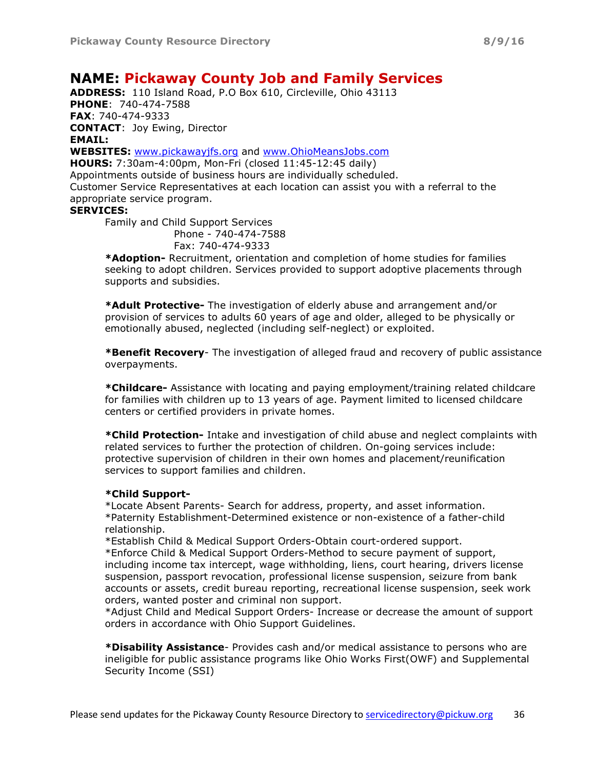## NAME: Pickaway County Job and Family Services

**ADDRESS:** 110 Island Road, P.O Box 610, Circleville, Ohio 43113
**PHONE**: 740-474-7588
**FAX**: 740-474-9333
**CONTACT**: Joy Ewing, Director
**EMAIL:**
**WEBSITES:** www.pickawayjfs.org and www.OhioMeansJobs.com
**HOURS:** 7:30am-4:00pm, Mon-Fri (closed 11:45-12:45 daily)
Appointments outside of business hours are individually scheduled.
Customer Service Representatives at each location can assist you with a referral to the appropriate service program.

**SERVICES:**

Family and Child Support Services
Phone - 740-474-7588
Fax: 740-474-9333

**\*Adoption-** Recruitment, orientation and completion of home studies for families seeking to adopt children. Services provided to support adoptive placements through supports and subsidies.

**\*Adult Protective-** The investigation of elderly abuse and arrangement and/or provision of services to adults 60 years of age and older, alleged to be physically or emotionally abused, neglected (including self-neglect) or exploited.

**\*Benefit Recovery**- The investigation of alleged fraud and recovery of public assistance overpayments.

**\*Childcare-** Assistance with locating and paying employment/training related childcare for families with children up to 13 years of age. Payment limited to licensed childcare centers or certified providers in private homes.

**\*Child Protection-** Intake and investigation of child abuse and neglect complaints with related services to further the protection of children. On-going services include: protective supervision of children in their own homes and placement/reunification services to support families and children.

**\*Child Support-**
\*Locate Absent Parents- Search for address, property, and asset information.
\*Paternity Establishment-Determined existence or non-existence of a father-child relationship.
\*Establish Child & Medical Support Orders-Obtain court-ordered support.
\*Enforce Child & Medical Support Orders-Method to secure payment of support, including income tax intercept, wage withholding, liens, court hearing, drivers license suspension, passport revocation, professional license suspension, seizure from bank accounts or assets, credit bureau reporting, recreational license suspension, seek work orders, wanted poster and criminal non support.
\*Adjust Child and Medical Support Orders- Increase or decrease the amount of support orders in accordance with Ohio Support Guidelines.

**\*Disability Assistance**- Provides cash and/or medical assistance to persons who are ineligible for public assistance programs like Ohio Works First(OWF) and Supplemental Security Income (SSI)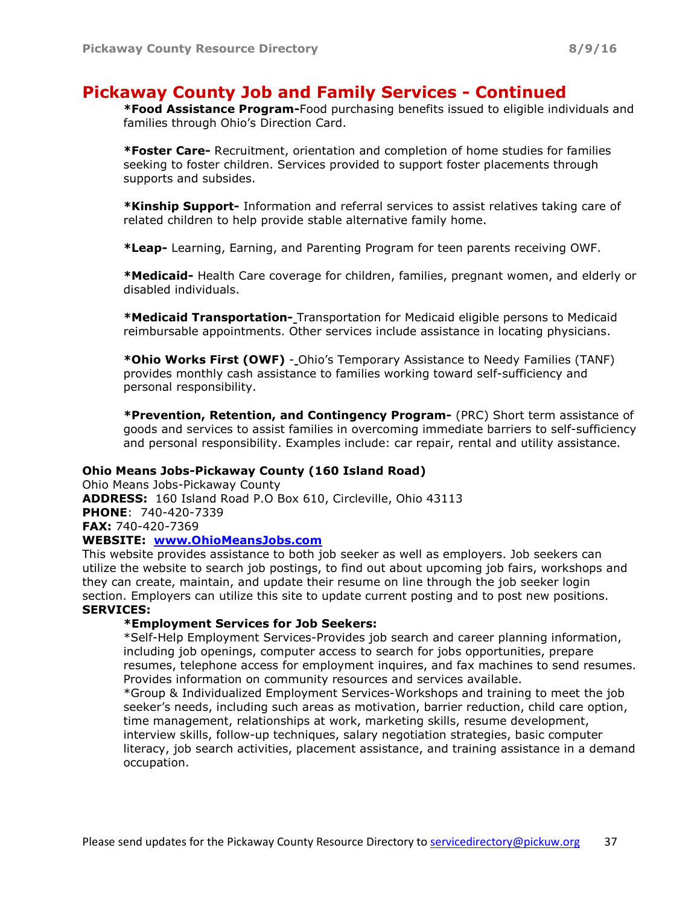## Pickaway County Job and Family Services - Continued

**\*Food Assistance Program-**Food purchasing benefits issued to eligible individuals and families through Ohio's Direction Card.

**\*Foster Care-** Recruitment, orientation and completion of home studies for families seeking to foster children. Services provided to support foster placements through supports and subsides.

**\*Kinship Support-** Information and referral services to assist relatives taking care of related children to help provide stable alternative family home.

**\*Leap-** Learning, Earning, and Parenting Program for teen parents receiving OWF.

**\*Medicaid-** Health Care coverage for children, families, pregnant women, and elderly or disabled individuals.

**\*Medicaid Transportation-** Transportation for Medicaid eligible persons to Medicaid reimbursable appointments. Other services include assistance in locating physicians.

**\*Ohio Works First (OWF)** - Ohio's Temporary Assistance to Needy Families (TANF) provides monthly cash assistance to families working toward self-sufficiency and personal responsibility.

**\*Prevention, Retention, and Contingency Program-** (PRC) Short term assistance of goods and services to assist families in overcoming immediate barriers to self-sufficiency and personal responsibility. Examples include: car repair, rental and utility assistance.

**Ohio Means Jobs-Pickaway County (160 Island Road)**
Ohio Means Jobs-Pickaway County
**ADDRESS:** 160 Island Road P.O Box 610, Circleville, Ohio 43113
**PHONE**: 740-420-7339
**FAX:** 740-420-7369
**WEBSITE:** [www.OhioMeansJobs.com](http://www.OhioMeansJobs.com)
This website provides assistance to both job seeker as well as employers. Job seekers can utilize the website to search job postings, to find out about upcoming job fairs, workshops and they can create, maintain, and update their resume on line through the job seeker login section. Employers can utilize this site to update current posting and to post new positions.
**SERVICES:**

**\*Employment Services for Job Seekers:**
\*Self-Help Employment Services-Provides job search and career planning information, including job openings, computer access to search for jobs opportunities, prepare resumes, telephone access for employment inquires, and fax machines to send resumes. Provides information on community resources and services available.
\*Group & Individualized Employment Services-Workshops and training to meet the job seeker's needs, including such areas as motivation, barrier reduction, child care option, time management, relationships at work, marketing skills, resume development, interview skills, follow-up techniques, salary negotiation strategies, basic computer literacy, job search activities, placement assistance, and training assistance in a demand occupation.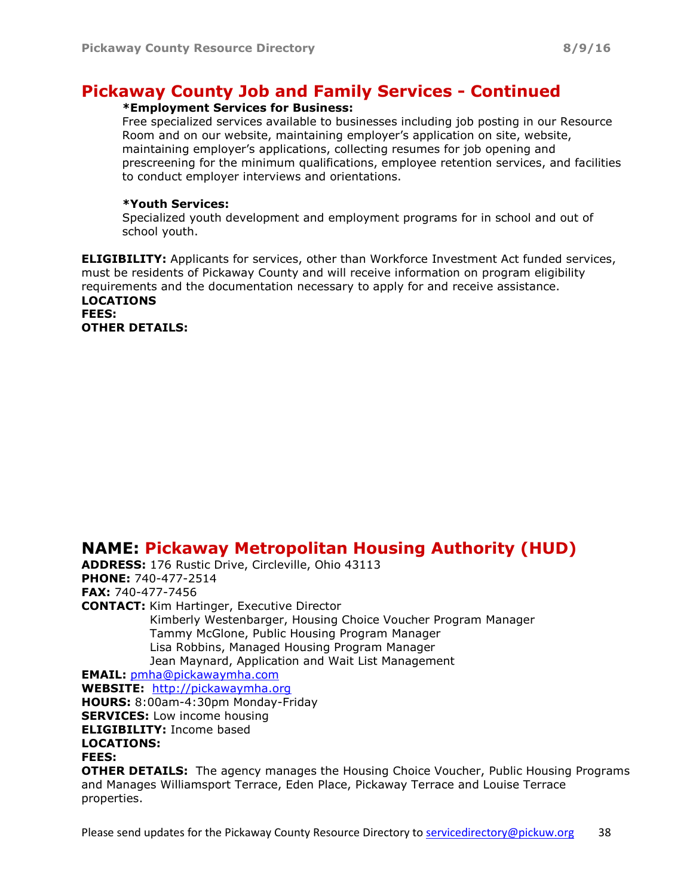## Pickaway County Job and Family Services - Continued

**\*Employment Services for Business:**
Free specialized services available to businesses including job posting in our Resource Room and on our website, maintaining employer's application on site, website, maintaining employer's applications, collecting resumes for job opening and prescreening for the minimum qualifications, employee retention services, and facilities to conduct employer interviews and orientations.

**\*Youth Services:**
Specialized youth development and employment programs for in school and out of school youth.

**ELIGIBILITY:** Applicants for services, other than Workforce Investment Act funded services, must be residents of Pickaway County and will receive information on program eligibility requirements and the documentation necessary to apply for and receive assistance.
**LOCATIONS**
**FEES:**
**OTHER DETAILS:**

## NAME: Pickaway Metropolitan Housing Authority (HUD)

**ADDRESS:** 176 Rustic Drive, Circleville, Ohio 43113
**PHONE:** 740-477-2514
**FAX:** 740-477-7456
**CONTACT:** Kim Hartinger, Executive Director
Kimberly Westenbarger, Housing Choice Voucher Program Manager
Tammy McGlone, Public Housing Program Manager
Lisa Robbins, Managed Housing Program Manager
Jean Maynard, Application and Wait List Management
**EMAIL:** pmha@pickawaymha.com
**WEBSITE:** http://pickawaymha.org
**HOURS:** 8:00am-4:30pm Monday-Friday
**SERVICES:** Low income housing
**ELIGIBILITY:** Income based
**LOCATIONS:**
**FEES:**
**OTHER DETAILS:** The agency manages the Housing Choice Voucher, Public Housing Programs and Manages Williamsport Terrace, Eden Place, Pickaway Terrace and Louise Terrace properties.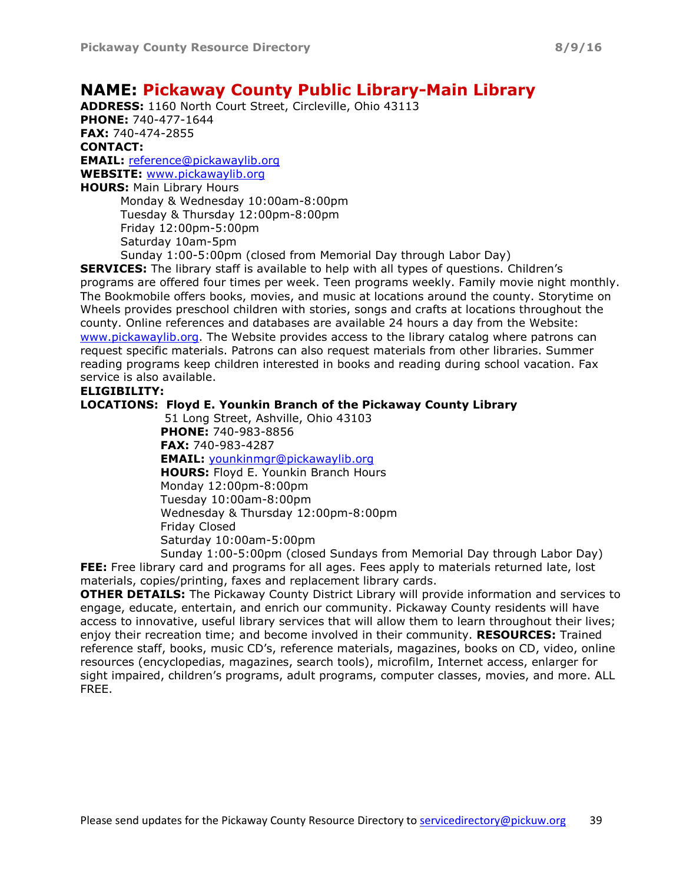## NAME: Pickaway County Public Library-Main Library

**ADDRESS:** 1160 North Court Street, Circleville, Ohio 43113
**PHONE:** 740-477-1644
**FAX:** 740-474-2855
**CONTACT:**
**EMAIL:** reference@pickawaylib.org
**WEBSITE:** www.pickawaylib.org
**HOURS:** Main Library Hours

Monday & Wednesday 10:00am-8:00pm
Tuesday & Thursday 12:00pm-8:00pm
Friday 12:00pm-5:00pm
Saturday 10am-5pm
Sunday 1:00-5:00pm (closed from Memorial Day through Labor Day)

**SERVICES:** The library staff is available to help with all types of questions. Children's programs are offered four times per week. Teen programs weekly. Family movie night monthly. The Bookmobile offers books, movies, and music at locations around the county. Storytime on Wheels provides preschool children with stories, songs and crafts at locations throughout the county. Online references and databases are available 24 hours a day from the Website: www.pickawaylib.org. The Website provides access to the library catalog where patrons can request specific materials. Patrons can also request materials from other libraries. Summer reading programs keep children interested in books and reading during school vacation. Fax service is also available.
**ELIGIBILITY:**
**LOCATIONS: Floyd E. Younkin Branch of the Pickaway County Library**

51 Long Street, Ashville, Ohio 43103
**PHONE:** 740-983-8856
**FAX:** 740-983-4287
**EMAIL:** younkinmgr@pickawaylib.org
**HOURS:** Floyd E. Younkin Branch Hours
Monday 12:00pm-8:00pm
Tuesday 10:00am-8:00pm
Wednesday & Thursday 12:00pm-8:00pm
Friday Closed
Saturday 10:00am-5:00pm
Sunday 1:00-5:00pm (closed Sundays from Memorial Day through Labor Day)

**FEE:** Free library card and programs for all ages. Fees apply to materials returned late, lost materials, copies/printing, faxes and replacement library cards.
**OTHER DETAILS:** The Pickaway County District Library will provide information and services to engage, educate, entertain, and enrich our community. Pickaway County residents will have access to innovative, useful library services that will allow them to learn throughout their lives; enjoy their recreation time; and become involved in their community. **RESOURCES:** Trained reference staff, books, music CD's, reference materials, magazines, books on CD, video, online resources (encyclopedias, magazines, search tools), microfilm, Internet access, enlarger for sight impaired, children's programs, adult programs, computer classes, movies, and more. ALL FREE.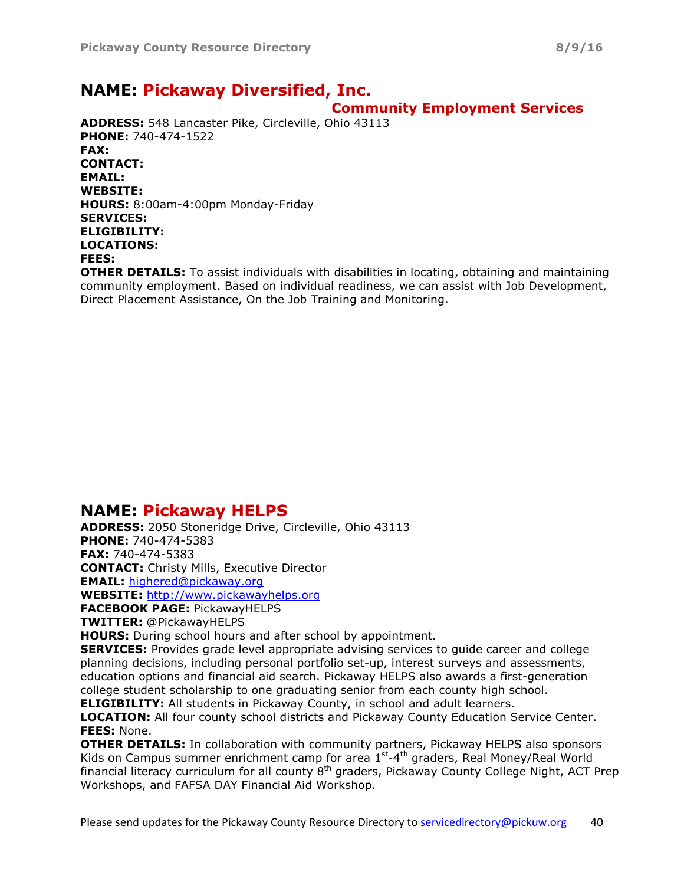## NAME: Pickaway Diversified, Inc.

### Community Employment Services

**ADDRESS:** 548 Lancaster Pike, Circleville, Ohio 43113
**PHONE:** 740-474-1522
**FAX:**
**CONTACT:**
**EMAIL:**
**WEBSITE:**
**HOURS:** 8:00am-4:00pm Monday-Friday
**SERVICES:**
**ELIGIBILITY:**
**LOCATIONS:**
**FEES:**
**OTHER DETAILS:** To assist individuals with disabilities in locating, obtaining and maintaining community employment. Based on individual readiness, we can assist with Job Development, Direct Placement Assistance, On the Job Training and Monitoring.

## NAME: Pickaway HELPS

**ADDRESS:** 2050 Stoneridge Drive, Circleville, Ohio 43113
**PHONE:** 740-474-5383
**FAX:** 740-474-5383
**CONTACT:** Christy Mills, Executive Director
**EMAIL:** highered@pickaway.org
**WEBSITE:** http://www.pickawayhelps.org
**FACEBOOK PAGE:** PickawayHELPS
**TWITTER:** @PickawayHELPS
**HOURS:** During school hours and after school by appointment.
**SERVICES:** Provides grade level appropriate advising services to guide career and college planning decisions, including personal portfolio set-up, interest surveys and assessments, education options and financial aid search. Pickaway HELPS also awards a first-generation college student scholarship to one graduating senior from each county high school.
**ELIGIBILITY:** All students in Pickaway County, in school and adult learners.
**LOCATION:** All four county school districts and Pickaway County Education Service Center.
**FEES:** None.
**OTHER DETAILS:** In collaboration with community partners, Pickaway HELPS also sponsors Kids on Campus summer enrichment camp for area 1st-4th graders, Real Money/Real World financial literacy curriculum for all county 8th graders, Pickaway County College Night, ACT Prep Workshops, and FAFSA DAY Financial Aid Workshop.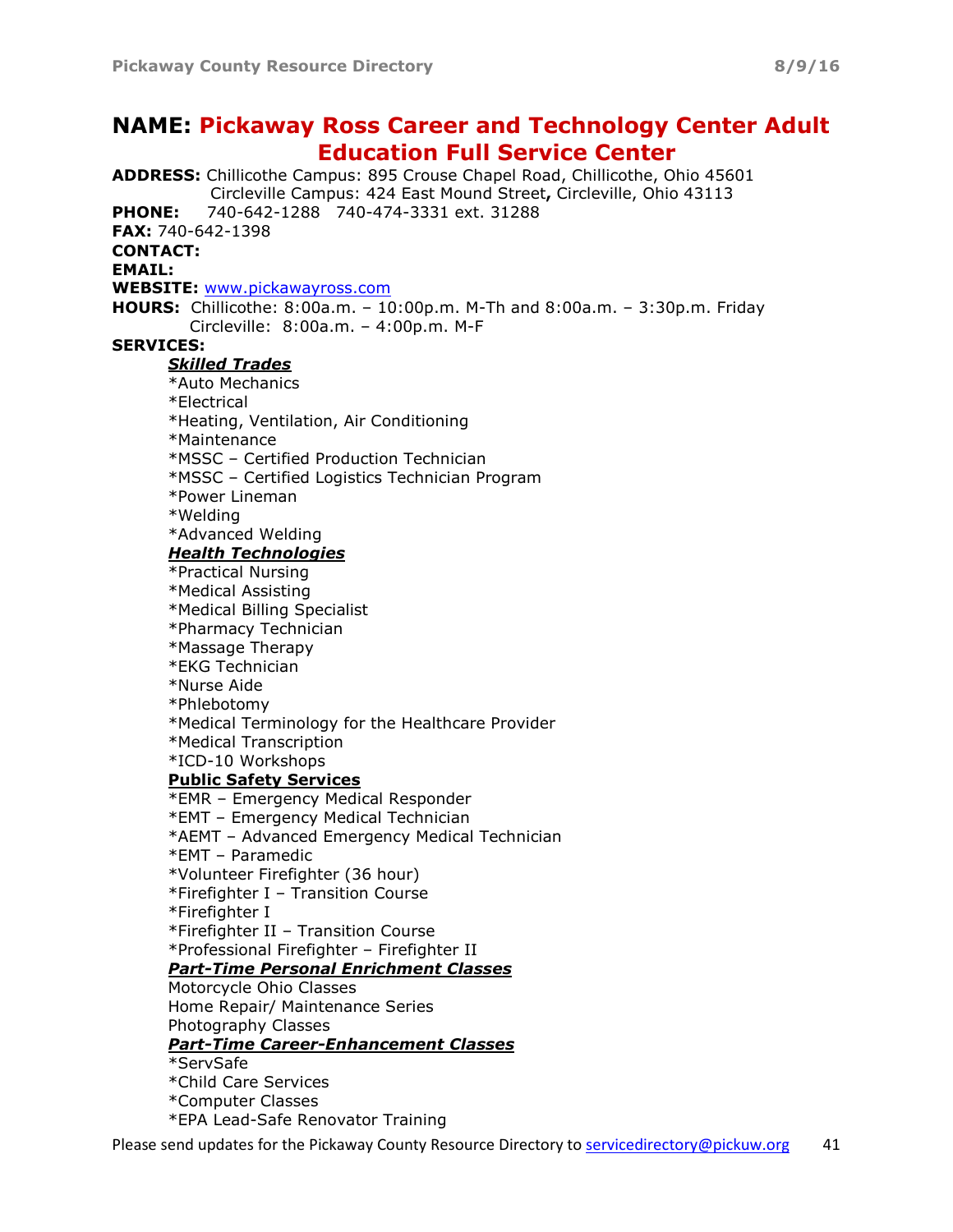# NAME: Pickaway Ross Career and Technology Center Adult Education Full Service Center

**ADDRESS:** Chillicothe Campus: 895 Crouse Chapel Road, Chillicothe, Ohio 45601
Circleville Campus: 424 East Mound Street**,** Circleville, Ohio 43113
**PHONE:** 740-642-1288 740-474-3331 ext. 31288
**FAX:** 740-642-1398
**CONTACT:**
**EMAIL:**
**WEBSITE:** www.pickawayross.com
**HOURS:** Chillicothe: 8:00a.m. – 10:00p.m. M-Th and 8:00a.m. – 3:30p.m. Friday
Circleville: 8:00a.m. – 4:00p.m. M-F
**SERVICES:**

***Skilled Trades***

*Auto Mechanics
*Electrical
*Heating, Ventilation, Air Conditioning
*Maintenance
*MSSC – Certified Production Technician
*MSSC – Certified Logistics Technician Program
*Power Lineman
*Welding
*Advanced Welding

***Health Technologies***

*Practical Nursing
*Medical Assisting
*Medical Billing Specialist
*Pharmacy Technician
*Massage Therapy
*EKG Technician
*Nurse Aide
*Phlebotomy
*Medical Terminology for the Healthcare Provider
*Medical Transcription
*ICD-10 Workshops

**Public Safety Services**

*EMR – Emergency Medical Responder
*EMT – Emergency Medical Technician
*AEMT – Advanced Emergency Medical Technician
*EMT – Paramedic
*Volunteer Firefighter (36 hour)
*Firefighter I – Transition Course
*Firefighter I
*Firefighter II – Transition Course
*Professional Firefighter – Firefighter II

***Part-Time Personal Enrichment Classes***

Motorcycle Ohio Classes
Home Repair/ Maintenance Series
Photography Classes

***Part-Time Career-Enhancement Classes***

*ServSafe
*Child Care Services
*Computer Classes
*EPA Lead-Safe Renovator Training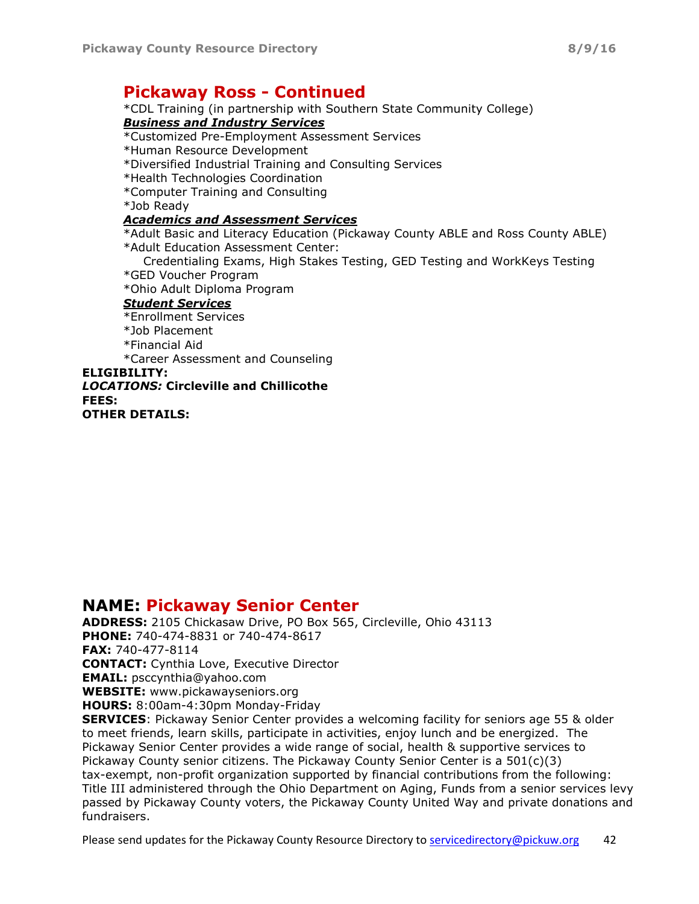## Pickaway Ross - Continued

*CDL Training (in partnership with Southern State Community College)

***Business and Industry Services***

*Customized Pre-Employment Assessment Services
*Human Resource Development
*Diversified Industrial Training and Consulting Services
*Health Technologies Coordination
*Computer Training and Consulting
*Job Ready

***Academics and Assessment Services***

*Adult Basic and Literacy Education (Pickaway County ABLE and Ross County ABLE)
*Adult Education Assessment Center:
Credentialing Exams, High Stakes Testing, GED Testing and WorkKeys Testing
*GED Voucher Program
*Ohio Adult Diploma Program

***Student Services***

*Enrollment Services
*Job Placement
*Financial Aid
*Career Assessment and Counseling

**ELIGIBILITY:**
***LOCATIONS:*** **Circleville and Chillicothe**
**FEES:**
**OTHER DETAILS:**

## NAME: Pickaway Senior Center

**ADDRESS:** 2105 Chickasaw Drive, PO Box 565, Circleville, Ohio 43113
**PHONE:** 740-474-8831 or 740-474-8617
**FAX:** 740-477-8114
**CONTACT:** Cynthia Love, Executive Director
**EMAIL:** psccynthia@yahoo.com
**WEBSITE:** www.pickawayseniors.org
**HOURS:** 8:00am-4:30pm Monday-Friday
**SERVICES**: Pickaway Senior Center provides a welcoming facility for seniors age 55 & older to meet friends, learn skills, participate in activities, enjoy lunch and be energized. The Pickaway Senior Center provides a wide range of social, health & supportive services to Pickaway County senior citizens. The Pickaway County Senior Center is a 501(c)(3) tax-exempt, non-profit organization supported by financial contributions from the following: Title III administered through the Ohio Department on Aging, Funds from a senior services levy passed by Pickaway County voters, the Pickaway County United Way and private donations and fundraisers.

Please send updates for the Pickaway County Resource Directory to servicedirectory@pickuw.org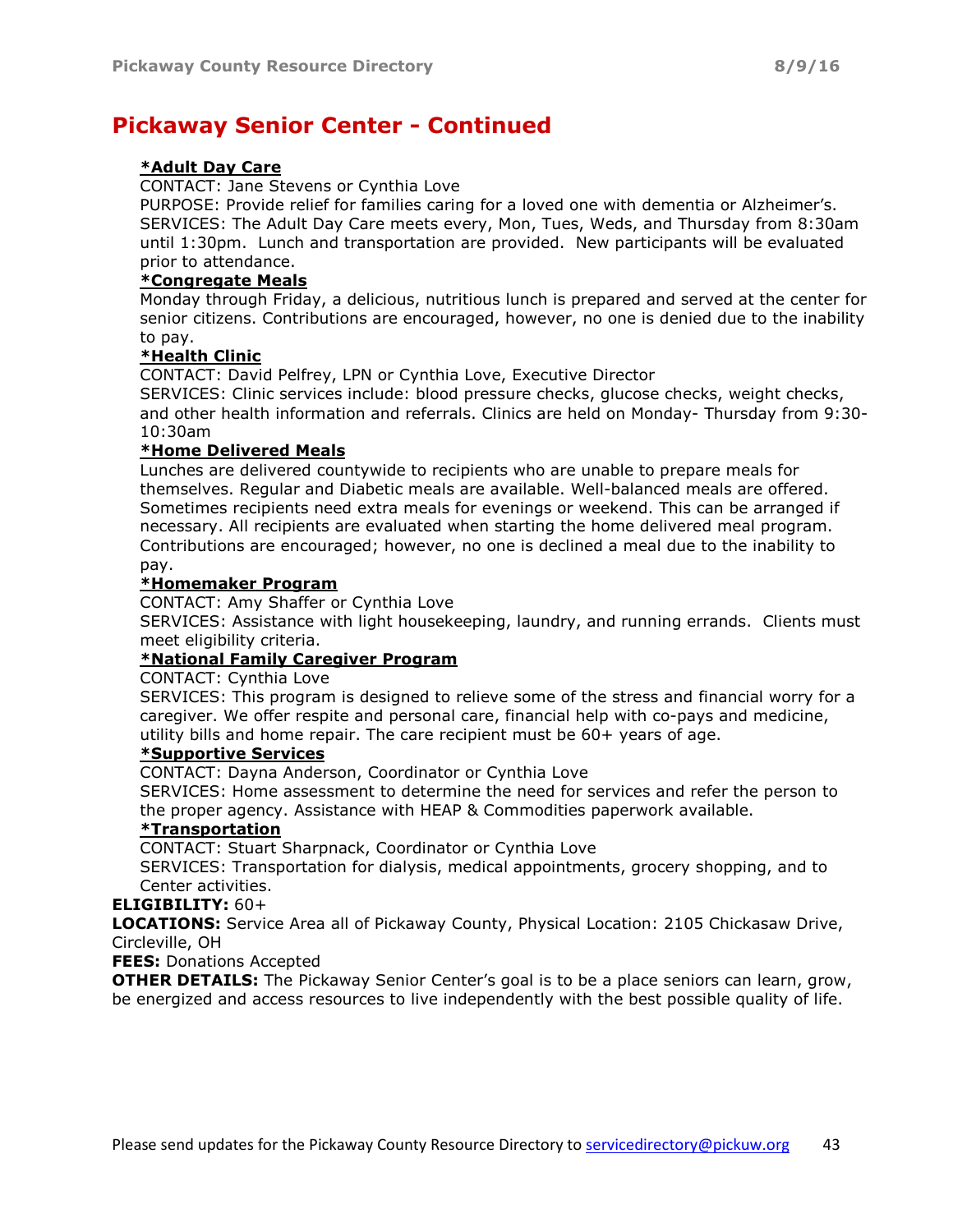## Pickaway Senior Center - Continued

**<u>*Adult Day Care</u>**

CONTACT: Jane Stevens or Cynthia Love

PURPOSE: Provide relief for families caring for a loved one with dementia or Alzheimer's.

SERVICES: The Adult Day Care meets every, Mon, Tues, Weds, and Thursday from 8:30am until 1:30pm. Lunch and transportation are provided. New participants will be evaluated prior to attendance.

**<u>*Congregate Meals</u>**

Monday through Friday, a delicious, nutritious lunch is prepared and served at the center for senior citizens. Contributions are encouraged, however, no one is denied due to the inability to pay.

**<u>*Health Clinic</u>**

CONTACT: David Pelfrey, LPN or Cynthia Love, Executive Director

SERVICES: Clinic services include: blood pressure checks, glucose checks, weight checks, and other health information and referrals. Clinics are held on Monday- Thursday from 9:30-10:30am

**<u>*Home Delivered Meals</u>**

Lunches are delivered countywide to recipients who are unable to prepare meals for themselves. Regular and Diabetic meals are available. Well-balanced meals are offered. Sometimes recipients need extra meals for evenings or weekend. This can be arranged if necessary. All recipients are evaluated when starting the home delivered meal program. Contributions are encouraged; however, no one is declined a meal due to the inability to pay.

**<u>*Homemaker Program</u>**

CONTACT: Amy Shaffer or Cynthia Love

SERVICES: Assistance with light housekeeping, laundry, and running errands. Clients must meet eligibility criteria.

**<u>*National Family Caregiver Program</u>**

CONTACT: Cynthia Love

SERVICES: This program is designed to relieve some of the stress and financial worry for a caregiver. We offer respite and personal care, financial help with co-pays and medicine, utility bills and home repair. The care recipient must be 60+ years of age.

**<u>*Supportive Services</u>**

CONTACT: Dayna Anderson, Coordinator or Cynthia Love

SERVICES: Home assessment to determine the need for services and refer the person to the proper agency. Assistance with HEAP & Commodities paperwork available.

**<u>*Transportation</u>**

CONTACT: Stuart Sharpnack, Coordinator or Cynthia Love

SERVICES: Transportation for dialysis, medical appointments, grocery shopping, and to Center activities.

**ELIGIBILITY:** 60+

**LOCATIONS:** Service Area all of Pickaway County, Physical Location: 2105 Chickasaw Drive, Circleville, OH

**FEES:** Donations Accepted

**OTHER DETAILS:** The Pickaway Senior Center's goal is to be a place seniors can learn, grow, be energized and access resources to live independently with the best possible quality of life.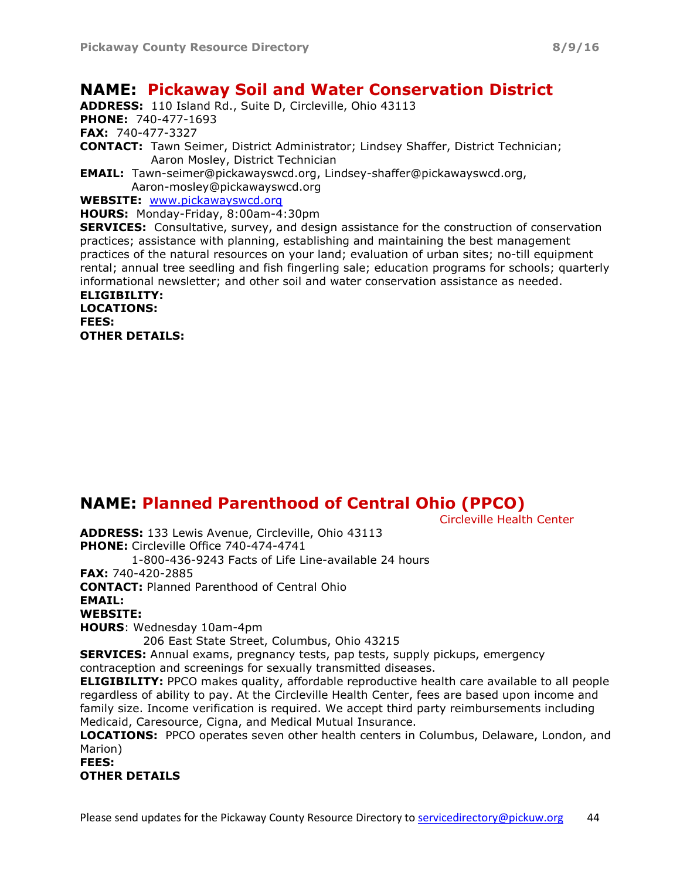## NAME: Pickaway Soil and Water Conservation District

**ADDRESS:** 110 Island Rd., Suite D, Circleville, Ohio 43113
**PHONE:** 740-477-1693
**FAX:** 740-477-3327
**CONTACT:** Tawn Seimer, District Administrator; Lindsey Shaffer, District Technician; Aaron Mosley, District Technician
**EMAIL:** Tawn-seimer@pickawayswcd.org, Lindsey-shaffer@pickawayswcd.org, Aaron-mosley@pickawayswcd.org
**WEBSITE:** www.pickawayswcd.org
**HOURS:** Monday-Friday, 8:00am-4:30pm
**SERVICES:** Consultative, survey, and design assistance for the construction of conservation practices; assistance with planning, establishing and maintaining the best management practices of the natural resources on your land; evaluation of urban sites; no-till equipment rental; annual tree seedling and fish fingerling sale; education programs for schools; quarterly informational newsletter; and other soil and water conservation assistance as needed.
**ELIGIBILITY:**
**LOCATIONS:**
**FEES:**
**OTHER DETAILS:**

## NAME: Planned Parenthood of Central Ohio (PPCO)

Circleville Health Center

**ADDRESS:** 133 Lewis Avenue, Circleville, Ohio 43113
**PHONE:** Circleville Office 740-474-4741
1-800-436-9243 Facts of Life Line-available 24 hours
**FAX:** 740-420-2885
**CONTACT:** Planned Parenthood of Central Ohio
**EMAIL:**
**WEBSITE:**
**HOURS**: Wednesday 10am-4pm
206 East State Street, Columbus, Ohio 43215
**SERVICES:** Annual exams, pregnancy tests, pap tests, supply pickups, emergency contraception and screenings for sexually transmitted diseases.
**ELIGIBILITY:** PPCO makes quality, affordable reproductive health care available to all people regardless of ability to pay. At the Circleville Health Center, fees are based upon income and family size. Income verification is required. We accept third party reimbursements including Medicaid, Caresource, Cigna, and Medical Mutual Insurance.
**LOCATIONS:** PPCO operates seven other health centers in Columbus, Delaware, London, and Marion)
**FEES:**
**OTHER DETAILS**

Please send updates for the Pickaway County Resource Directory to servicedirectory@pickuw.org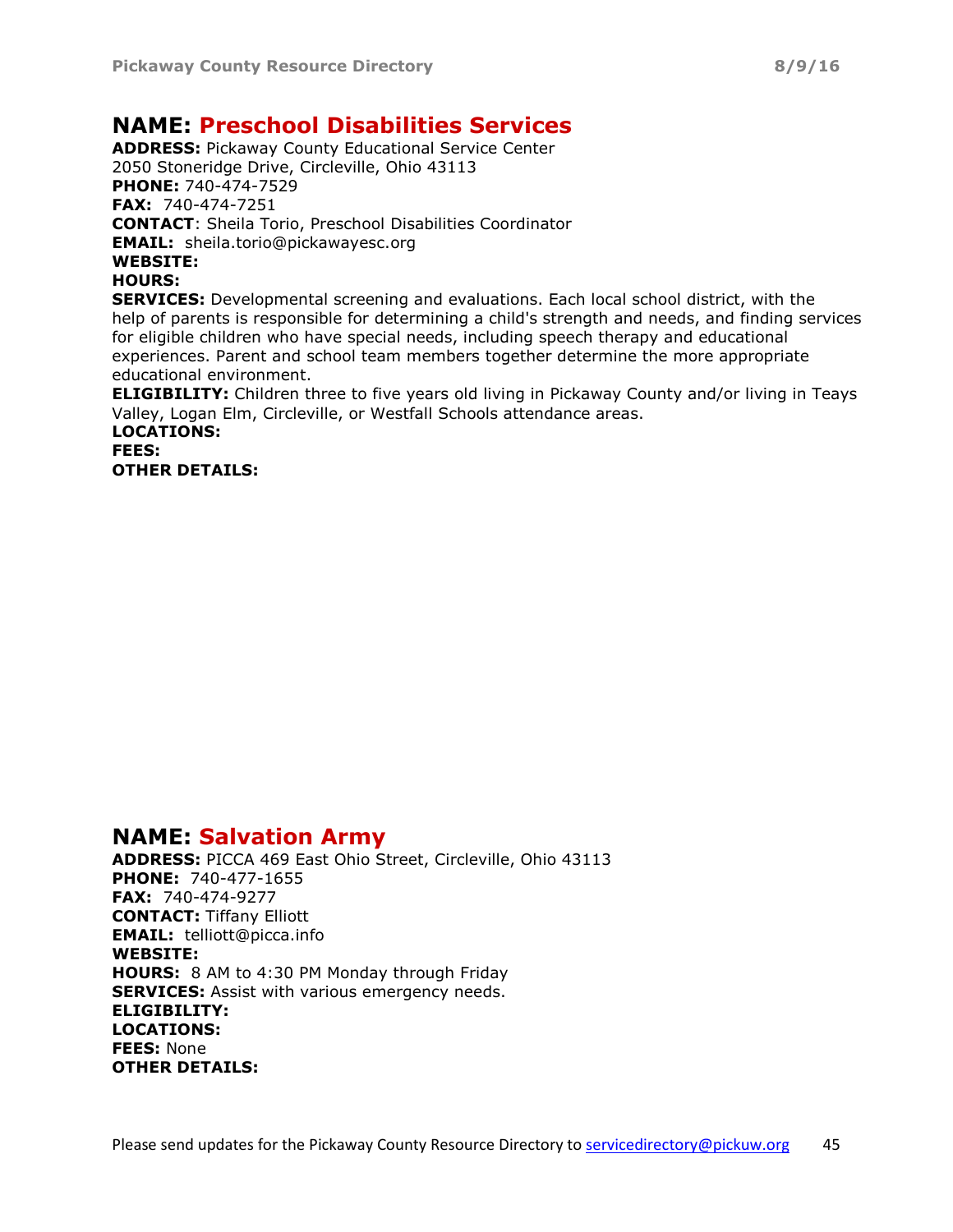## NAME: Preschool Disabilities Services

**ADDRESS:** Pickaway County Educational Service Center
2050 Stoneridge Drive, Circleville, Ohio 43113
**PHONE:** 740-474-7529
**FAX:** 740-474-7251
**CONTACT**: Sheila Torio, Preschool Disabilities Coordinator
**EMAIL:** sheila.torio@pickawayesc.org
**WEBSITE:**
**HOURS:**
**SERVICES:** Developmental screening and evaluations. Each local school district, with the help of parents is responsible for determining a child's strength and needs, and finding services for eligible children who have special needs, including speech therapy and educational experiences. Parent and school team members together determine the more appropriate educational environment.
**ELIGIBILITY:** Children three to five years old living in Pickaway County and/or living in Teays Valley, Logan Elm, Circleville, or Westfall Schools attendance areas.
**LOCATIONS:**
**FEES:**
**OTHER DETAILS:**

## NAME: Salvation Army

**ADDRESS:** PICCA 469 East Ohio Street, Circleville, Ohio 43113
**PHONE:** 740-477-1655
**FAX:** 740-474-9277
**CONTACT:** Tiffany Elliott
**EMAIL:** telliott@picca.info
**WEBSITE:**
**HOURS:** 8 AM to 4:30 PM Monday through Friday
**SERVICES:** Assist with various emergency needs.
**ELIGIBILITY:**
**LOCATIONS:**
**FEES:** None
**OTHER DETAILS:**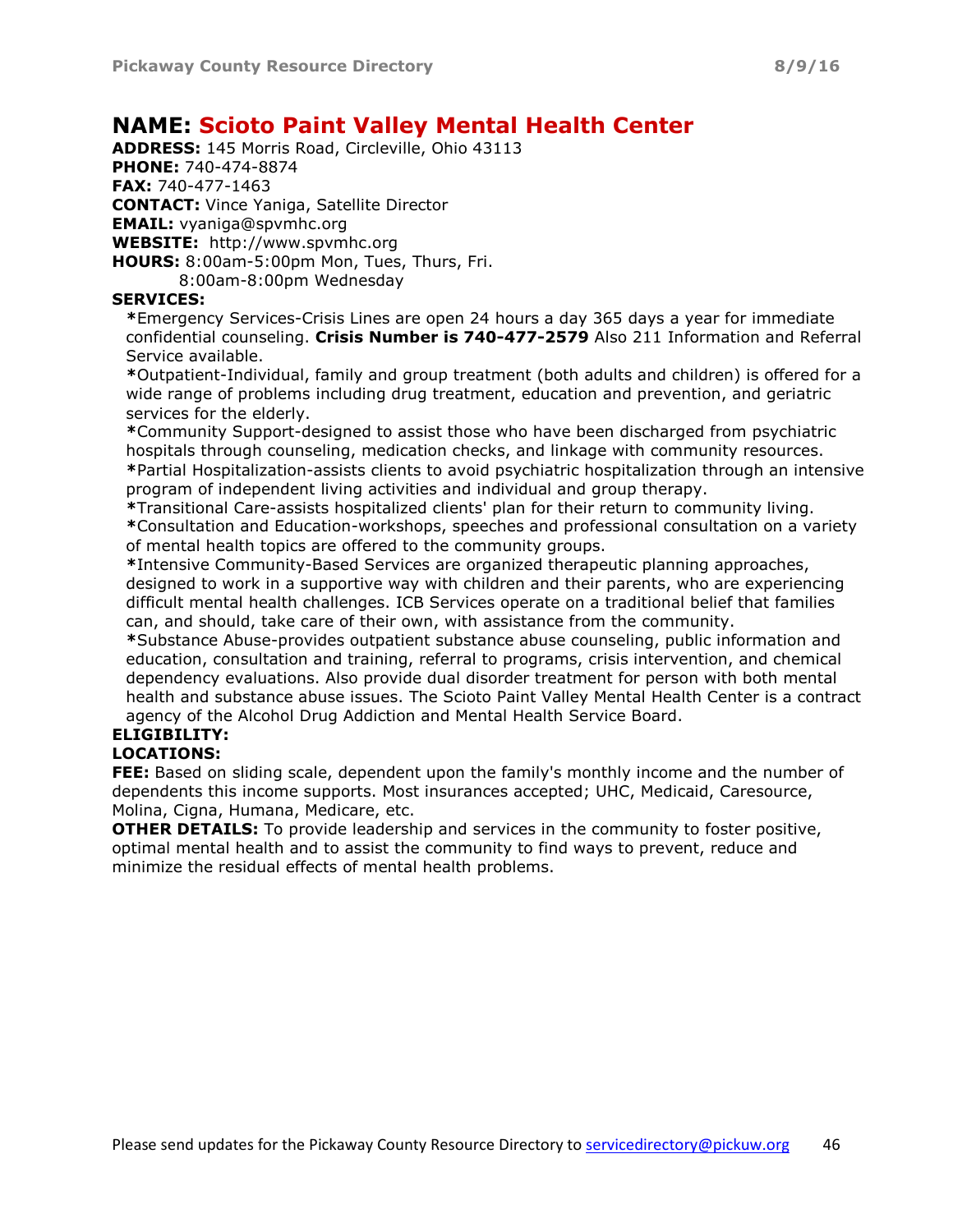## NAME: Scioto Paint Valley Mental Health Center

**ADDRESS:** 145 Morris Road, Circleville, Ohio 43113
**PHONE:** 740-474-8874
**FAX:** 740-477-1463
**CONTACT:** Vince Yaniga, Satellite Director
**EMAIL:** vyaniga@spvmhc.org
**WEBSITE:** http://www.spvmhc.org
**HOURS:** 8:00am-5:00pm Mon, Tues, Thurs, Fri.
8:00am-8:00pm Wednesday

**SERVICES:**

*Emergency Services-Crisis Lines are open 24 hours a day 365 days a year for immediate confidential counseling. **Crisis Number is 740-477-2579** Also 211 Information and Referral Service available.

*Outpatient-Individual, family and group treatment (both adults and children) is offered for a wide range of problems including drug treatment, education and prevention, and geriatric services for the elderly.

*Community Support-designed to assist those who have been discharged from psychiatric hospitals through counseling, medication checks, and linkage with community resources.

*Partial Hospitalization-assists clients to avoid psychiatric hospitalization through an intensive program of independent living activities and individual and group therapy.

*Transitional Care-assists hospitalized clients' plan for their return to community living.

*Consultation and Education-workshops, speeches and professional consultation on a variety of mental health topics are offered to the community groups.

*Intensive Community-Based Services are organized therapeutic planning approaches, designed to work in a supportive way with children and their parents, who are experiencing difficult mental health challenges. ICB Services operate on a traditional belief that families can, and should, take care of their own, with assistance from the community.

*Substance Abuse-provides outpatient substance abuse counseling, public information and education, consultation and training, referral to programs, crisis intervention, and chemical dependency evaluations. Also provide dual disorder treatment for person with both mental health and substance abuse issues. The Scioto Paint Valley Mental Health Center is a contract agency of the Alcohol Drug Addiction and Mental Health Service Board.

**ELIGIBILITY:**

**LOCATIONS:**

**FEE:** Based on sliding scale, dependent upon the family's monthly income and the number of dependents this income supports. Most insurances accepted; UHC, Medicaid, Caresource, Molina, Cigna, Humana, Medicare, etc.

**OTHER DETAILS:** To provide leadership and services in the community to foster positive, optimal mental health and to assist the community to find ways to prevent, reduce and minimize the residual effects of mental health problems.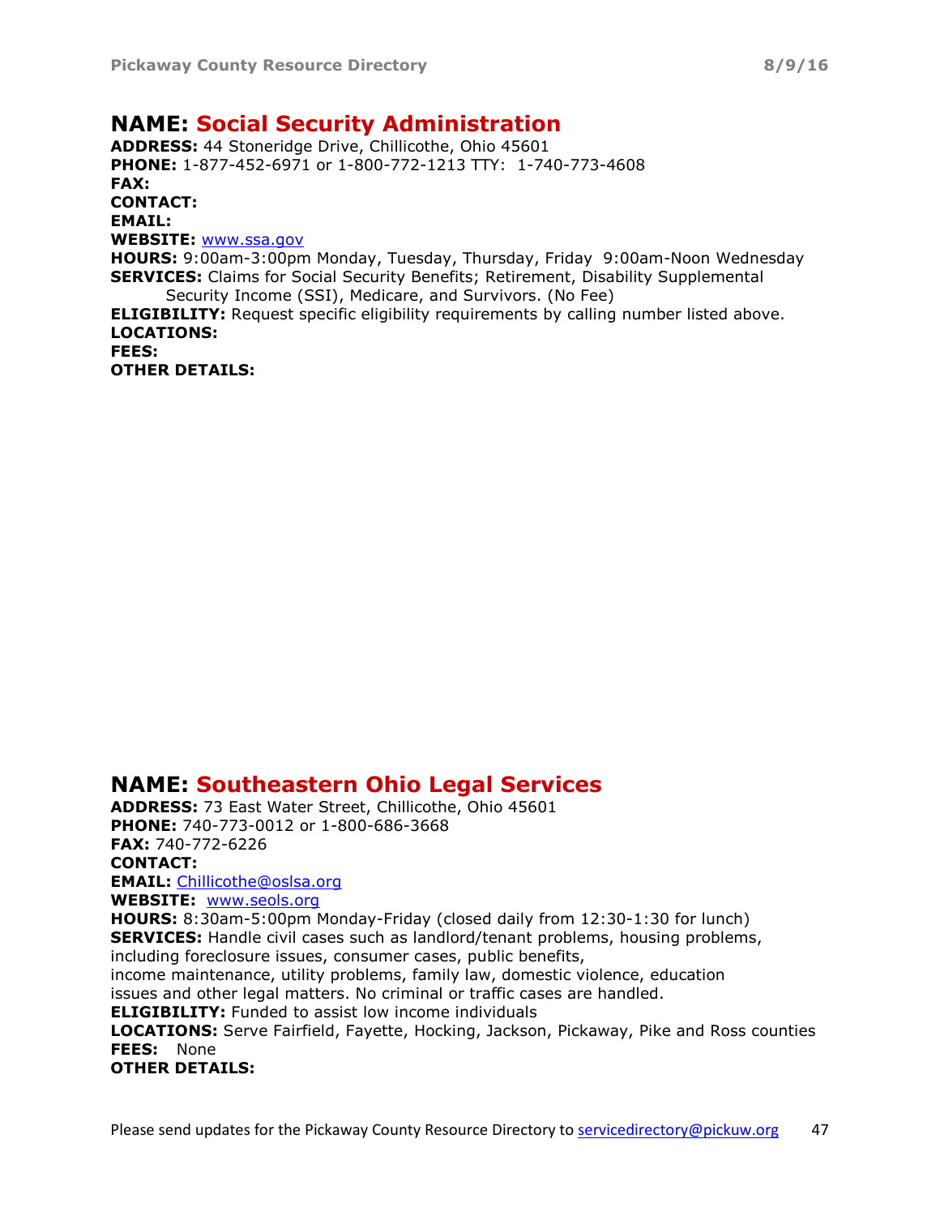## NAME: Social Security Administration

**ADDRESS:** 44 Stoneridge Drive, Chillicothe, Ohio 45601
**PHONE:** 1-877-452-6971 or 1-800-772-1213 TTY: 1-740-773-4608
**FAX:**
**CONTACT:**
**EMAIL:**
**WEBSITE:** www.ssa.gov
**HOURS:** 9:00am-3:00pm Monday, Tuesday, Thursday, Friday 9:00am-Noon Wednesday
**SERVICES:** Claims for Social Security Benefits; Retirement, Disability Supplemental Security Income (SSI), Medicare, and Survivors. (No Fee)
**ELIGIBILITY:** Request specific eligibility requirements by calling number listed above.
**LOCATIONS:**
**FEES:**
**OTHER DETAILS:**

## NAME: Southeastern Ohio Legal Services

**ADDRESS:** 73 East Water Street, Chillicothe, Ohio 45601
**PHONE:** 740-773-0012 or 1-800-686-3668
**FAX:** 740-772-6226
**CONTACT:**
**EMAIL:** Chillicothe@oslsa.org
**WEBSITE:** www.seols.org
**HOURS:** 8:30am-5:00pm Monday-Friday (closed daily from 12:30-1:30 for lunch)
**SERVICES:** Handle civil cases such as landlord/tenant problems, housing problems, including foreclosure issues, consumer cases, public benefits, income maintenance, utility problems, family law, domestic violence, education issues and other legal matters. No criminal or traffic cases are handled.
**ELIGIBILITY:** Funded to assist low income individuals
**LOCATIONS:** Serve Fairfield, Fayette, Hocking, Jackson, Pickaway, Pike and Ross counties
**FEES:** None
**OTHER DETAILS:**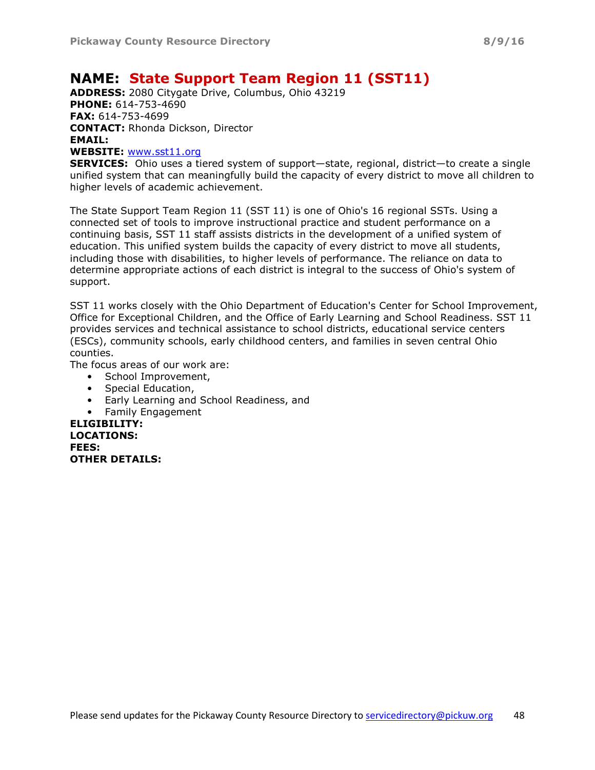## NAME: State Support Team Region 11 (SST11)

**ADDRESS:** 2080 Citygate Drive, Columbus, Ohio 43219
**PHONE:** 614-753-4690
**FAX:** 614-753-4699
**CONTACT:** Rhonda Dickson, Director
**EMAIL:**
**WEBSITE:** [www.sst11.org](http://www.sst11.org)
**SERVICES:** Ohio uses a tiered system of support—state, regional, district—to create a single unified system that can meaningfully build the capacity of every district to move all children to higher levels of academic achievement.

The State Support Team Region 11 (SST 11) is one of Ohio's 16 regional SSTs. Using a connected set of tools to improve instructional practice and student performance on a continuing basis, SST 11 staff assists districts in the development of a unified system of education. This unified system builds the capacity of every district to move all students, including those with disabilities, to higher levels of performance. The reliance on data to determine appropriate actions of each district is integral to the success of Ohio's system of support.

SST 11 works closely with the Ohio Department of Education's Center for School Improvement, Office for Exceptional Children, and the Office of Early Learning and School Readiness. SST 11 provides services and technical assistance to school districts, educational service centers (ESCs), community schools, early childhood centers, and families in seven central Ohio counties.
The focus areas of our work are:

- School Improvement,
- Special Education,
- Early Learning and School Readiness, and
- Family Engagement

**ELIGIBILITY:**
**LOCATIONS:**
**FEES:**
**OTHER DETAILS:**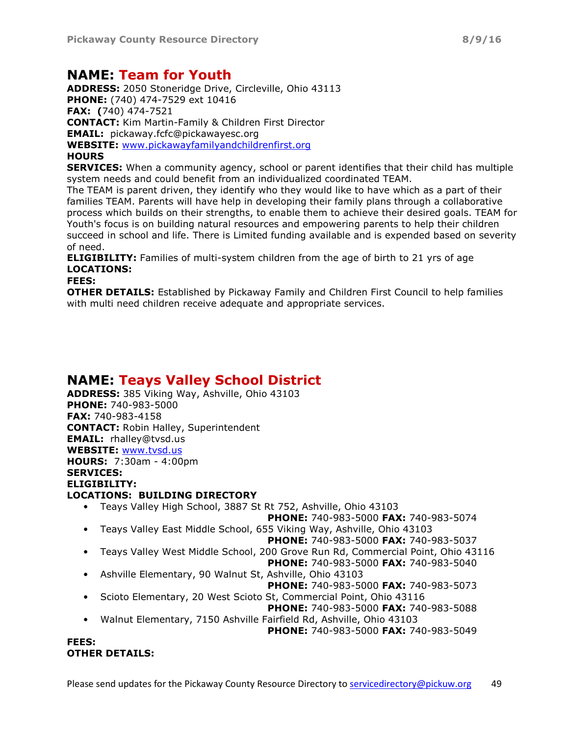## NAME: Team for Youth

**ADDRESS:** 2050 Stoneridge Drive, Circleville, Ohio 43113
**PHONE:** (740) 474-7529 ext 10416
**FAX:** (740) 474-7521
**CONTACT:** Kim Martin-Family & Children First Director
**EMAIL:** pickaway.fcfc@pickawayesc.org
**WEBSITE:** www.pickawayfamilyandchildrenfirst.org
**HOURS**
**SERVICES:** When a community agency, school or parent identifies that their child has multiple system needs and could benefit from an individualized coordinated TEAM.
The TEAM is parent driven, they identify who they would like to have which as a part of their families TEAM. Parents will have help in developing their family plans through a collaborative process which builds on their strengths, to enable them to achieve their desired goals. TEAM for Youth's focus is on building natural resources and empowering parents to help their children succeed in school and life. There is Limited funding available and is expended based on severity of need.
**ELIGIBILITY:** Families of multi-system children from the age of birth to 21 yrs of age
**LOCATIONS:**
**FEES:**
**OTHER DETAILS:** Established by Pickaway Family and Children First Council to help families with multi need children receive adequate and appropriate services.

## NAME: Teays Valley School District

**ADDRESS:** 385 Viking Way, Ashville, Ohio 43103
**PHONE:** 740-983-5000
**FAX:** 740-983-4158
**CONTACT:** Robin Halley, Superintendent
**EMAIL:** rhalley@tvsd.us
**WEBSITE:** www.tvsd.us
**HOURS:** 7:30am - 4:00pm
**SERVICES:**
**ELIGIBILITY:**
**LOCATIONS: BUILDING DIRECTORY**

- Teays Valley High School, 3887 St Rt 752, Ashville, Ohio 43103
  **PHONE:** 740-983-5000 **FAX:** 740-983-5074
- Teays Valley East Middle School, 655 Viking Way, Ashville, Ohio 43103
  **PHONE:** 740-983-5000 **FAX:** 740-983-5037
- Teays Valley West Middle School, 200 Grove Run Rd, Commercial Point, Ohio 43116
  **PHONE:** 740-983-5000 **FAX:** 740-983-5040
- Ashville Elementary, 90 Walnut St, Ashville, Ohio 43103
  **PHONE:** 740-983-5000 **FAX:** 740-983-5073
- Scioto Elementary, 20 West Scioto St, Commercial Point, Ohio 43116
  **PHONE:** 740-983-5000 **FAX:** 740-983-5088
- Walnut Elementary, 7150 Ashville Fairfield Rd, Ashville, Ohio 43103
  **PHONE:** 740-983-5000 **FAX:** 740-983-5049

**FEES:**
**OTHER DETAILS:**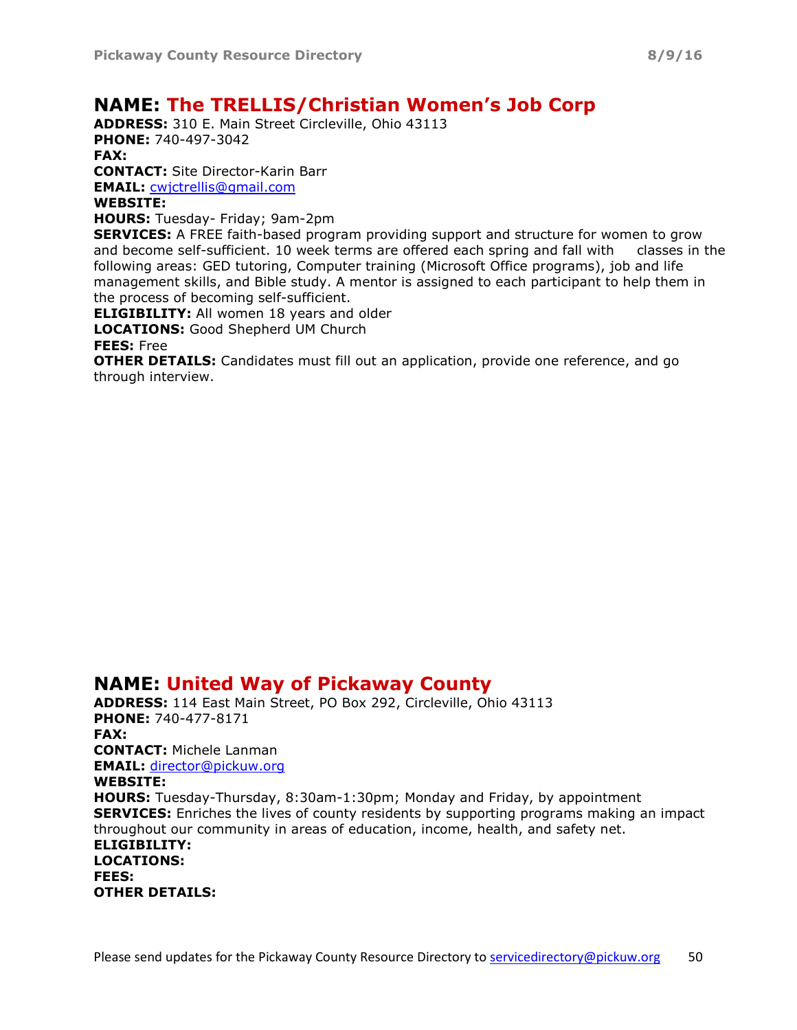## NAME: The TRELLIS/Christian Women's Job Corp

**ADDRESS:** 310 E. Main Street Circleville, Ohio 43113
**PHONE:** 740-497-3042
**FAX:**
**CONTACT:** Site Director-Karin Barr
**EMAIL:** cwjctrellis@gmail.com
**WEBSITE:**
**HOURS:** Tuesday- Friday; 9am-2pm
**SERVICES:** A FREE faith-based program providing support and structure for women to grow and become self-sufficient. 10 week terms are offered each spring and fall with classes in the following areas: GED tutoring, Computer training (Microsoft Office programs), job and life management skills, and Bible study. A mentor is assigned to each participant to help them in the process of becoming self-sufficient.
**ELIGIBILITY:** All women 18 years and older
**LOCATIONS:** Good Shepherd UM Church
**FEES:** Free
**OTHER DETAILS:** Candidates must fill out an application, provide one reference, and go through interview.

## NAME: United Way of Pickaway County

**ADDRESS:** 114 East Main Street, PO Box 292, Circleville, Ohio 43113
**PHONE:** 740-477-8171
**FAX:**
**CONTACT:** Michele Lanman
**EMAIL:** director@pickuw.org
**WEBSITE:**
**HOURS:** Tuesday-Thursday, 8:30am-1:30pm; Monday and Friday, by appointment
**SERVICES:** Enriches the lives of county residents by supporting programs making an impact throughout our community in areas of education, income, health, and safety net.
**ELIGIBILITY:**
**LOCATIONS:**
**FEES:**
**OTHER DETAILS:**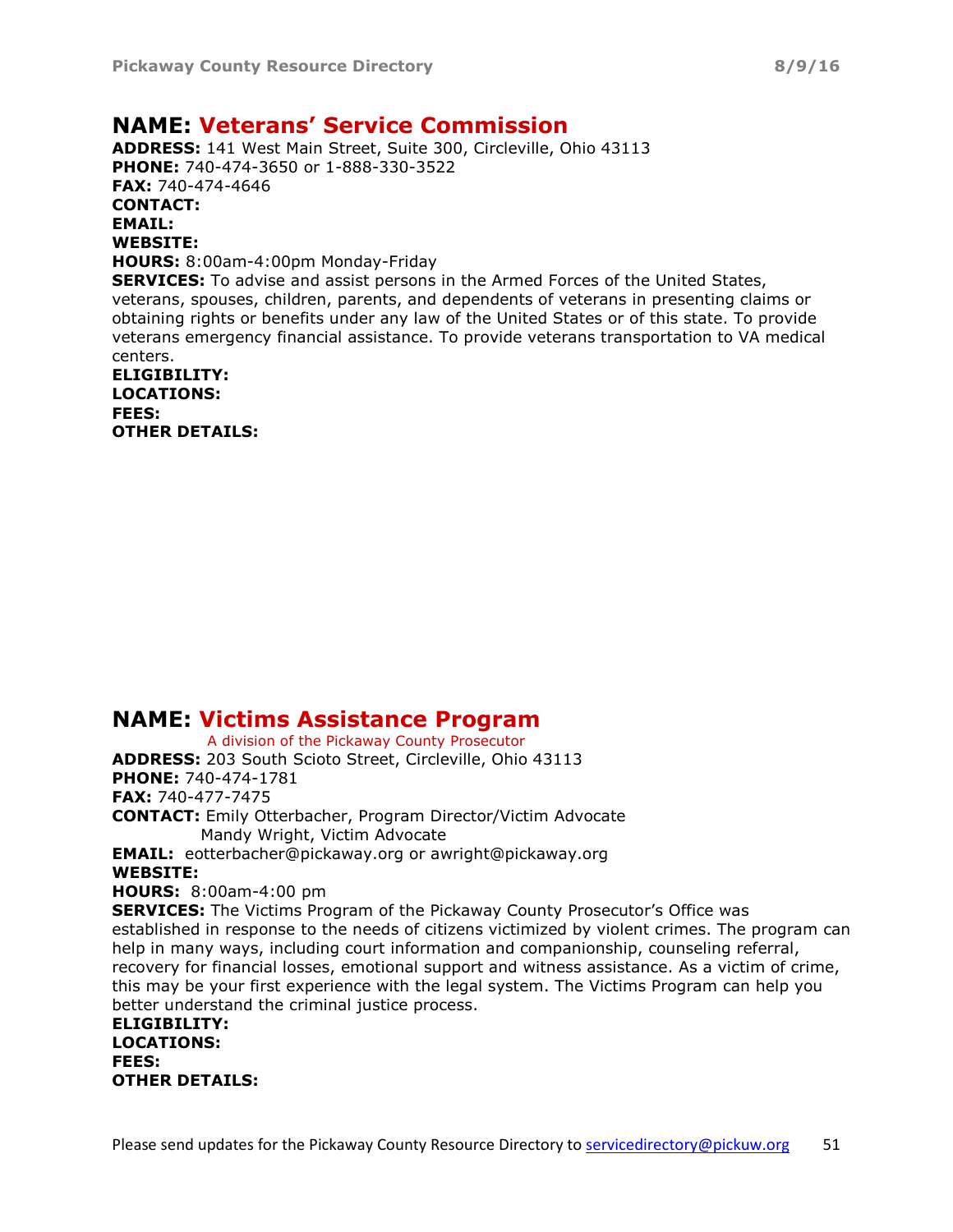## NAME: Veterans' Service Commission

**ADDRESS:** 141 West Main Street, Suite 300, Circleville, Ohio 43113
**PHONE:** 740-474-3650 or 1-888-330-3522
**FAX:** 740-474-4646
**CONTACT:**
**EMAIL:**
**WEBSITE:**
**HOURS:** 8:00am-4:00pm Monday-Friday
**SERVICES:** To advise and assist persons in the Armed Forces of the United States, veterans, spouses, children, parents, and dependents of veterans in presenting claims or obtaining rights or benefits under any law of the United States or of this state. To provide veterans emergency financial assistance. To provide veterans transportation to VA medical centers.
**ELIGIBILITY:**
**LOCATIONS:**
**FEES:**
**OTHER DETAILS:**

## NAME: Victims Assistance Program

A division of the Pickaway County Prosecutor

**ADDRESS:** 203 South Scioto Street, Circleville, Ohio 43113
**PHONE:** 740-474-1781
**FAX:** 740-477-7475
**CONTACT:** Emily Otterbacher, Program Director/Victim Advocate
Mandy Wright, Victim Advocate
**EMAIL:** eotterbacher@pickaway.org or awright@pickaway.org
**WEBSITE:**
**HOURS:** 8:00am-4:00 pm
**SERVICES:** The Victims Program of the Pickaway County Prosecutor's Office was established in response to the needs of citizens victimized by violent crimes. The program can help in many ways, including court information and companionship, counseling referral, recovery for financial losses, emotional support and witness assistance. As a victim of crime, this may be your first experience with the legal system. The Victims Program can help you better understand the criminal justice process.
**ELIGIBILITY:**
**LOCATIONS:**
**FEES:**
**OTHER DETAILS:**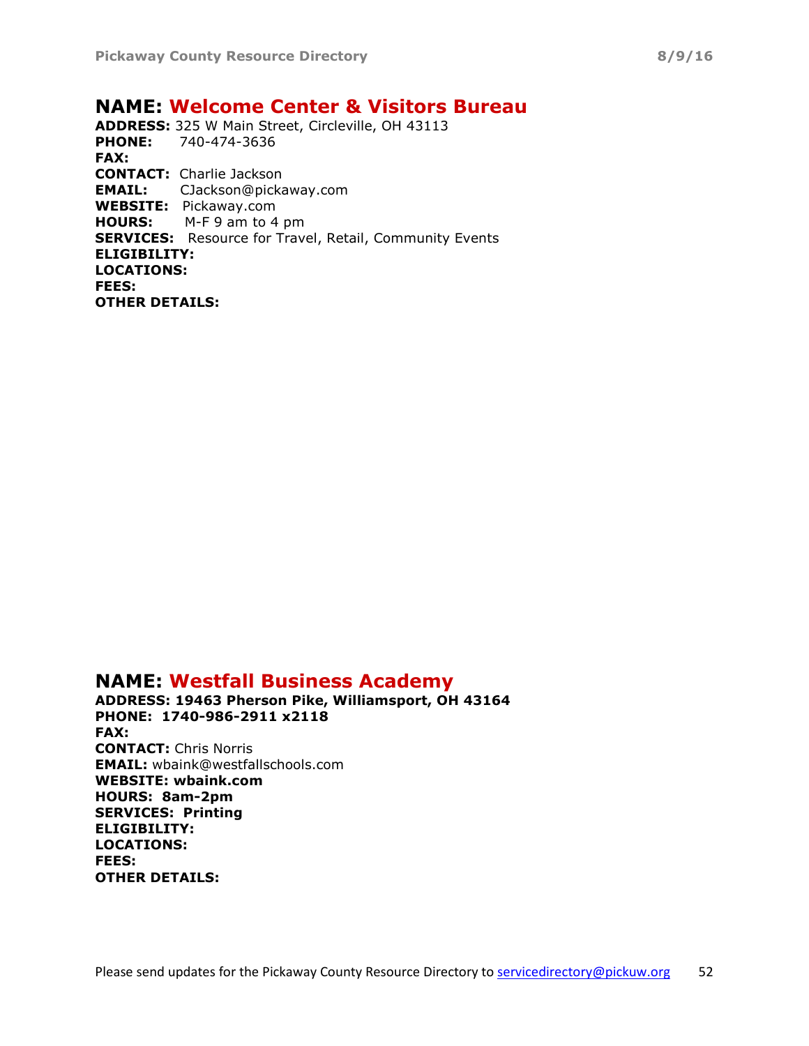## NAME: Welcome Center & Visitors Bureau

**ADDRESS:** 325 W Main Street, Circleville, OH 43113
**PHONE:** 740-474-3636
**FAX:**
**CONTACT:** Charlie Jackson
**EMAIL:** CJackson@pickaway.com
**WEBSITE:** Pickaway.com
**HOURS:** M-F 9 am to 4 pm
**SERVICES:** Resource for Travel, Retail, Community Events
**ELIGIBILITY:**
**LOCATIONS:**
**FEES:**
**OTHER DETAILS:**

## NAME: Westfall Business Academy

**ADDRESS: 19463 Pherson Pike, Williamsport, OH 43164**
**PHONE: 1740-986-2911 x2118**
**FAX:**
**CONTACT:** Chris Norris
**EMAIL:** wbaink@westfallschools.com
**WEBSITE: wbaink.com**
**HOURS: 8am-2pm**
**SERVICES: Printing**
**ELIGIBILITY:**
**LOCATIONS:**
**FEES:**
**OTHER DETAILS:**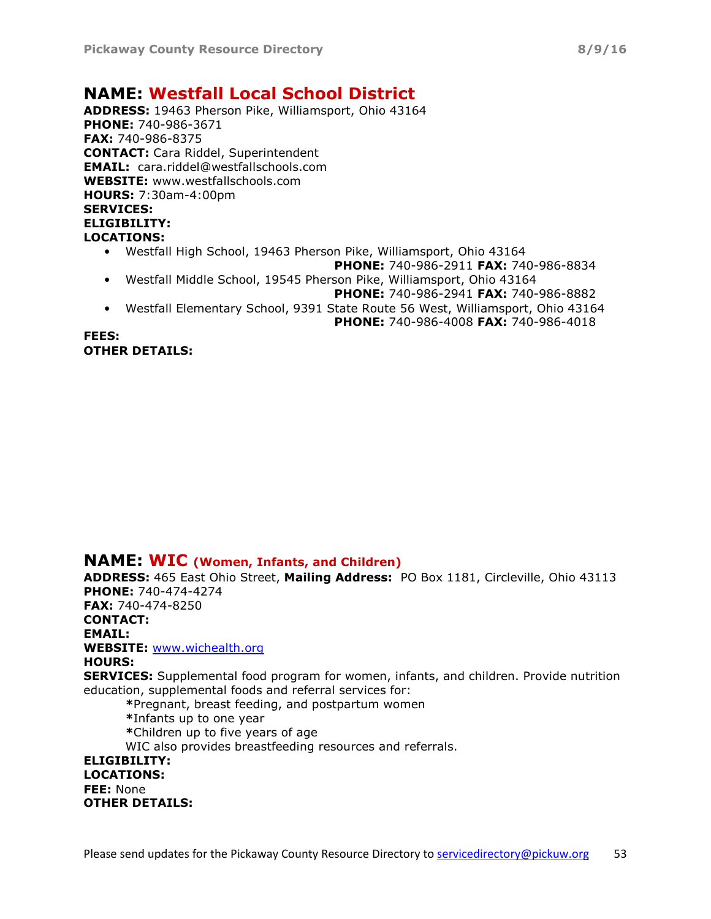## NAME: Westfall Local School District

**ADDRESS:** 19463 Pherson Pike, Williamsport, Ohio 43164
**PHONE:** 740-986-3671
**FAX:** 740-986-8375
**CONTACT:** Cara Riddel, Superintendent
**EMAIL:** cara.riddel@westfallschools.com
**WEBSITE:** www.westfallschools.com
**HOURS:** 7:30am-4:00pm
**SERVICES:**
**ELIGIBILITY:**
**LOCATIONS:**

- Westfall High School, 19463 Pherson Pike, Williamsport, Ohio 43164
  **PHONE:** 740-986-2911 **FAX:** 740-986-8834
- Westfall Middle School, 19545 Pherson Pike, Williamsport, Ohio 43164
  **PHONE:** 740-986-2941 **FAX:** 740-986-8882
- Westfall Elementary School, 9391 State Route 56 West, Williamsport, Ohio 43164
  **PHONE:** 740-986-4008 **FAX:** 740-986-4018

**FEES:**
**OTHER DETAILS:**

## NAME: WIC (Women, Infants, and Children)

**ADDRESS:** 465 East Ohio Street, **Mailing Address:** PO Box 1181, Circleville, Ohio 43113
**PHONE:** 740-474-4274
**FAX:** 740-474-8250
**CONTACT:**
**EMAIL:**
**WEBSITE:** www.wichealth.org
**HOURS:**
**SERVICES:** Supplemental food program for women, infants, and children. Provide nutrition education, supplemental foods and referral services for:

**\***Pregnant, breast feeding, and postpartum women
**\***Infants up to one year
**\***Children up to five years of age
WIC also provides breastfeeding resources and referrals.

**ELIGIBILITY:**
**LOCATIONS:**
**FEE:** None
**OTHER DETAILS:**

Please send updates for the Pickaway County Resource Directory to servicedirectory@pickuw.org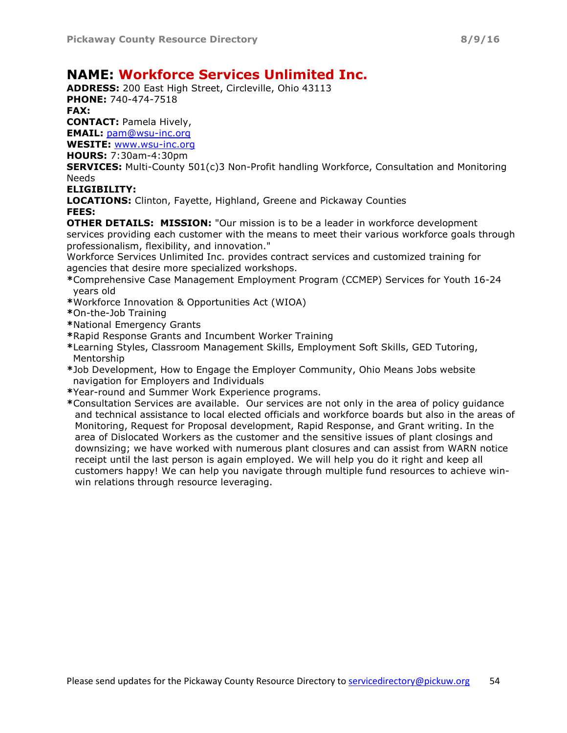## NAME: Workforce Services Unlimited Inc.

**ADDRESS:** 200 East High Street, Circleville, Ohio 43113
**PHONE:** 740-474-7518
**FAX:**
**CONTACT:** Pamela Hively,
**EMAIL:** pam@wsu-inc.org
**WESITE:** www.wsu-inc.org
**HOURS:** 7:30am-4:30pm
**SERVICES:** Multi-County 501(c)3 Non-Profit handling Workforce, Consultation and Monitoring Needs
**ELIGIBILITY:**
**LOCATIONS:** Clinton, Fayette, Highland, Greene and Pickaway Counties
**FEES:**
**OTHER DETAILS: MISSION:** "Our mission is to be a leader in workforce development services providing each customer with the means to meet their various workforce goals through professionalism, flexibility, and innovation."
Workforce Services Unlimited Inc. provides contract services and customized training for agencies that desire more specialized workshops.

**\***Comprehensive Case Management Employment Program (CCMEP) Services for Youth 16-24 years old
**\***Workforce Innovation & Opportunities Act (WIOA)
**\***On-the-Job Training
**\***National Emergency Grants
**\***Rapid Response Grants and Incumbent Worker Training
**\***Learning Styles, Classroom Management Skills, Employment Soft Skills, GED Tutoring, Mentorship
**\***Job Development, How to Engage the Employer Community, Ohio Means Jobs website navigation for Employers and Individuals
**\***Year-round and Summer Work Experience programs.
**\***Consultation Services are available. Our services are not only in the area of policy guidance and technical assistance to local elected officials and workforce boards but also in the areas of Monitoring, Request for Proposal development, Rapid Response, and Grant writing. In the area of Dislocated Workers as the customer and the sensitive issues of plant closings and downsizing; we have worked with numerous plant closures and can assist from WARN notice receipt until the last person is again employed. We will help you do it right and keep all customers happy! We can help you navigate through multiple fund resources to achieve win-win relations through resource leveraging.